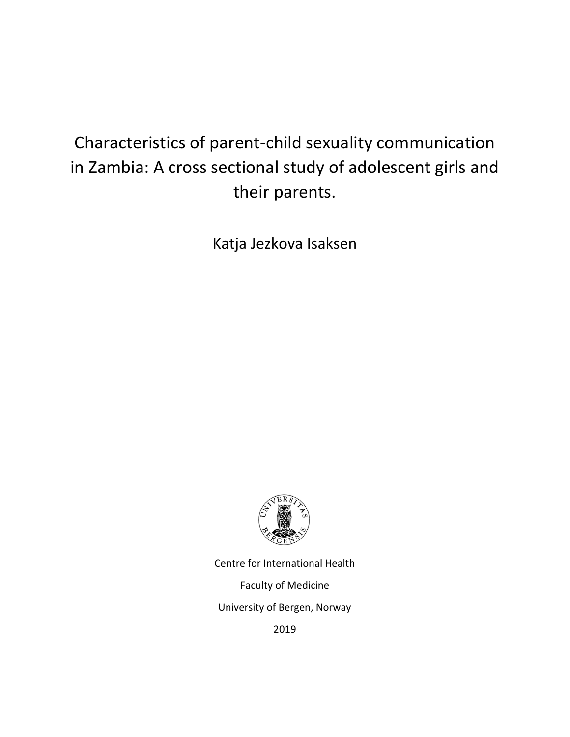# Characteristics of parent-child sexuality communication in Zambia: A cross sectional study of adolescent girls and their parents.

Katja Jezkova Isaksen

Centre for International Health

Faculty of Medicine

University of Bergen, Norway

2019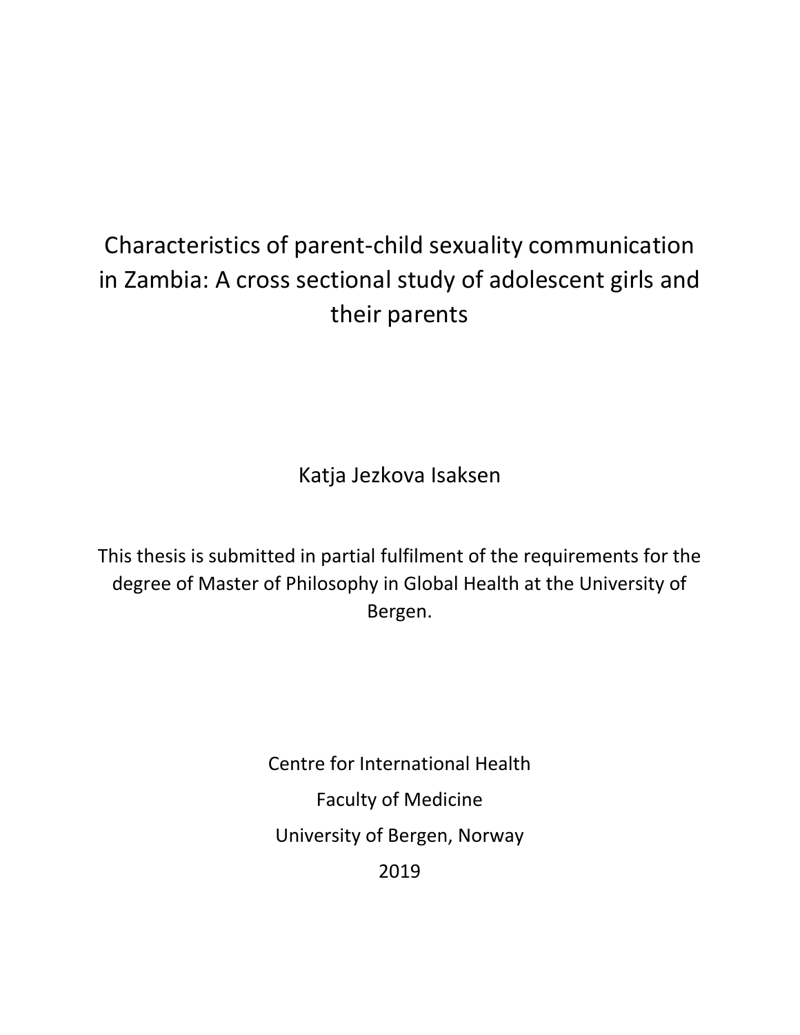# Characteristics of parent-child sexuality communication in Zambia: A cross sectional study of adolescent girls and their parents

Katja Jezkova Isaksen

This thesis is submitted in partial fulfilment of the requirements for the degree of Master of Philosophy in Global Health at the University of Bergen.

Centre for International Health

Faculty of Medicine

University of Bergen, Norway

2019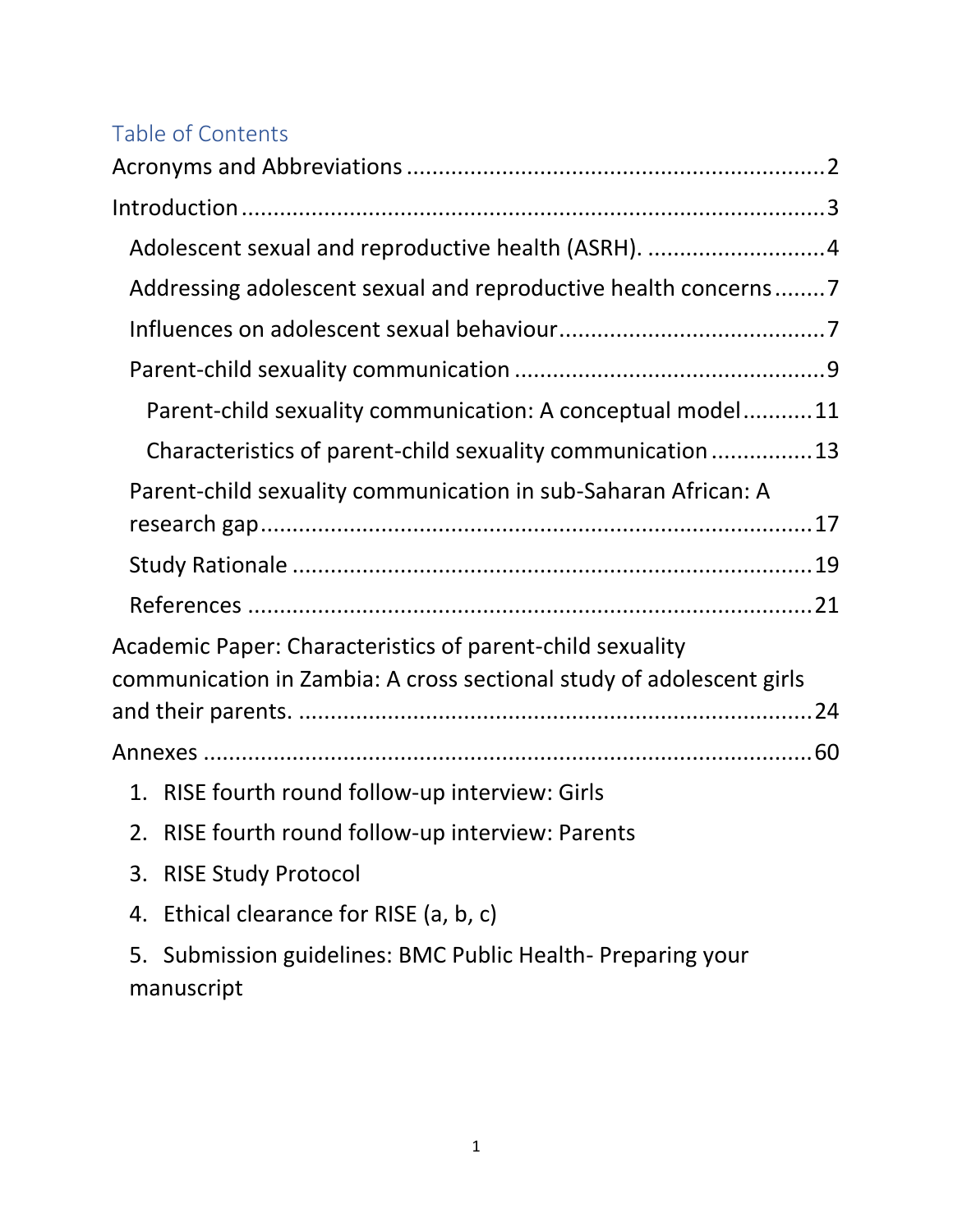## Table of Contents

Acronyms and Abbreviations ........................................................................ 2

Introduction ................................................................................................ 3

- Adolescent sexual and reproductive health (ASRH). ............................ 4
- Addressing adolescent sexual and reproductive health concerns ........ 7
- Influences on adolescent sexual behaviour ......................................... 7
- Parent-child sexuality communication ................................................ 9
  - Parent-child sexuality communication: A conceptual model ........... 11
  - Characteristics of parent-child sexuality communication ................ 13
- Parent-child sexuality communication in sub-Saharan African: A research gap ........................................................................................ 17
- Study Rationale .................................................................................. 19
- References ......................................................................................... 21

Academic Paper: Characteristics of parent-child sexuality communication in Zambia: A cross sectional study of adolescent girls and their parents. ................................................................................ 24

Annexes ..................................................................................................... 60

1. RISE fourth round follow-up interview: Girls
2. RISE fourth round follow-up interview: Parents
3. RISE Study Protocol
4. Ethical clearance for RISE (a, b, c)
5. Submission guidelines: BMC Public Health- Preparing your manuscript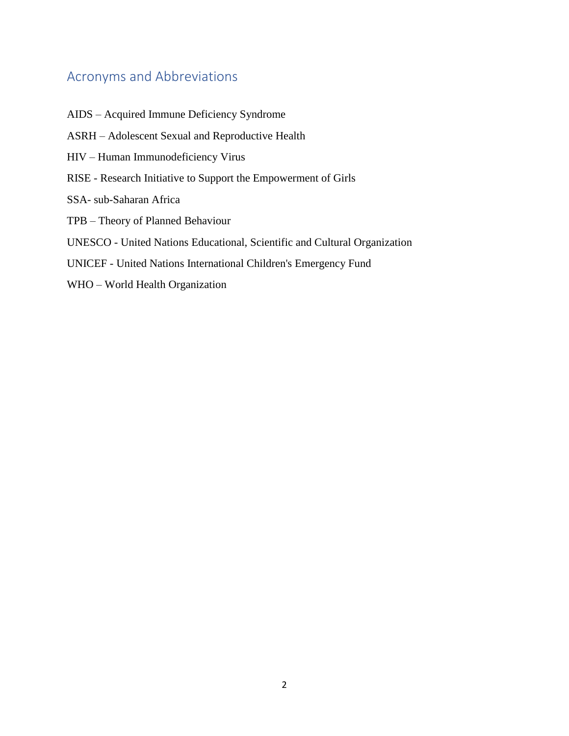## Acronyms and Abbreviations

AIDS – Acquired Immune Deficiency Syndrome

ASRH – Adolescent Sexual and Reproductive Health

HIV – Human Immunodeficiency Virus

RISE - Research Initiative to Support the Empowerment of Girls

SSA- sub-Saharan Africa

TPB – Theory of Planned Behaviour

UNESCO - United Nations Educational, Scientific and Cultural Organization

UNICEF - United Nations International Children's Emergency Fund

WHO – World Health Organization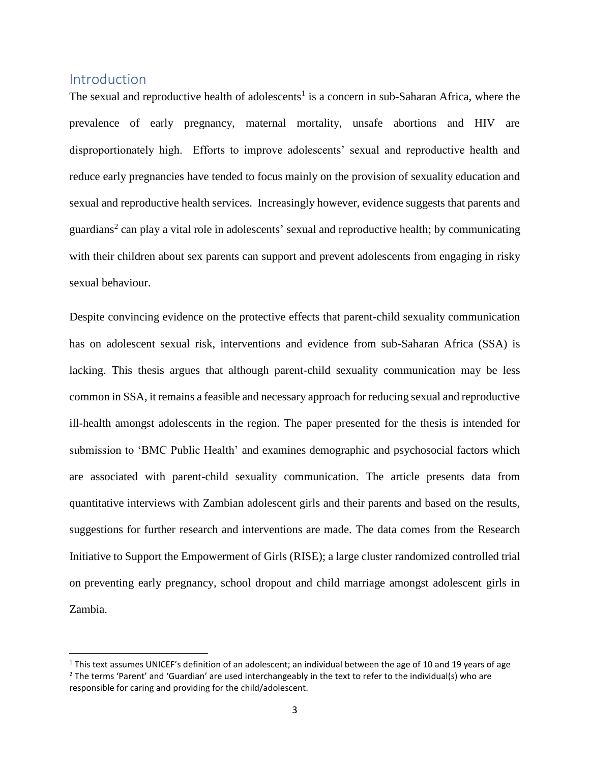## Introduction

The sexual and reproductive health of adolescents[1] is a concern in sub-Saharan Africa, where the prevalence of early pregnancy, maternal mortality, unsafe abortions and HIV are disproportionately high. Efforts to improve adolescents' sexual and reproductive health and reduce early pregnancies have tended to focus mainly on the provision of sexuality education and sexual and reproductive health services. Increasingly however, evidence suggests that parents and guardians[2] can play a vital role in adolescents' sexual and reproductive health; by communicating with their children about sex parents can support and prevent adolescents from engaging in risky sexual behaviour.

Despite convincing evidence on the protective effects that parent-child sexuality communication has on adolescent sexual risk, interventions and evidence from sub-Saharan Africa (SSA) is lacking. This thesis argues that although parent-child sexuality communication may be less common in SSA, it remains a feasible and necessary approach for reducing sexual and reproductive ill-health amongst adolescents in the region. The paper presented for the thesis is intended for submission to 'BMC Public Health' and examines demographic and psychosocial factors which are associated with parent-child sexuality communication. The article presents data from quantitative interviews with Zambian adolescent girls and their parents and based on the results, suggestions for further research and interventions are made. The data comes from the Research Initiative to Support the Empowerment of Girls (RISE); a large cluster randomized controlled trial on preventing early pregnancy, school dropout and child marriage amongst adolescent girls in Zambia.

---

[1] This text assumes UNICEF's definition of an adolescent; an individual between the age of 10 and 19 years of age

[2] The terms 'Parent' and 'Guardian' are used interchangeably in the text to refer to the individual(s) who are responsible for caring and providing for the child/adolescent.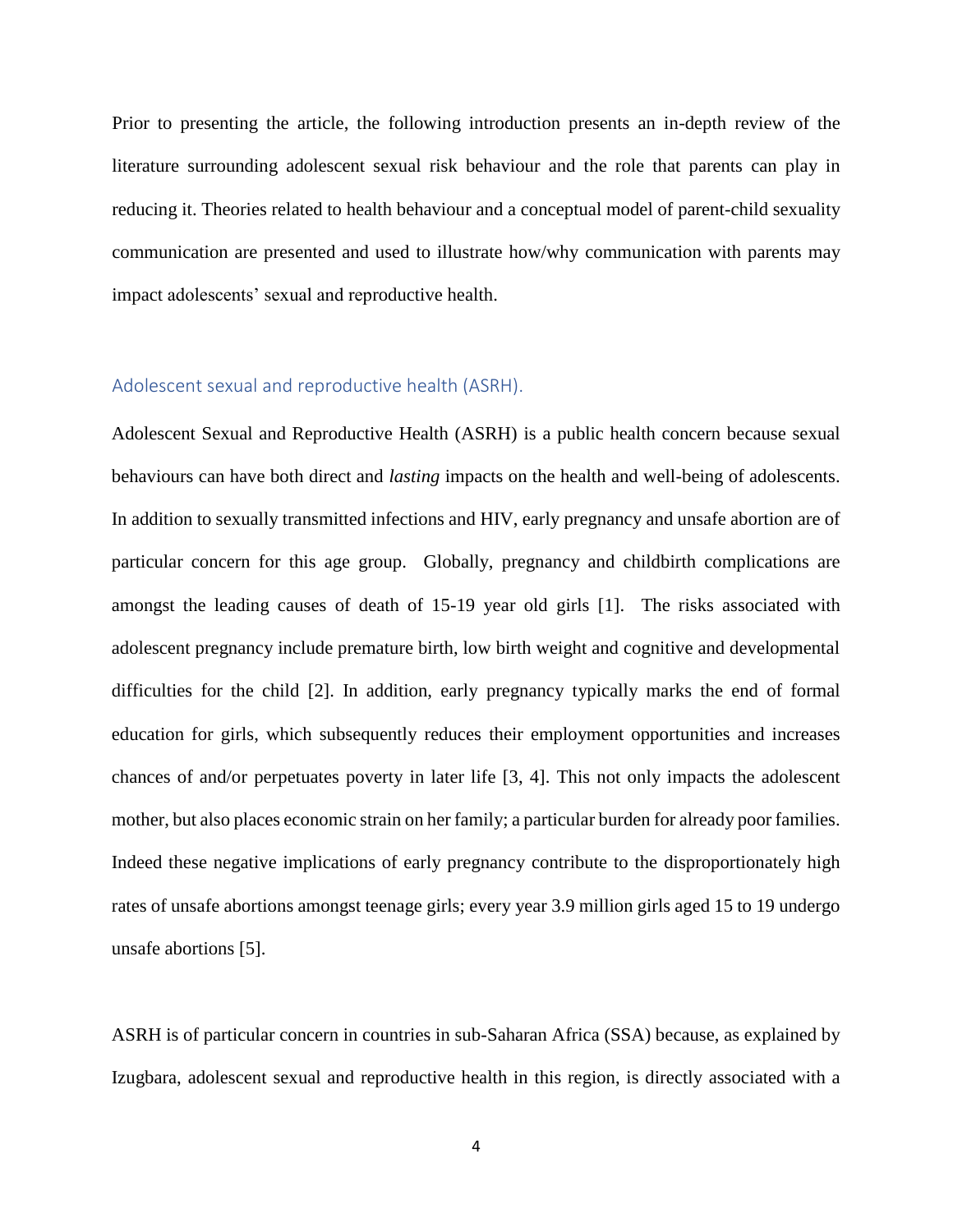Prior to presenting the article, the following introduction presents an in-depth review of the literature surrounding adolescent sexual risk behaviour and the role that parents can play in reducing it. Theories related to health behaviour and a conceptual model of parent-child sexuality communication are presented and used to illustrate how/why communication with parents may impact adolescents' sexual and reproductive health.

## Adolescent sexual and reproductive health (ASRH).

Adolescent Sexual and Reproductive Health (ASRH) is a public health concern because sexual behaviours can have both direct and *lasting* impacts on the health and well-being of adolescents. In addition to sexually transmitted infections and HIV, early pregnancy and unsafe abortion are of particular concern for this age group. Globally, pregnancy and childbirth complications are amongst the leading causes of death of 15-19 year old girls [1]. The risks associated with adolescent pregnancy include premature birth, low birth weight and cognitive and developmental difficulties for the child [2]. In addition, early pregnancy typically marks the end of formal education for girls, which subsequently reduces their employment opportunities and increases chances of and/or perpetuates poverty in later life [3, 4]. This not only impacts the adolescent mother, but also places economic strain on her family; a particular burden for already poor families. Indeed these negative implications of early pregnancy contribute to the disproportionately high rates of unsafe abortions amongst teenage girls; every year 3.9 million girls aged 15 to 19 undergo unsafe abortions [5].

ASRH is of particular concern in countries in sub-Saharan Africa (SSA) because, as explained by Izugbara, adolescent sexual and reproductive health in this region, is directly associated with a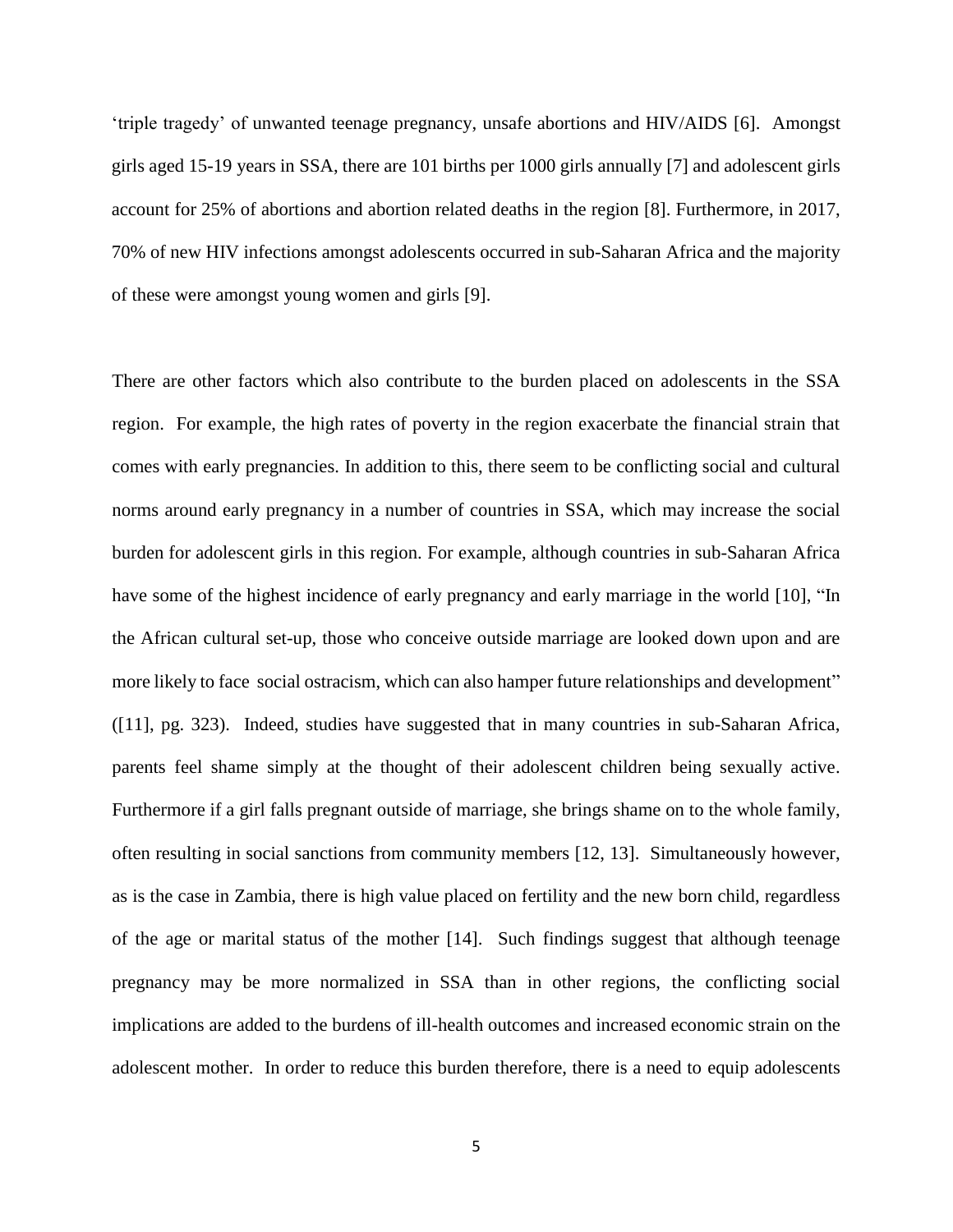'triple tragedy' of unwanted teenage pregnancy, unsafe abortions and HIV/AIDS [6]. Amongst girls aged 15-19 years in SSA, there are 101 births per 1000 girls annually [7] and adolescent girls account for 25% of abortions and abortion related deaths in the region [8]. Furthermore, in 2017, 70% of new HIV infections amongst adolescents occurred in sub-Saharan Africa and the majority of these were amongst young women and girls [9].

There are other factors which also contribute to the burden placed on adolescents in the SSA region. For example, the high rates of poverty in the region exacerbate the financial strain that comes with early pregnancies. In addition to this, there seem to be conflicting social and cultural norms around early pregnancy in a number of countries in SSA, which may increase the social burden for adolescent girls in this region. For example, although countries in sub-Saharan Africa have some of the highest incidence of early pregnancy and early marriage in the world [10], "In the African cultural set-up, those who conceive outside marriage are looked down upon and are more likely to face social ostracism, which can also hamper future relationships and development" ([11], pg. 323). Indeed, studies have suggested that in many countries in sub-Saharan Africa, parents feel shame simply at the thought of their adolescent children being sexually active. Furthermore if a girl falls pregnant outside of marriage, she brings shame on to the whole family, often resulting in social sanctions from community members [12, 13]. Simultaneously however, as is the case in Zambia, there is high value placed on fertility and the new born child, regardless of the age or marital status of the mother [14]. Such findings suggest that although teenage pregnancy may be more normalized in SSA than in other regions, the conflicting social implications are added to the burdens of ill-health outcomes and increased economic strain on the adolescent mother. In order to reduce this burden therefore, there is a need to equip adolescents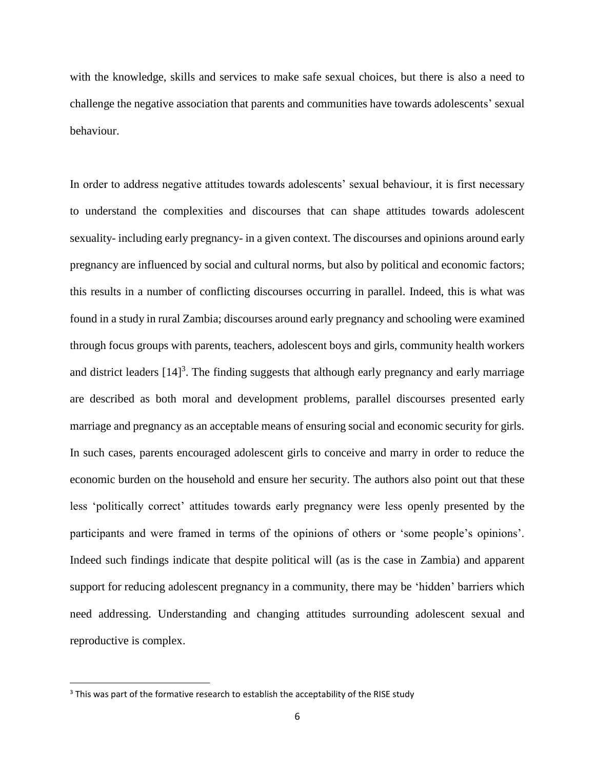with the knowledge, skills and services to make safe sexual choices, but there is also a need to challenge the negative association that parents and communities have towards adolescents' sexual behaviour.

In order to address negative attitudes towards adolescents' sexual behaviour, it is first necessary to understand the complexities and discourses that can shape attitudes towards adolescent sexuality- including early pregnancy- in a given context. The discourses and opinions around early pregnancy are influenced by social and cultural norms, but also by political and economic factors; this results in a number of conflicting discourses occurring in parallel. Indeed, this is what was found in a study in rural Zambia; discourses around early pregnancy and schooling were examined through focus groups with parents, teachers, adolescent boys and girls, community health workers and district leaders [14][3]. The finding suggests that although early pregnancy and early marriage are described as both moral and development problems, parallel discourses presented early marriage and pregnancy as an acceptable means of ensuring social and economic security for girls. In such cases, parents encouraged adolescent girls to conceive and marry in order to reduce the economic burden on the household and ensure her security. The authors also point out that these less 'politically correct' attitudes towards early pregnancy were less openly presented by the participants and were framed in terms of the opinions of others or 'some people's opinions'. Indeed such findings indicate that despite political will (as is the case in Zambia) and apparent support for reducing adolescent pregnancy in a community, there may be 'hidden' barriers which need addressing. Understanding and changing attitudes surrounding adolescent sexual and reproductive is complex.

[3] This was part of the formative research to establish the acceptability of the RISE study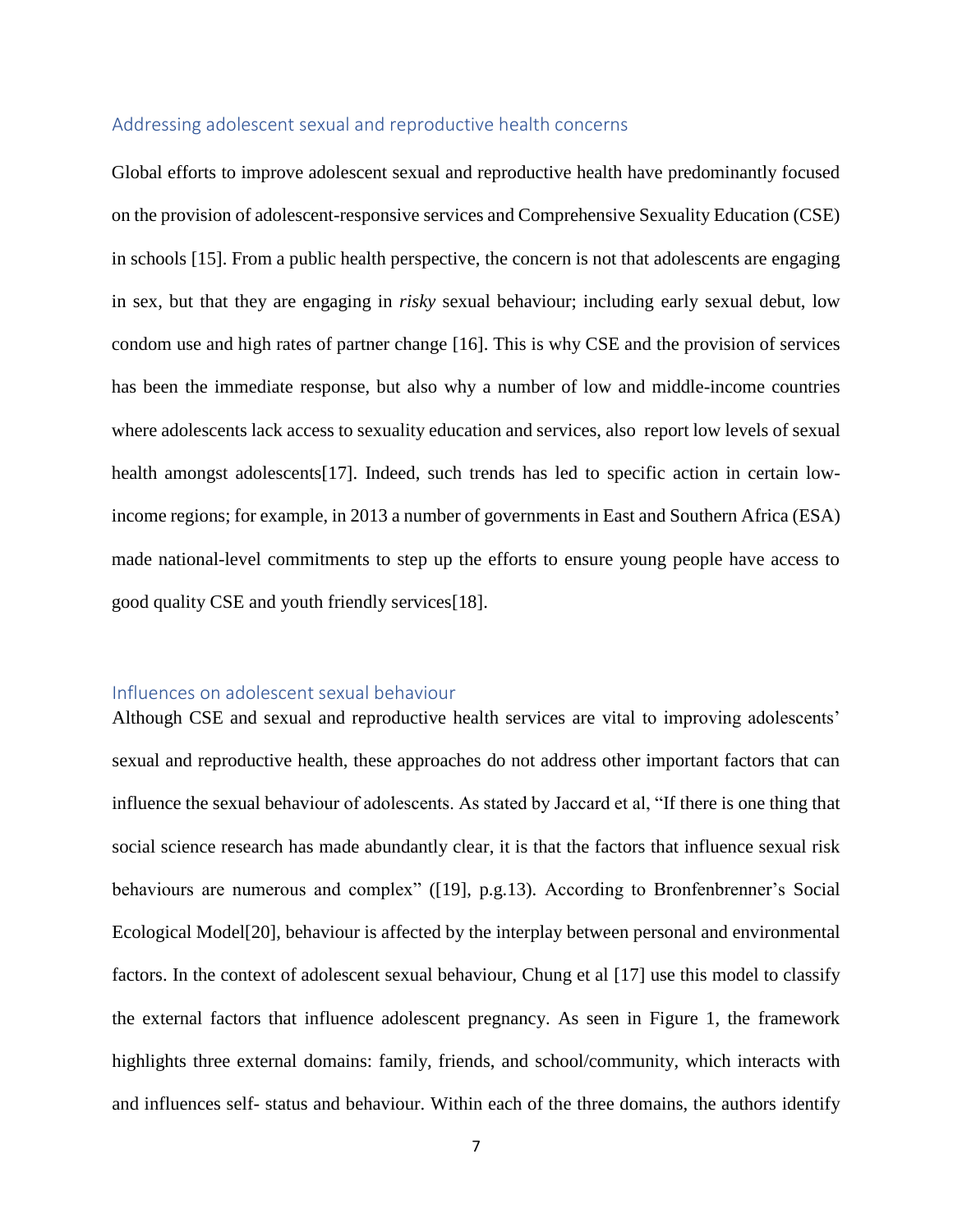## Addressing adolescent sexual and reproductive health concerns

Global efforts to improve adolescent sexual and reproductive health have predominantly focused on the provision of adolescent-responsive services and Comprehensive Sexuality Education (CSE) in schools [15]. From a public health perspective, the concern is not that adolescents are engaging in sex, but that they are engaging in *risky* sexual behaviour; including early sexual debut, low condom use and high rates of partner change [16]. This is why CSE and the provision of services has been the immediate response, but also why a number of low and middle-income countries where adolescents lack access to sexuality education and services, also report low levels of sexual health amongst adolescents[17]. Indeed, such trends has led to specific action in certain low-income regions; for example, in 2013 a number of governments in East and Southern Africa (ESA) made national-level commitments to step up the efforts to ensure young people have access to good quality CSE and youth friendly services[18].

## Influences on adolescent sexual behaviour

Although CSE and sexual and reproductive health services are vital to improving adolescents' sexual and reproductive health, these approaches do not address other important factors that can influence the sexual behaviour of adolescents. As stated by Jaccard et al, "If there is one thing that social science research has made abundantly clear, it is that the factors that influence sexual risk behaviours are numerous and complex" ([19], p.g.13). According to Bronfenbrenner's Social Ecological Model[20], behaviour is affected by the interplay between personal and environmental factors. In the context of adolescent sexual behaviour, Chung et al [17] use this model to classify the external factors that influence adolescent pregnancy. As seen in Figure 1, the framework highlights three external domains: family, friends, and school/community, which interacts with and influences self- status and behaviour. Within each of the three domains, the authors identify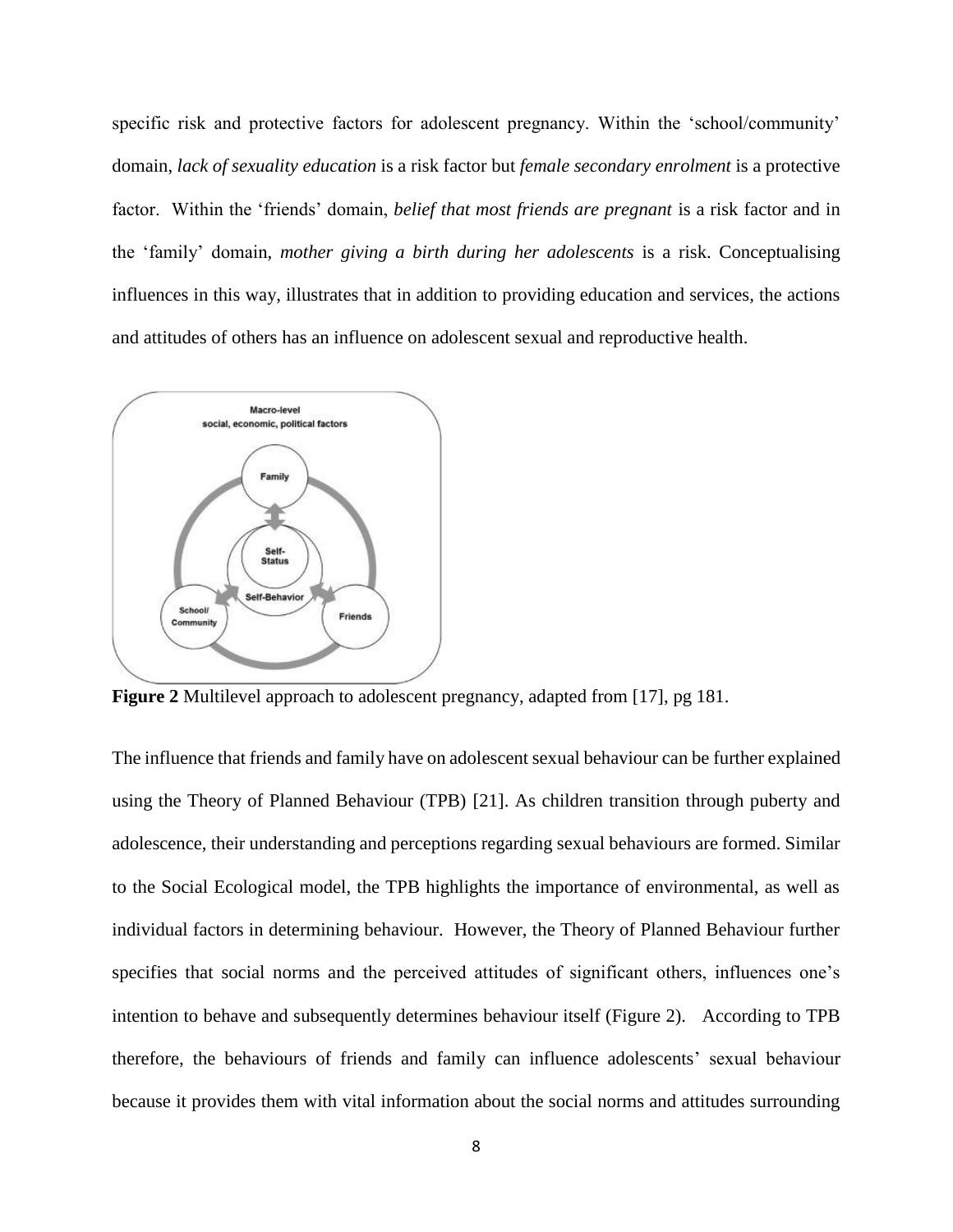specific risk and protective factors for adolescent pregnancy. Within the 'school/community' domain, *lack of sexuality education* is a risk factor but *female secondary enrolment* is a protective factor. Within the 'friends' domain, *belief that most friends are pregnant* is a risk factor and in the 'family' domain, *mother giving a birth during her adolescents* is a risk. Conceptualising influences in this way, illustrates that in addition to providing education and services, the actions and attitudes of others has an influence on adolescent sexual and reproductive health.

**Figure 2** Multilevel approach to adolescent pregnancy, adapted from [17], pg 181.

The influence that friends and family have on adolescent sexual behaviour can be further explained using the Theory of Planned Behaviour (TPB) [21]. As children transition through puberty and adolescence, their understanding and perceptions regarding sexual behaviours are formed. Similar to the Social Ecological model, the TPB highlights the importance of environmental, as well as individual factors in determining behaviour. However, the Theory of Planned Behaviour further specifies that social norms and the perceived attitudes of significant others, influences one's intention to behave and subsequently determines behaviour itself (Figure 2). According to TPB therefore, the behaviours of friends and family can influence adolescents' sexual behaviour because it provides them with vital information about the social norms and attitudes surrounding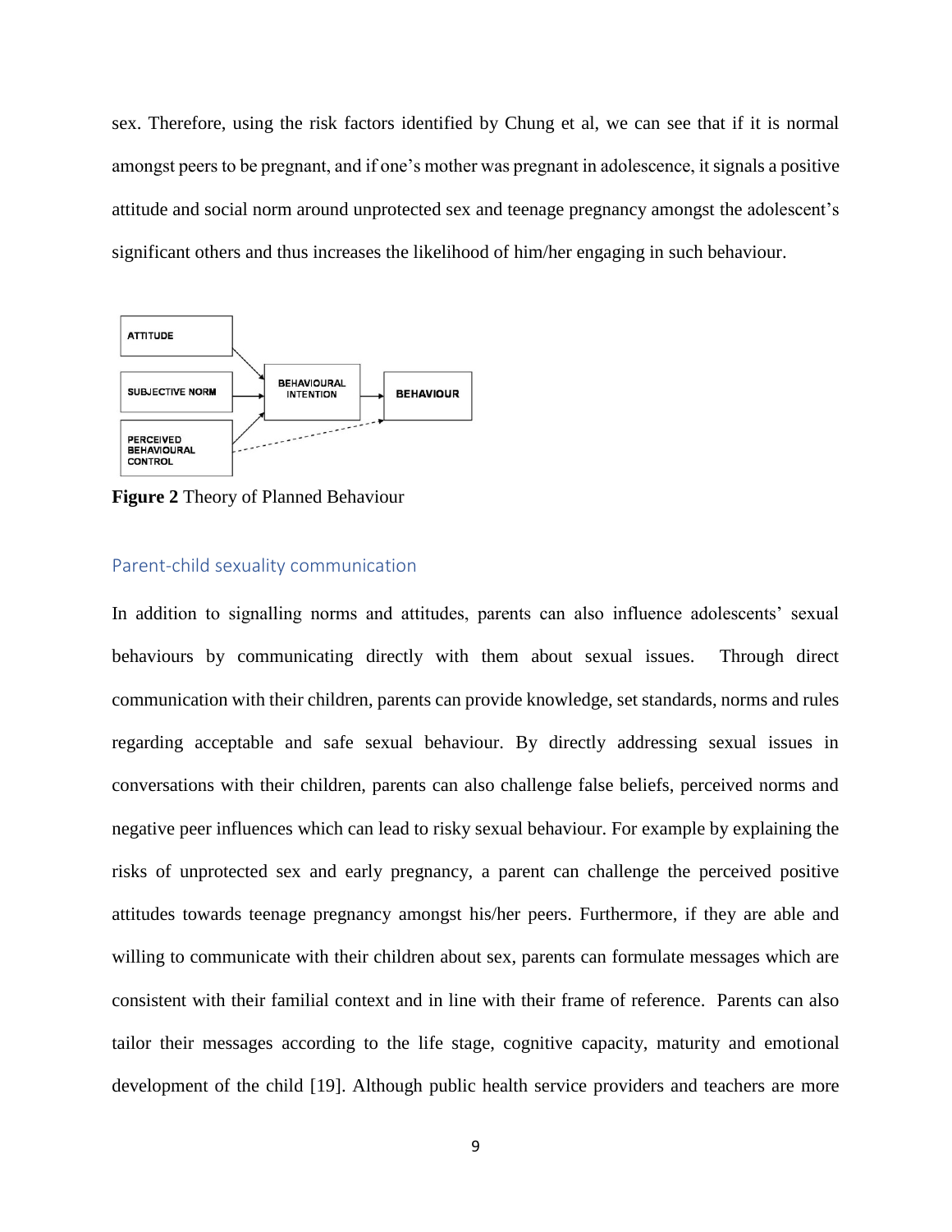sex. Therefore, using the risk factors identified by Chung et al, we can see that if it is normal amongst peers to be pregnant, and if one's mother was pregnant in adolescence, it signals a positive attitude and social norm around unprotected sex and teenage pregnancy amongst the adolescent's significant others and thus increases the likelihood of him/her engaging in such behaviour.

ATTITUDE

SUBJECTIVE NORM

PERCEIVED BEHAVIOURAL CONTROL

BEHAVIOURAL INTENTION

BEHAVIOUR

**Figure 2** Theory of Planned Behaviour

## Parent-child sexuality communication

In addition to signalling norms and attitudes, parents can also influence adolescents' sexual behaviours by communicating directly with them about sexual issues. Through direct communication with their children, parents can provide knowledge, set standards, norms and rules regarding acceptable and safe sexual behaviour. By directly addressing sexual issues in conversations with their children, parents can also challenge false beliefs, perceived norms and negative peer influences which can lead to risky sexual behaviour. For example by explaining the risks of unprotected sex and early pregnancy, a parent can challenge the perceived positive attitudes towards teenage pregnancy amongst his/her peers. Furthermore, if they are able and willing to communicate with their children about sex, parents can formulate messages which are consistent with their familial context and in line with their frame of reference. Parents can also tailor their messages according to the life stage, cognitive capacity, maturity and emotional development of the child [19]. Although public health service providers and teachers are more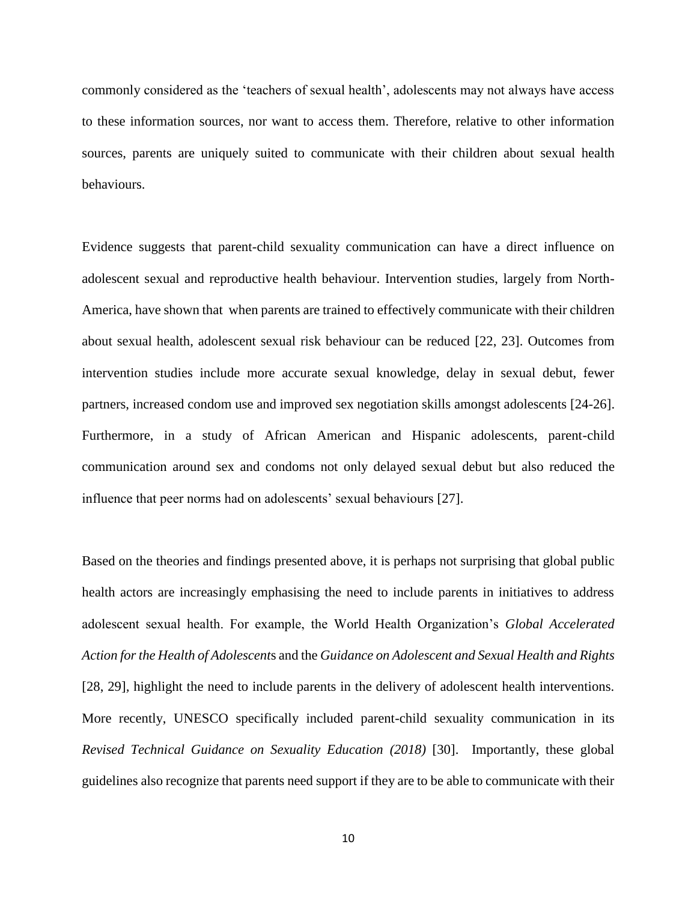commonly considered as the 'teachers of sexual health', adolescents may not always have access to these information sources, nor want to access them. Therefore, relative to other information sources, parents are uniquely suited to communicate with their children about sexual health behaviours.

Evidence suggests that parent-child sexuality communication can have a direct influence on adolescent sexual and reproductive health behaviour. Intervention studies, largely from North-America, have shown that when parents are trained to effectively communicate with their children about sexual health, adolescent sexual risk behaviour can be reduced [22, 23]. Outcomes from intervention studies include more accurate sexual knowledge, delay in sexual debut, fewer partners, increased condom use and improved sex negotiation skills amongst adolescents [24-26]. Furthermore, in a study of African American and Hispanic adolescents, parent-child communication around sex and condoms not only delayed sexual debut but also reduced the influence that peer norms had on adolescents' sexual behaviours [27].

Based on the theories and findings presented above, it is perhaps not surprising that global public health actors are increasingly emphasising the need to include parents in initiatives to address adolescent sexual health. For example, the World Health Organization's *Global Accelerated Action for the Health of Adolescents* and the *Guidance on Adolescent and Sexual Health and Rights* [28, 29], highlight the need to include parents in the delivery of adolescent health interventions. More recently, UNESCO specifically included parent-child sexuality communication in its *Revised Technical Guidance on Sexuality Education (2018)* [30]. Importantly, these global guidelines also recognize that parents need support if they are to be able to communicate with their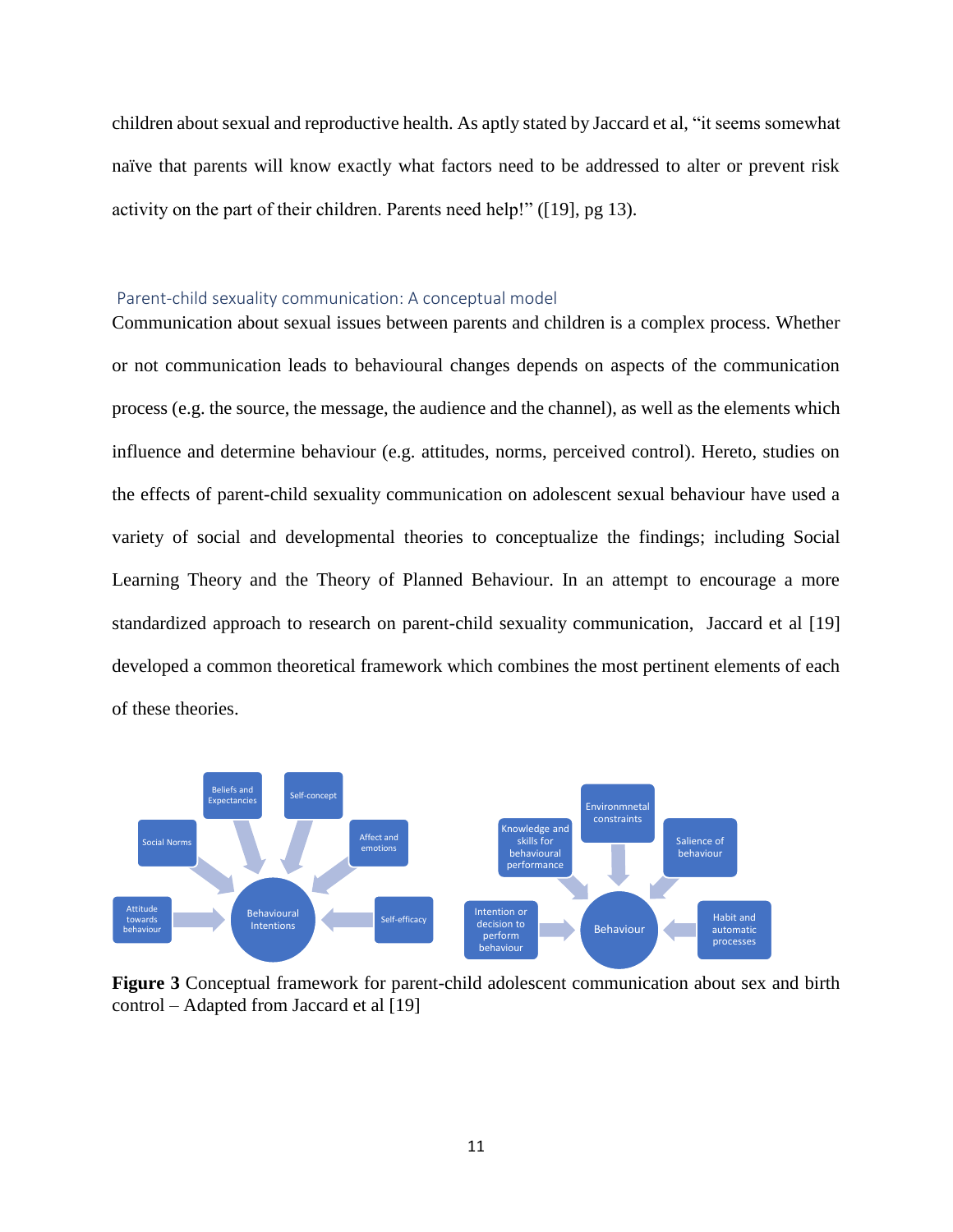children about sexual and reproductive health. As aptly stated by Jaccard et al, "it seems somewhat naïve that parents will know exactly what factors need to be addressed to alter or prevent risk activity on the part of their children. Parents need help!" ([19], pg 13).

## Parent-child sexuality communication: A conceptual model

Communication about sexual issues between parents and children is a complex process. Whether or not communication leads to behavioural changes depends on aspects of the communication process (e.g. the source, the message, the audience and the channel), as well as the elements which influence and determine behaviour (e.g. attitudes, norms, perceived control). Hereto, studies on the effects of parent-child sexuality communication on adolescent sexual behaviour have used a variety of social and developmental theories to conceptualize the findings; including Social Learning Theory and the Theory of Planned Behaviour. In an attempt to encourage a more standardized approach to research on parent-child sexuality communication, Jaccard et al [19] developed a common theoretical framework which combines the most pertinent elements of each of these theories.

**Figure 3** Conceptual framework for parent-child adolescent communication about sex and birth control – Adapted from Jaccard et al [19]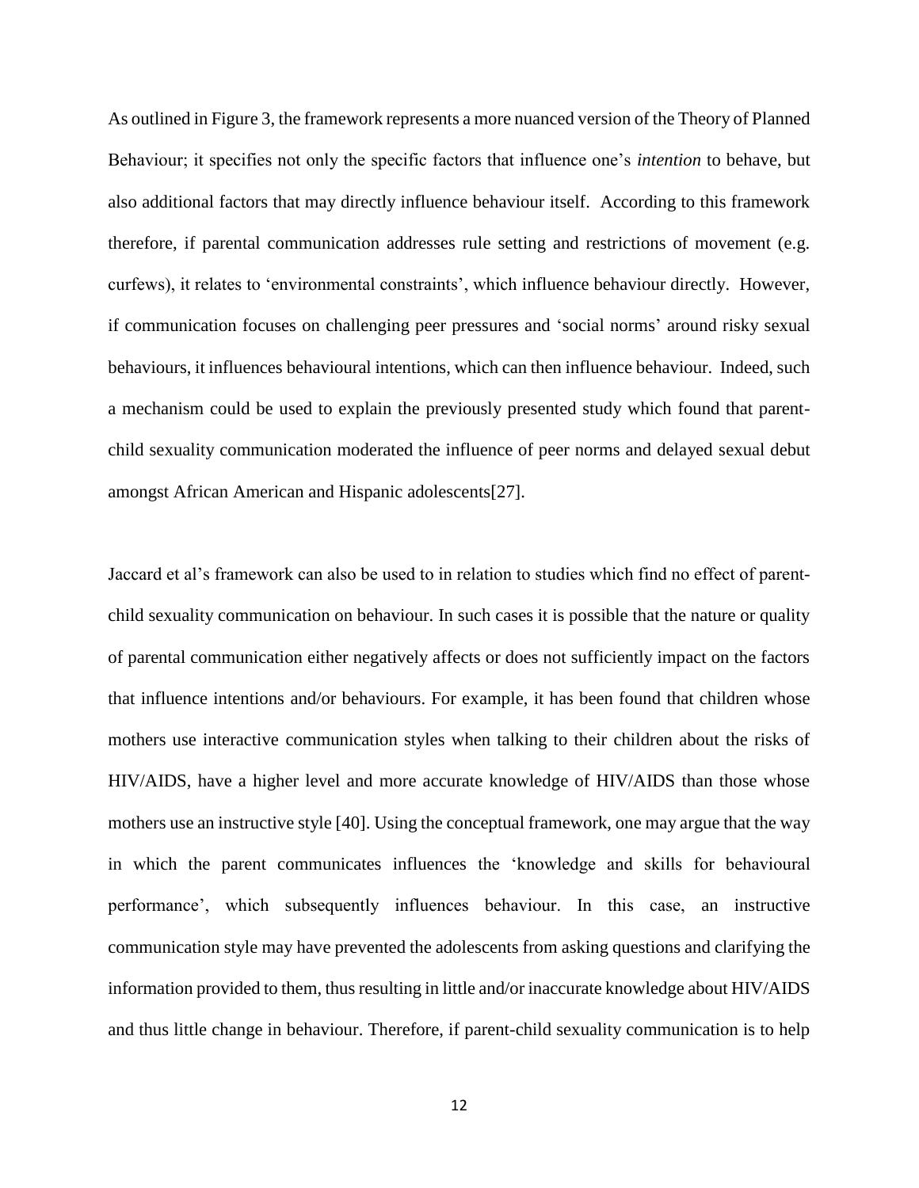As outlined in Figure 3, the framework represents a more nuanced version of the Theory of Planned Behaviour; it specifies not only the specific factors that influence one's *intention* to behave, but also additional factors that may directly influence behaviour itself. According to this framework therefore, if parental communication addresses rule setting and restrictions of movement (e.g. curfews), it relates to 'environmental constraints', which influence behaviour directly. However, if communication focuses on challenging peer pressures and 'social norms' around risky sexual behaviours, it influences behavioural intentions, which can then influence behaviour. Indeed, such a mechanism could be used to explain the previously presented study which found that parent-child sexuality communication moderated the influence of peer norms and delayed sexual debut amongst African American and Hispanic adolescents[27].

Jaccard et al's framework can also be used to in relation to studies which find no effect of parent-child sexuality communication on behaviour. In such cases it is possible that the nature or quality of parental communication either negatively affects or does not sufficiently impact on the factors that influence intentions and/or behaviours. For example, it has been found that children whose mothers use interactive communication styles when talking to their children about the risks of HIV/AIDS, have a higher level and more accurate knowledge of HIV/AIDS than those whose mothers use an instructive style [40]. Using the conceptual framework, one may argue that the way in which the parent communicates influences the 'knowledge and skills for behavioural performance', which subsequently influences behaviour. In this case, an instructive communication style may have prevented the adolescents from asking questions and clarifying the information provided to them, thus resulting in little and/or inaccurate knowledge about HIV/AIDS and thus little change in behaviour. Therefore, if parent-child sexuality communication is to help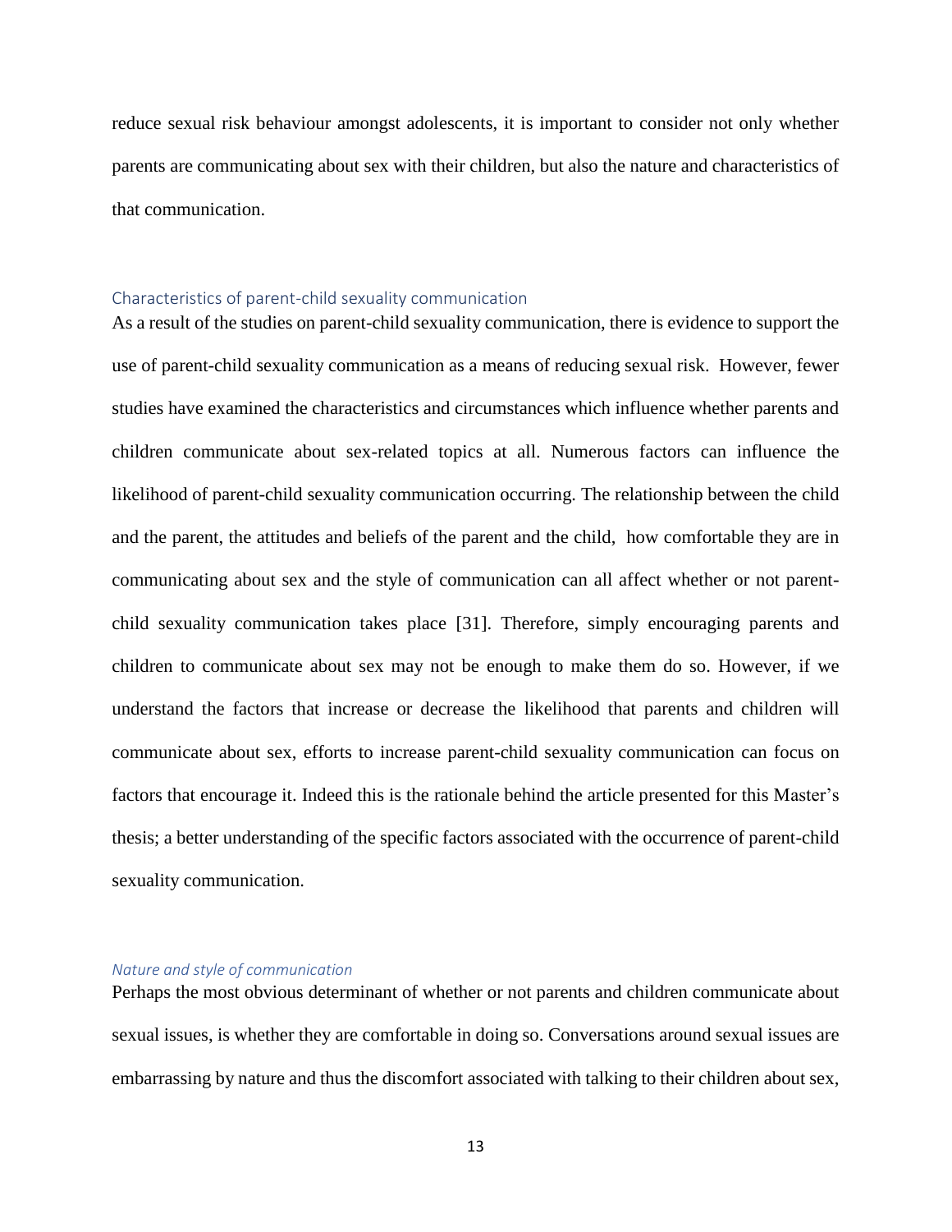reduce sexual risk behaviour amongst adolescents, it is important to consider not only whether parents are communicating about sex with their children, but also the nature and characteristics of that communication.

## Characteristics of parent-child sexuality communication

As a result of the studies on parent-child sexuality communication, there is evidence to support the use of parent-child sexuality communication as a means of reducing sexual risk. However, fewer studies have examined the characteristics and circumstances which influence whether parents and children communicate about sex-related topics at all. Numerous factors can influence the likelihood of parent-child sexuality communication occurring. The relationship between the child and the parent, the attitudes and beliefs of the parent and the child, how comfortable they are in communicating about sex and the style of communication can all affect whether or not parent-child sexuality communication takes place [31]. Therefore, simply encouraging parents and children to communicate about sex may not be enough to make them do so. However, if we understand the factors that increase or decrease the likelihood that parents and children will communicate about sex, efforts to increase parent-child sexuality communication can focus on factors that encourage it. Indeed this is the rationale behind the article presented for this Master's thesis; a better understanding of the specific factors associated with the occurrence of parent-child sexuality communication.

### *Nature and style of communication*

Perhaps the most obvious determinant of whether or not parents and children communicate about sexual issues, is whether they are comfortable in doing so. Conversations around sexual issues are embarrassing by nature and thus the discomfort associated with talking to their children about sex,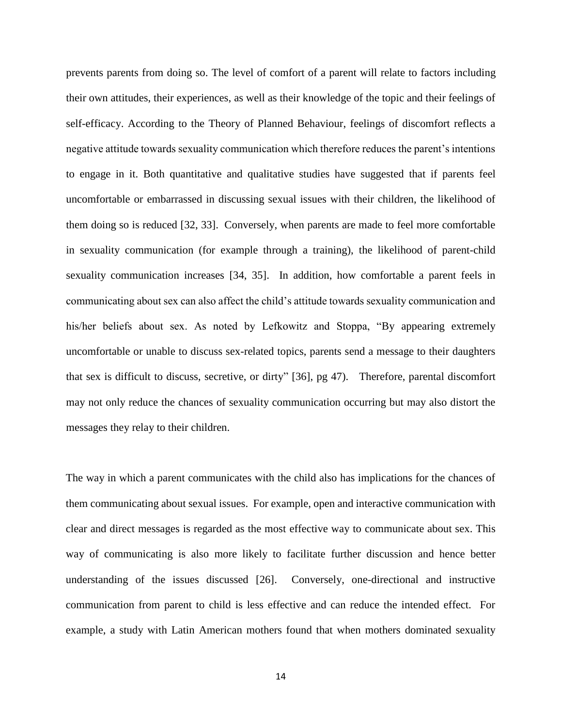prevents parents from doing so. The level of comfort of a parent will relate to factors including their own attitudes, their experiences, as well as their knowledge of the topic and their feelings of self-efficacy. According to the Theory of Planned Behaviour, feelings of discomfort reflects a negative attitude towards sexuality communication which therefore reduces the parent's intentions to engage in it. Both quantitative and qualitative studies have suggested that if parents feel uncomfortable or embarrassed in discussing sexual issues with their children, the likelihood of them doing so is reduced [32, 33]. Conversely, when parents are made to feel more comfortable in sexuality communication (for example through a training), the likelihood of parent-child sexuality communication increases [34, 35]. In addition, how comfortable a parent feels in communicating about sex can also affect the child's attitude towards sexuality communication and his/her beliefs about sex. As noted by Lefkowitz and Stoppa, "By appearing extremely uncomfortable or unable to discuss sex-related topics, parents send a message to their daughters that sex is difficult to discuss, secretive, or dirty" [36], pg 47). Therefore, parental discomfort may not only reduce the chances of sexuality communication occurring but may also distort the messages they relay to their children.

The way in which a parent communicates with the child also has implications for the chances of them communicating about sexual issues. For example, open and interactive communication with clear and direct messages is regarded as the most effective way to communicate about sex. This way of communicating is also more likely to facilitate further discussion and hence better understanding of the issues discussed [26]. Conversely, one-directional and instructive communication from parent to child is less effective and can reduce the intended effect. For example, a study with Latin American mothers found that when mothers dominated sexuality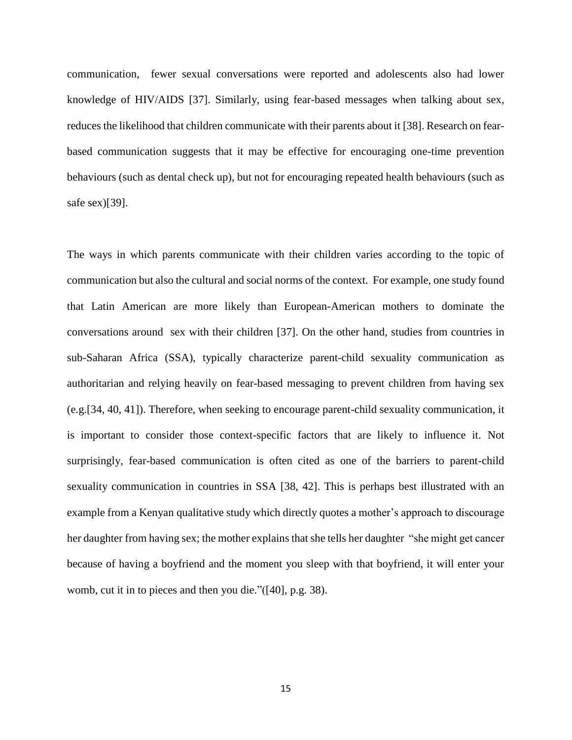communication, fewer sexual conversations were reported and adolescents also had lower knowledge of HIV/AIDS [37]. Similarly, using fear-based messages when talking about sex, reduces the likelihood that children communicate with their parents about it [38]. Research on fear-based communication suggests that it may be effective for encouraging one-time prevention behaviours (such as dental check up), but not for encouraging repeated health behaviours (such as safe sex)[39].

The ways in which parents communicate with their children varies according to the topic of communication but also the cultural and social norms of the context. For example, one study found that Latin American are more likely than European-American mothers to dominate the conversations around sex with their children [37]. On the other hand, studies from countries in sub-Saharan Africa (SSA), typically characterize parent-child sexuality communication as authoritarian and relying heavily on fear-based messaging to prevent children from having sex (e.g.[34, 40, 41]). Therefore, when seeking to encourage parent-child sexuality communication, it is important to consider those context-specific factors that are likely to influence it. Not surprisingly, fear-based communication is often cited as one of the barriers to parent-child sexuality communication in countries in SSA [38, 42]. This is perhaps best illustrated with an example from a Kenyan qualitative study which directly quotes a mother's approach to discourage her daughter from having sex; the mother explains that she tells her daughter "she might get cancer because of having a boyfriend and the moment you sleep with that boyfriend, it will enter your womb, cut it in to pieces and then you die."([40], p.g. 38).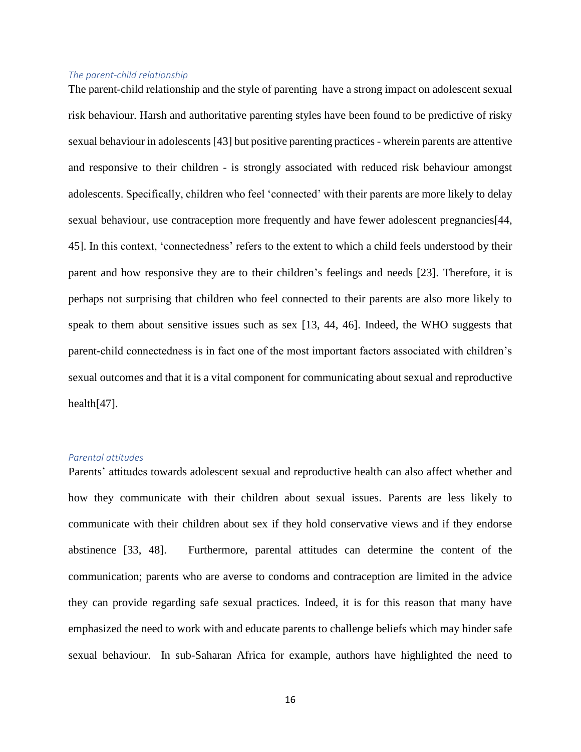### *The parent-child relationship*

The parent-child relationship and the style of parenting have a strong impact on adolescent sexual risk behaviour. Harsh and authoritative parenting styles have been found to be predictive of risky sexual behaviour in adolescents [43] but positive parenting practices - wherein parents are attentive and responsive to their children - is strongly associated with reduced risk behaviour amongst adolescents. Specifically, children who feel 'connected' with their parents are more likely to delay sexual behaviour, use contraception more frequently and have fewer adolescent pregnancies[44, 45]. In this context, 'connectedness' refers to the extent to which a child feels understood by their parent and how responsive they are to their children's feelings and needs [23]. Therefore, it is perhaps not surprising that children who feel connected to their parents are also more likely to speak to them about sensitive issues such as sex [13, 44, 46]. Indeed, the WHO suggests that parent-child connectedness is in fact one of the most important factors associated with children's sexual outcomes and that it is a vital component for communicating about sexual and reproductive health[47].

### *Parental attitudes*

Parents' attitudes towards adolescent sexual and reproductive health can also affect whether and how they communicate with their children about sexual issues. Parents are less likely to communicate with their children about sex if they hold conservative views and if they endorse abstinence [33, 48]. Furthermore, parental attitudes can determine the content of the communication; parents who are averse to condoms and contraception are limited in the advice they can provide regarding safe sexual practices. Indeed, it is for this reason that many have emphasized the need to work with and educate parents to challenge beliefs which may hinder safe sexual behaviour. In sub-Saharan Africa for example, authors have highlighted the need to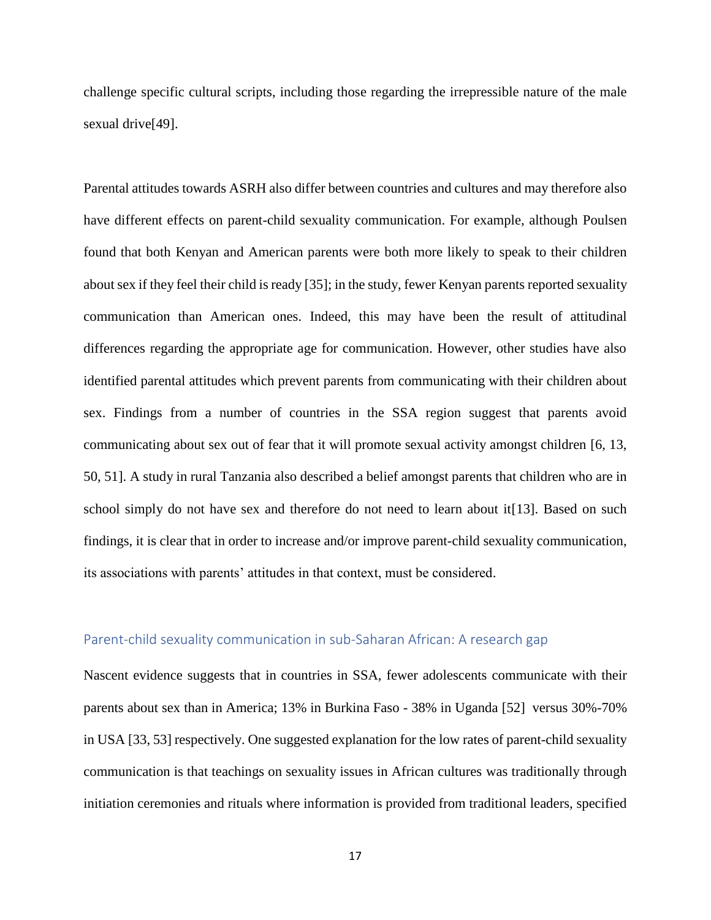challenge specific cultural scripts, including those regarding the irrepressible nature of the male sexual drive[49].

Parental attitudes towards ASRH also differ between countries and cultures and may therefore also have different effects on parent-child sexuality communication. For example, although Poulsen found that both Kenyan and American parents were both more likely to speak to their children about sex if they feel their child is ready [35]; in the study, fewer Kenyan parents reported sexuality communication than American ones. Indeed, this may have been the result of attitudinal differences regarding the appropriate age for communication. However, other studies have also identified parental attitudes which prevent parents from communicating with their children about sex. Findings from a number of countries in the SSA region suggest that parents avoid communicating about sex out of fear that it will promote sexual activity amongst children [6, 13, 50, 51]. A study in rural Tanzania also described a belief amongst parents that children who are in school simply do not have sex and therefore do not need to learn about it[13]. Based on such findings, it is clear that in order to increase and/or improve parent-child sexuality communication, its associations with parents' attitudes in that context, must be considered.

### Parent-child sexuality communication in sub-Saharan African: A research gap

Nascent evidence suggests that in countries in SSA, fewer adolescents communicate with their parents about sex than in America; 13% in Burkina Faso - 38% in Uganda [52] versus 30%-70% in USA [33, 53] respectively. One suggested explanation for the low rates of parent-child sexuality communication is that teachings on sexuality issues in African cultures was traditionally through initiation ceremonies and rituals where information is provided from traditional leaders, specified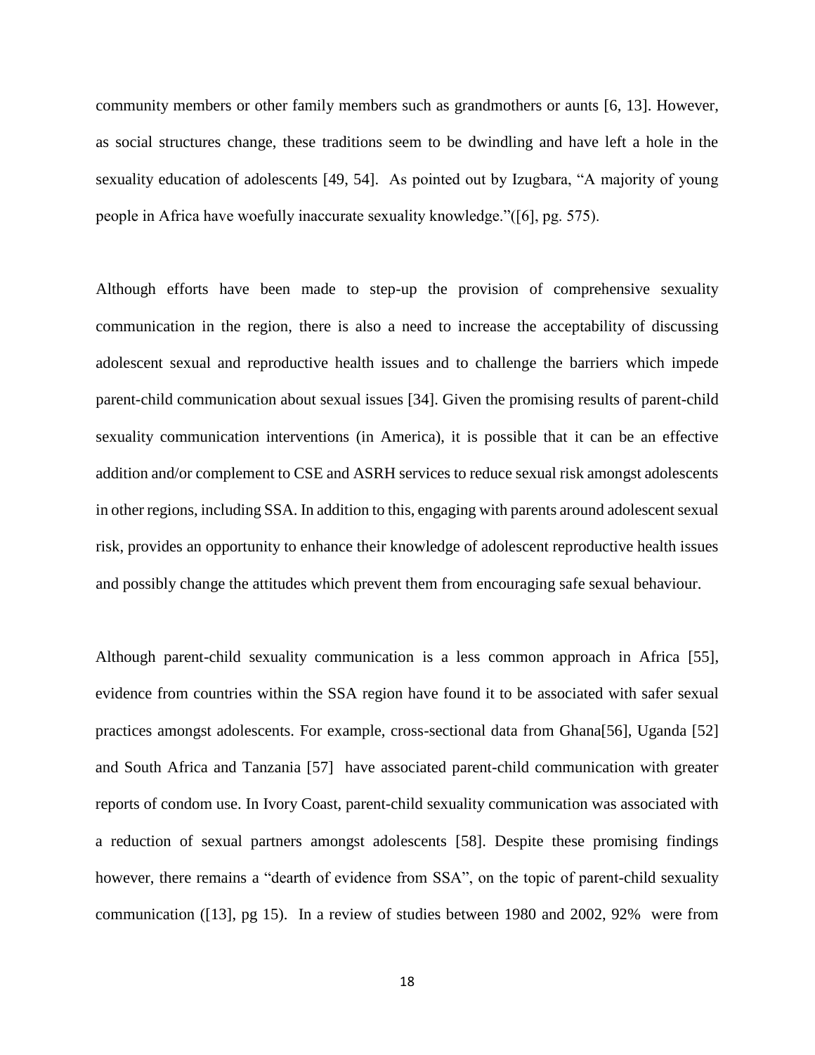community members or other family members such as grandmothers or aunts [6, 13]. However, as social structures change, these traditions seem to be dwindling and have left a hole in the sexuality education of adolescents [49, 54]. As pointed out by Izugbara, "A majority of young people in Africa have woefully inaccurate sexuality knowledge."([6], pg. 575).

Although efforts have been made to step-up the provision of comprehensive sexuality communication in the region, there is also a need to increase the acceptability of discussing adolescent sexual and reproductive health issues and to challenge the barriers which impede parent-child communication about sexual issues [34]. Given the promising results of parent-child sexuality communication interventions (in America), it is possible that it can be an effective addition and/or complement to CSE and ASRH services to reduce sexual risk amongst adolescents in other regions, including SSA. In addition to this, engaging with parents around adolescent sexual risk, provides an opportunity to enhance their knowledge of adolescent reproductive health issues and possibly change the attitudes which prevent them from encouraging safe sexual behaviour.

Although parent-child sexuality communication is a less common approach in Africa [55], evidence from countries within the SSA region have found it to be associated with safer sexual practices amongst adolescents. For example, cross-sectional data from Ghana[56], Uganda [52] and South Africa and Tanzania [57] have associated parent-child communication with greater reports of condom use. In Ivory Coast, parent-child sexuality communication was associated with a reduction of sexual partners amongst adolescents [58]. Despite these promising findings however, there remains a "dearth of evidence from SSA", on the topic of parent-child sexuality communication ([13], pg 15). In a review of studies between 1980 and 2002, 92% were from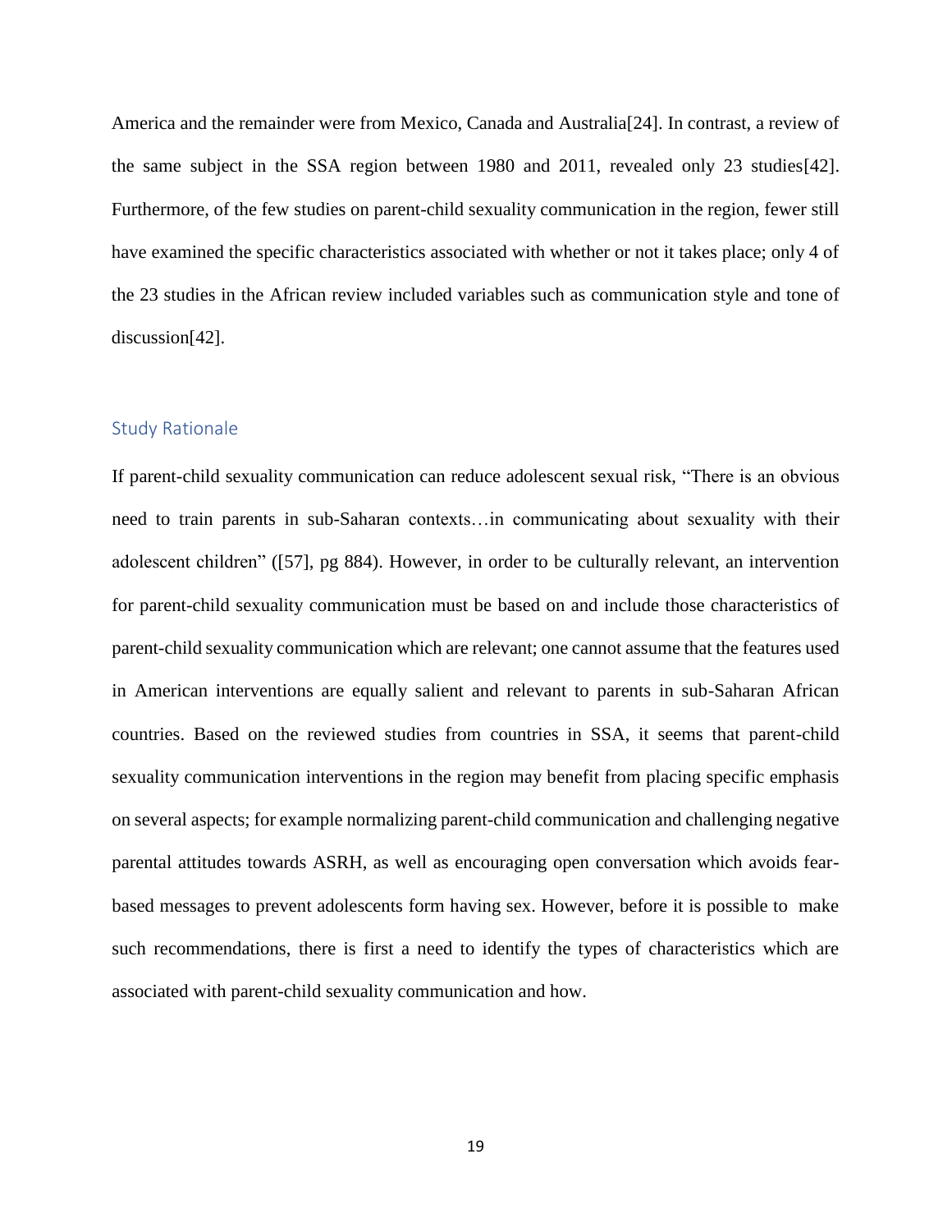America and the remainder were from Mexico, Canada and Australia[24]. In contrast, a review of the same subject in the SSA region between 1980 and 2011, revealed only 23 studies[42]. Furthermore, of the few studies on parent-child sexuality communication in the region, fewer still have examined the specific characteristics associated with whether or not it takes place; only 4 of the 23 studies in the African review included variables such as communication style and tone of discussion[42].

## Study Rationale

If parent-child sexuality communication can reduce adolescent sexual risk, "There is an obvious need to train parents in sub-Saharan contexts…in communicating about sexuality with their adolescent children" ([57], pg 884). However, in order to be culturally relevant, an intervention for parent-child sexuality communication must be based on and include those characteristics of parent-child sexuality communication which are relevant; one cannot assume that the features used in American interventions are equally salient and relevant to parents in sub-Saharan African countries. Based on the reviewed studies from countries in SSA, it seems that parent-child sexuality communication interventions in the region may benefit from placing specific emphasis on several aspects; for example normalizing parent-child communication and challenging negative parental attitudes towards ASRH, as well as encouraging open conversation which avoids fear-based messages to prevent adolescents form having sex. However, before it is possible to make such recommendations, there is first a need to identify the types of characteristics which are associated with parent-child sexuality communication and how.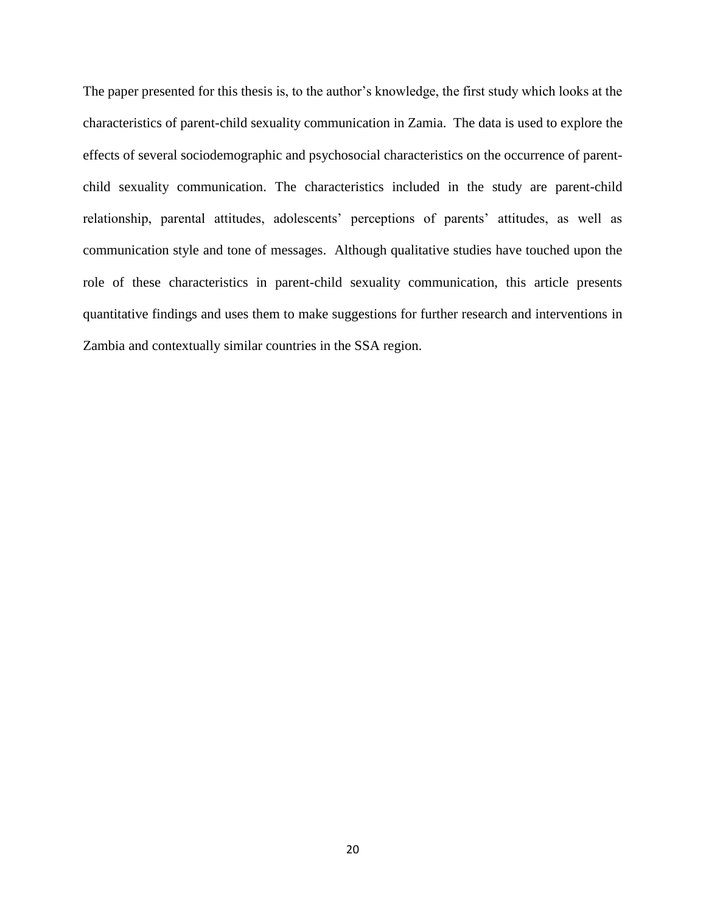The paper presented for this thesis is, to the author's knowledge, the first study which looks at the characteristics of parent-child sexuality communication in Zamia. The data is used to explore the effects of several sociodemographic and psychosocial characteristics on the occurrence of parent-child sexuality communication. The characteristics included in the study are parent-child relationship, parental attitudes, adolescents' perceptions of parents' attitudes, as well as communication style and tone of messages. Although qualitative studies have touched upon the role of these characteristics in parent-child sexuality communication, this article presents quantitative findings and uses them to make suggestions for further research and interventions in Zambia and contextually similar countries in the SSA region.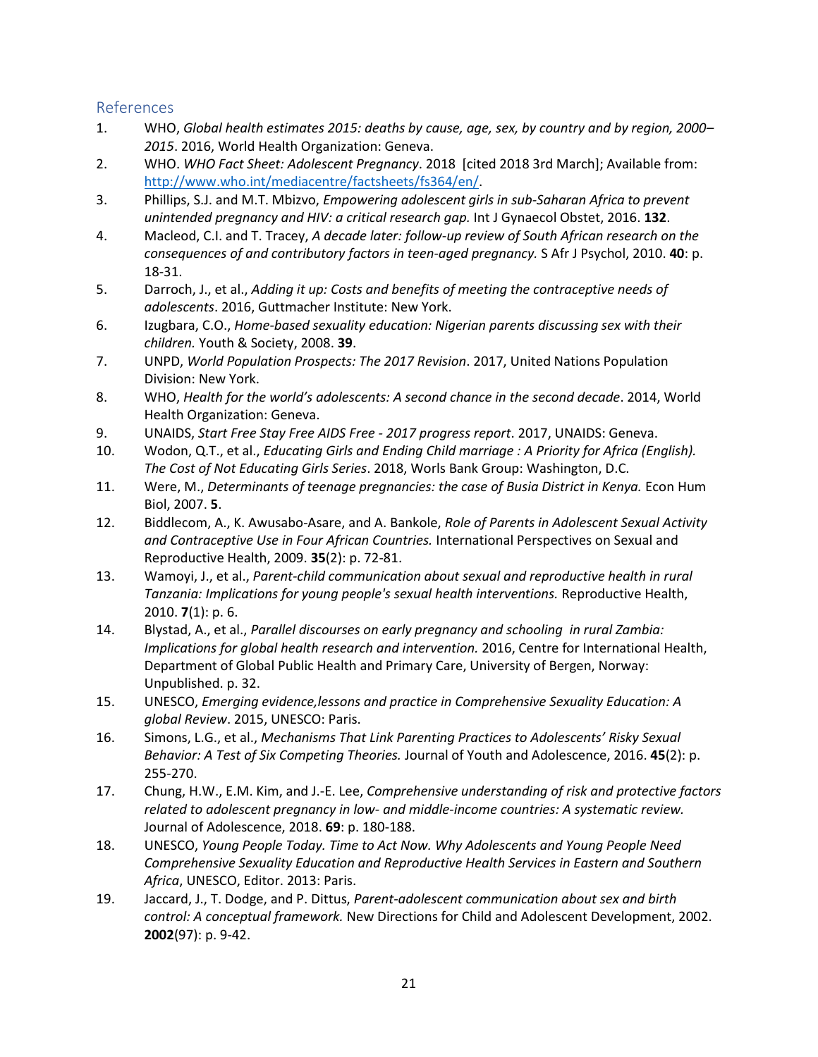## References

1. WHO, *Global health estimates 2015: deaths by cause, age, sex, by country and by region, 2000–2015*. 2016, World Health Organization: Geneva.
2. WHO. *WHO Fact Sheet: Adolescent Pregnancy*. 2018 [cited 2018 3rd March]; Available from: http://www.who.int/mediacentre/factsheets/fs364/en/.
3. Phillips, S.J. and M.T. Mbizvo, *Empowering adolescent girls in sub-Saharan Africa to prevent unintended pregnancy and HIV: a critical research gap.* Int J Gynaecol Obstet, 2016. **132**.
4. Macleod, C.I. and T. Tracey, *A decade later: follow-up review of South African research on the consequences of and contributory factors in teen-aged pregnancy.* S Afr J Psychol, 2010. **40**: p. 18-31.
5. Darroch, J., et al., *Adding it up: Costs and benefits of meeting the contraceptive needs of adolescents*. 2016, Guttmacher Institute: New York.
6. Izugbara, C.O., *Home-based sexuality education: Nigerian parents discussing sex with their children.* Youth & Society, 2008. **39**.
7. UNPD, *World Population Prospects: The 2017 Revision*. 2017, United Nations Population Division: New York.
8. WHO, *Health for the world's adolescents: A second chance in the second decade*. 2014, World Health Organization: Geneva.
9. UNAIDS, *Start Free Stay Free AIDS Free - 2017 progress report*. 2017, UNAIDS: Geneva.
10. Wodon, Q.T., et al., *Educating Girls and Ending Child marriage : A Priority for Africa (English). The Cost of Not Educating Girls Series*. 2018, Worls Bank Group: Washington, D.C.
11. Were, M., *Determinants of teenage pregnancies: the case of Busia District in Kenya.* Econ Hum Biol, 2007. **5**.
12. Biddlecom, A., K. Awusabo-Asare, and A. Bankole, *Role of Parents in Adolescent Sexual Activity and Contraceptive Use in Four African Countries.* International Perspectives on Sexual and Reproductive Health, 2009. **35**(2): p. 72-81.
13. Wamoyi, J., et al., *Parent-child communication about sexual and reproductive health in rural Tanzania: Implications for young people's sexual health interventions.* Reproductive Health, 2010. **7**(1): p. 6.
14. Blystad, A., et al., *Parallel discourses on early pregnancy and schooling in rural Zambia: Implications for global health research and intervention.* 2016, Centre for International Health, Department of Global Public Health and Primary Care, University of Bergen, Norway: Unpublished. p. 32.
15. UNESCO, *Emerging evidence,lessons and practice in Comprehensive Sexuality Education: A global Review*. 2015, UNESCO: Paris.
16. Simons, L.G., et al., *Mechanisms That Link Parenting Practices to Adolescents' Risky Sexual Behavior: A Test of Six Competing Theories.* Journal of Youth and Adolescence, 2016. **45**(2): p. 255-270.
17. Chung, H.W., E.M. Kim, and J.-E. Lee, *Comprehensive understanding of risk and protective factors related to adolescent pregnancy in low- and middle-income countries: A systematic review.* Journal of Adolescence, 2018. **69**: p. 180-188.
18. UNESCO, *Young People Today. Time to Act Now. Why Adolescents and Young People Need Comprehensive Sexuality Education and Reproductive Health Services in Eastern and Southern Africa*, UNESCO, Editor. 2013: Paris.
19. Jaccard, J., T. Dodge, and P. Dittus, *Parent-adolescent communication about sex and birth control: A conceptual framework.* New Directions for Child and Adolescent Development, 2002. **2002**(97): p. 9-42.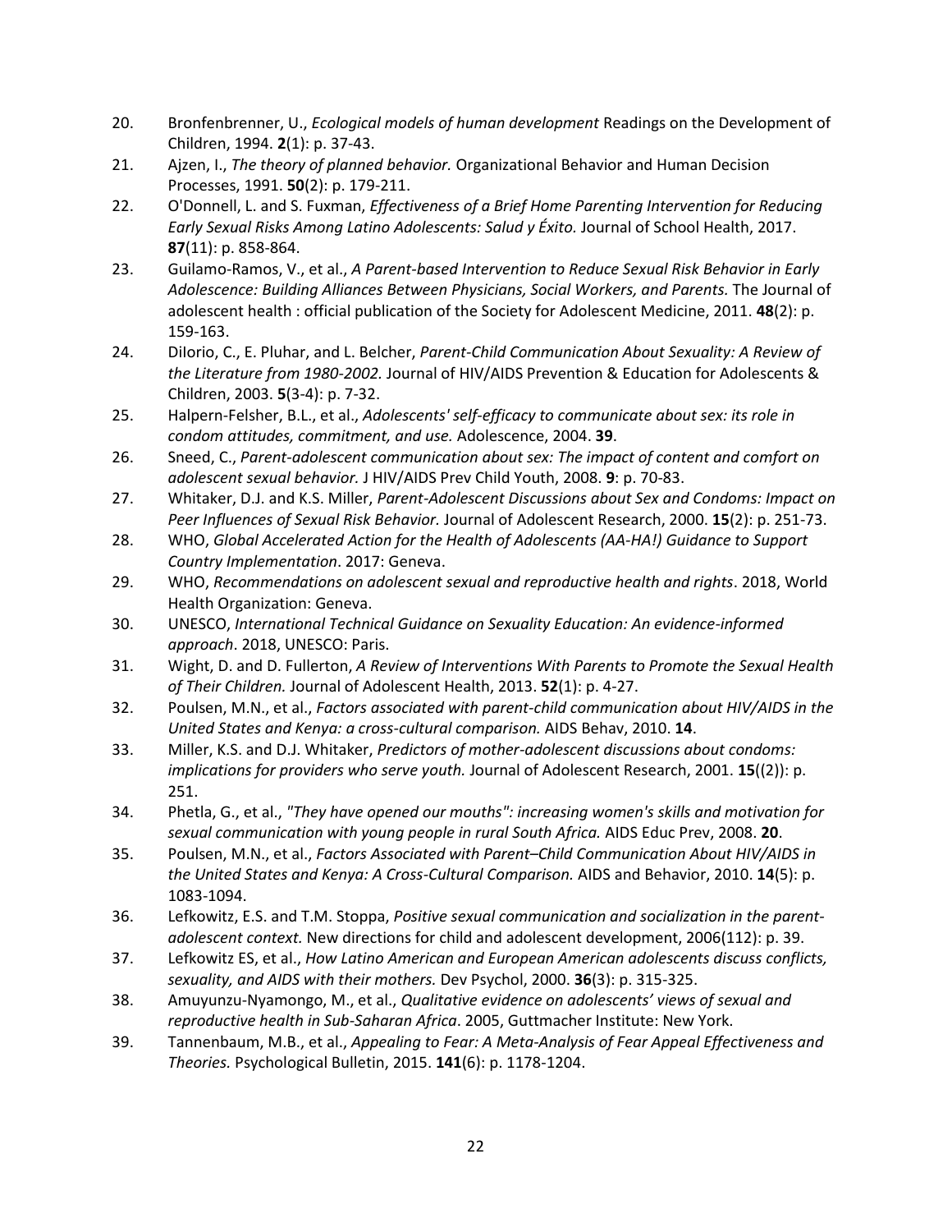20. Bronfenbrenner, U., *Ecological models of human development* Readings on the Development of Children, 1994. **2**(1): p. 37-43.
21. Ajzen, I., *The theory of planned behavior.* Organizational Behavior and Human Decision Processes, 1991. **50**(2): p. 179-211.
22. O'Donnell, L. and S. Fuxman, *Effectiveness of a Brief Home Parenting Intervention for Reducing Early Sexual Risks Among Latino Adolescents: Salud y Éxito.* Journal of School Health, 2017. **87**(11): p. 858-864.
23. Guilamo-Ramos, V., et al., *A Parent-based Intervention to Reduce Sexual Risk Behavior in Early Adolescence: Building Alliances Between Physicians, Social Workers, and Parents.* The Journal of adolescent health : official publication of the Society for Adolescent Medicine, 2011. **48**(2): p. 159-163.
24. DiIorio, C., E. Pluhar, and L. Belcher, *Parent-Child Communication About Sexuality: A Review of the Literature from 1980-2002.* Journal of HIV/AIDS Prevention & Education for Adolescents & Children, 2003. **5**(3-4): p. 7-32.
25. Halpern-Felsher, B.L., et al., *Adolescents' self-efficacy to communicate about sex: its role in condom attitudes, commitment, and use.* Adolescence, 2004. **39**.
26. Sneed, C., *Parent-adolescent communication about sex: The impact of content and comfort on adolescent sexual behavior.* J HIV/AIDS Prev Child Youth, 2008. **9**: p. 70-83.
27. Whitaker, D.J. and K.S. Miller, *Parent-Adolescent Discussions about Sex and Condoms: Impact on Peer Influences of Sexual Risk Behavior.* Journal of Adolescent Research, 2000. **15**(2): p. 251-73.
28. WHO, *Global Accelerated Action for the Health of Adolescents (AA-HA!) Guidance to Support Country Implementation*. 2017: Geneva.
29. WHO, *Recommendations on adolescent sexual and reproductive health and rights*. 2018, World Health Organization: Geneva.
30. UNESCO, *International Technical Guidance on Sexuality Education: An evidence-informed approach*. 2018, UNESCO: Paris.
31. Wight, D. and D. Fullerton, *A Review of Interventions With Parents to Promote the Sexual Health of Their Children.* Journal of Adolescent Health, 2013. **52**(1): p. 4-27.
32. Poulsen, M.N., et al., *Factors associated with parent-child communication about HIV/AIDS in the United States and Kenya: a cross-cultural comparison.* AIDS Behav, 2010. **14**.
33. Miller, K.S. and D.J. Whitaker, *Predictors of mother-adolescent discussions about condoms: implications for providers who serve youth.* Journal of Adolescent Research, 2001. **15**((2)): p. 251.
34. Phetla, G., et al., *"They have opened our mouths": increasing women's skills and motivation for sexual communication with young people in rural South Africa.* AIDS Educ Prev, 2008. **20**.
35. Poulsen, M.N., et al., *Factors Associated with Parent–Child Communication About HIV/AIDS in the United States and Kenya: A Cross-Cultural Comparison.* AIDS and Behavior, 2010. **14**(5): p. 1083-1094.
36. Lefkowitz, E.S. and T.M. Stoppa, *Positive sexual communication and socialization in the parent-adolescent context.* New directions for child and adolescent development, 2006(112): p. 39.
37. Lefkowitz ES, et al., *How Latino American and European American adolescents discuss conflicts, sexuality, and AIDS with their mothers.* Dev Psychol, 2000. **36**(3): p. 315-325.
38. Amuyunzu-Nyamongo, M., et al., *Qualitative evidence on adolescents' views of sexual and reproductive health in Sub-Saharan Africa*. 2005, Guttmacher Institute: New York.
39. Tannenbaum, M.B., et al., *Appealing to Fear: A Meta-Analysis of Fear Appeal Effectiveness and Theories.* Psychological Bulletin, 2015. **141**(6): p. 1178-1204.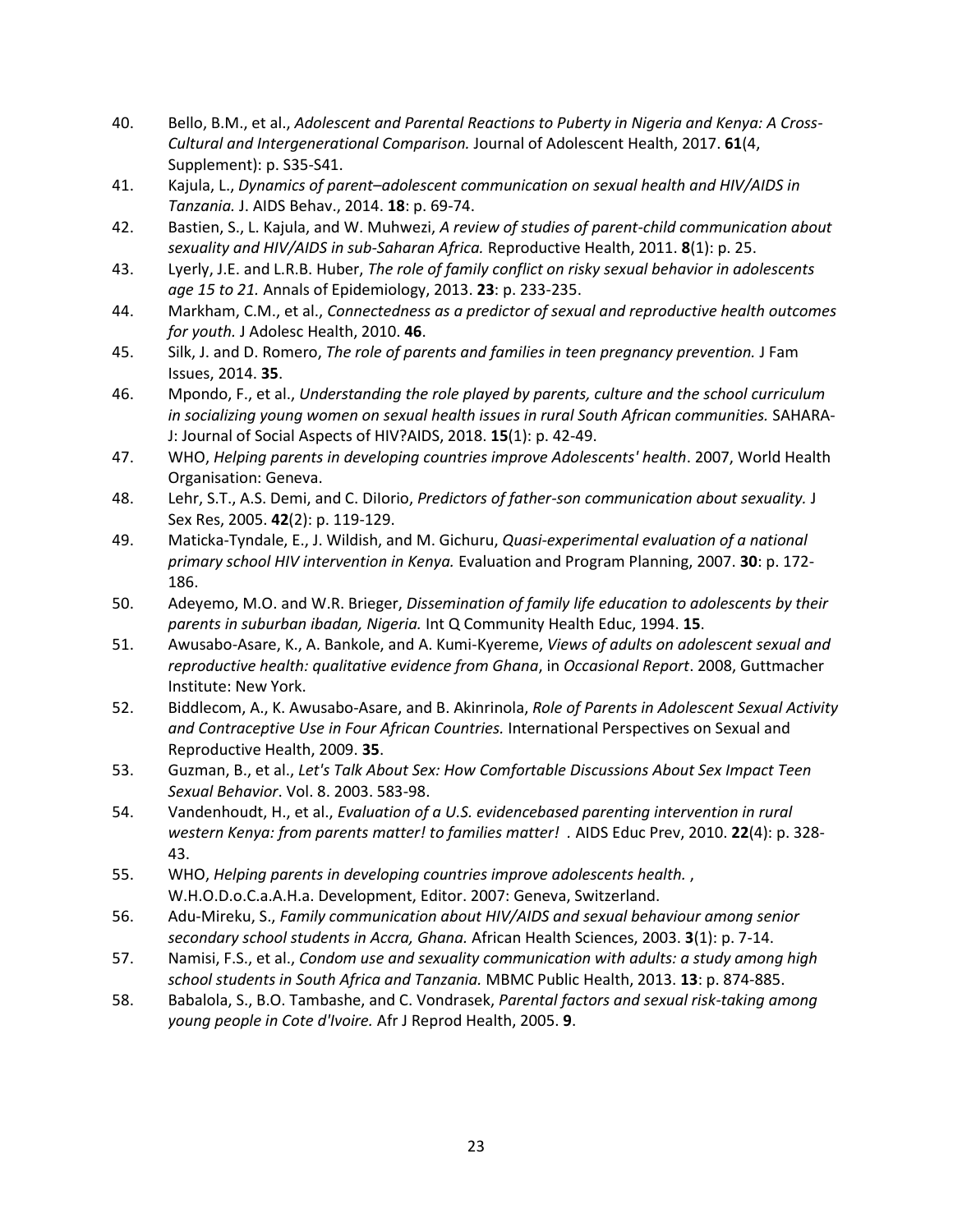40. Bello, B.M., et al., *Adolescent and Parental Reactions to Puberty in Nigeria and Kenya: A Cross-Cultural and Intergenerational Comparison.* Journal of Adolescent Health, 2017. **61**(4, Supplement): p. S35-S41.
41. Kajula, L., *Dynamics of parent–adolescent communication on sexual health and HIV/AIDS in Tanzania.* J. AIDS Behav., 2014. **18**: p. 69-74.
42. Bastien, S., L. Kajula, and W. Muhwezi, *A review of studies of parent-child communication about sexuality and HIV/AIDS in sub-Saharan Africa.* Reproductive Health, 2011. **8**(1): p. 25.
43. Lyerly, J.E. and L.R.B. Huber, *The role of family conflict on risky sexual behavior in adolescents age 15 to 21.* Annals of Epidemiology, 2013. **23**: p. 233-235.
44. Markham, C.M., et al., *Connectedness as a predictor of sexual and reproductive health outcomes for youth.* J Adolesc Health, 2010. **46**.
45. Silk, J. and D. Romero, *The role of parents and families in teen pregnancy prevention.* J Fam Issues, 2014. **35**.
46. Mpondo, F., et al., *Understanding the role played by parents, culture and the school curriculum in socializing young women on sexual health issues in rural South African communities.* SAHARA-J: Journal of Social Aspects of HIV?AIDS, 2018. **15**(1): p. 42-49.
47. WHO, *Helping parents in developing countries improve Adolescents' health*. 2007, World Health Organisation: Geneva.
48. Lehr, S.T., A.S. Demi, and C. DiIorio, *Predictors of father-son communication about sexuality.* J Sex Res, 2005. **42**(2): p. 119-129.
49. Maticka-Tyndale, E., J. Wildish, and M. Gichuru, *Quasi-experimental evaluation of a national primary school HIV intervention in Kenya.* Evaluation and Program Planning, 2007. **30**: p. 172-186.
50. Adeyemo, M.O. and W.R. Brieger, *Dissemination of family life education to adolescents by their parents in suburban ibadan, Nigeria.* Int Q Community Health Educ, 1994. **15**.
51. Awusabo-Asare, K., A. Bankole, and A. Kumi-Kyereme, *Views of adults on adolescent sexual and reproductive health: qualitative evidence from Ghana*, in *Occasional Report*. 2008, Guttmacher Institute: New York.
52. Biddlecom, A., K. Awusabo-Asare, and B. Akinrinola, *Role of Parents in Adolescent Sexual Activity and Contraceptive Use in Four African Countries.* International Perspectives on Sexual and Reproductive Health, 2009. **35**.
53. Guzman, B., et al., *Let's Talk About Sex: How Comfortable Discussions About Sex Impact Teen Sexual Behavior*. Vol. 8. 2003. 583-98.
54. Vandenhoudt, H., et al., *Evaluation of a U.S. evidencebased parenting intervention in rural western Kenya: from parents matter! to families matter!* . AIDS Educ Prev, 2010. **22**(4): p. 328-43.
55. WHO, *Helping parents in developing countries improve adolescents health.* , W.H.O.D.o.C.a.A.H.a. Development, Editor. 2007: Geneva, Switzerland.
56. Adu-Mireku, S., *Family communication about HIV/AIDS and sexual behaviour among senior secondary school students in Accra, Ghana.* African Health Sciences, 2003. **3**(1): p. 7-14.
57. Namisi, F.S., et al., *Condom use and sexuality communication with adults: a study among high school students in South Africa and Tanzania.* MBMC Public Health, 2013. **13**: p. 874-885.
58. Babalola, S., B.O. Tambashe, and C. Vondrasek, *Parental factors and sexual risk-taking among young people in Cote d'Ivoire.* Afr J Reprod Health, 2005. **9**.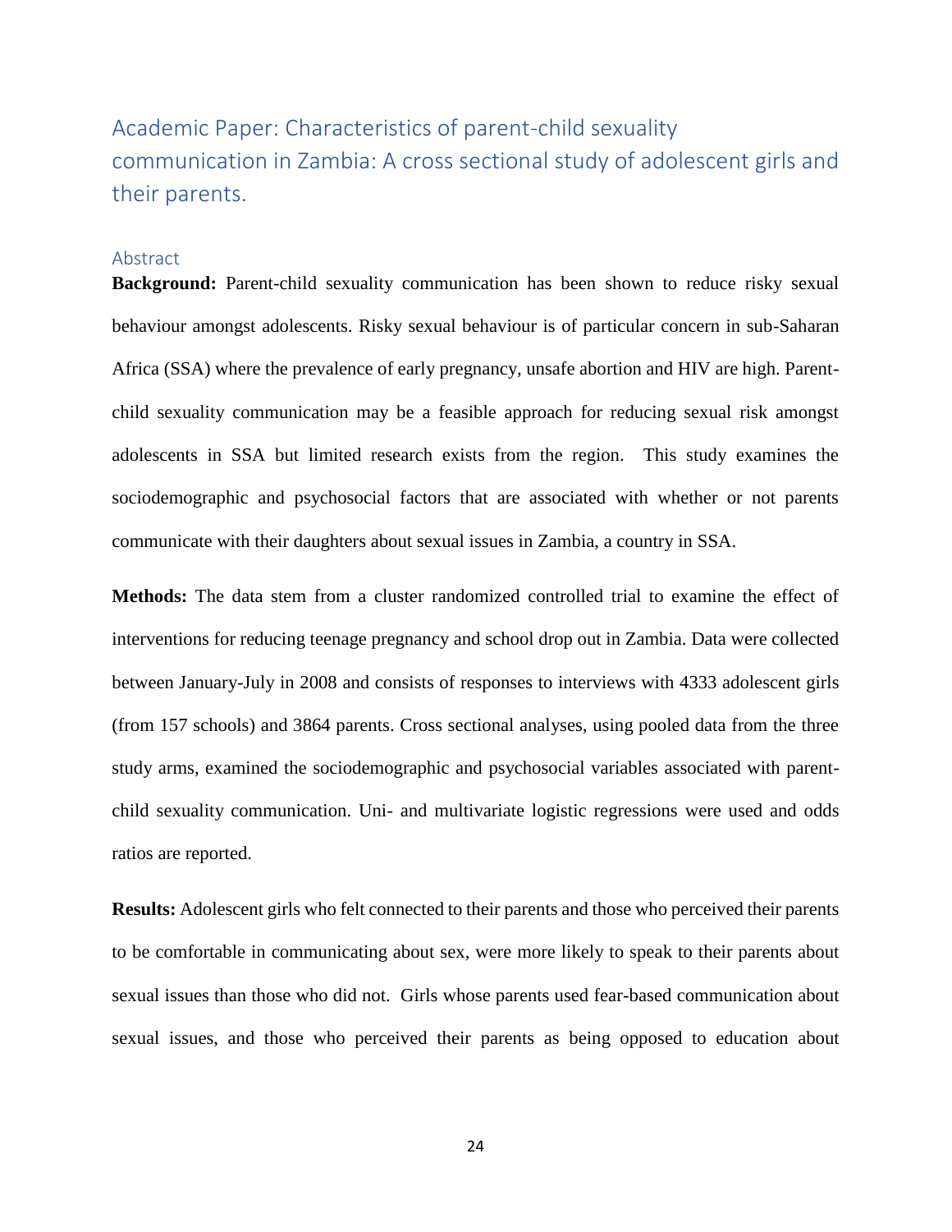## Academic Paper: Characteristics of parent-child sexuality communication in Zambia: A cross sectional study of adolescent girls and their parents.

### Abstract

**Background:** Parent-child sexuality communication has been shown to reduce risky sexual behaviour amongst adolescents. Risky sexual behaviour is of particular concern in sub-Saharan Africa (SSA) where the prevalence of early pregnancy, unsafe abortion and HIV are high. Parent-child sexuality communication may be a feasible approach for reducing sexual risk amongst adolescents in SSA but limited research exists from the region. This study examines the sociodemographic and psychosocial factors that are associated with whether or not parents communicate with their daughters about sexual issues in Zambia, a country in SSA.

**Methods:** The data stem from a cluster randomized controlled trial to examine the effect of interventions for reducing teenage pregnancy and school drop out in Zambia. Data were collected between January-July in 2008 and consists of responses to interviews with 4333 adolescent girls (from 157 schools) and 3864 parents. Cross sectional analyses, using pooled data from the three study arms, examined the sociodemographic and psychosocial variables associated with parent-child sexuality communication. Uni- and multivariate logistic regressions were used and odds ratios are reported.

**Results:** Adolescent girls who felt connected to their parents and those who perceived their parents to be comfortable in communicating about sex, were more likely to speak to their parents about sexual issues than those who did not. Girls whose parents used fear-based communication about sexual issues, and those who perceived their parents as being opposed to education about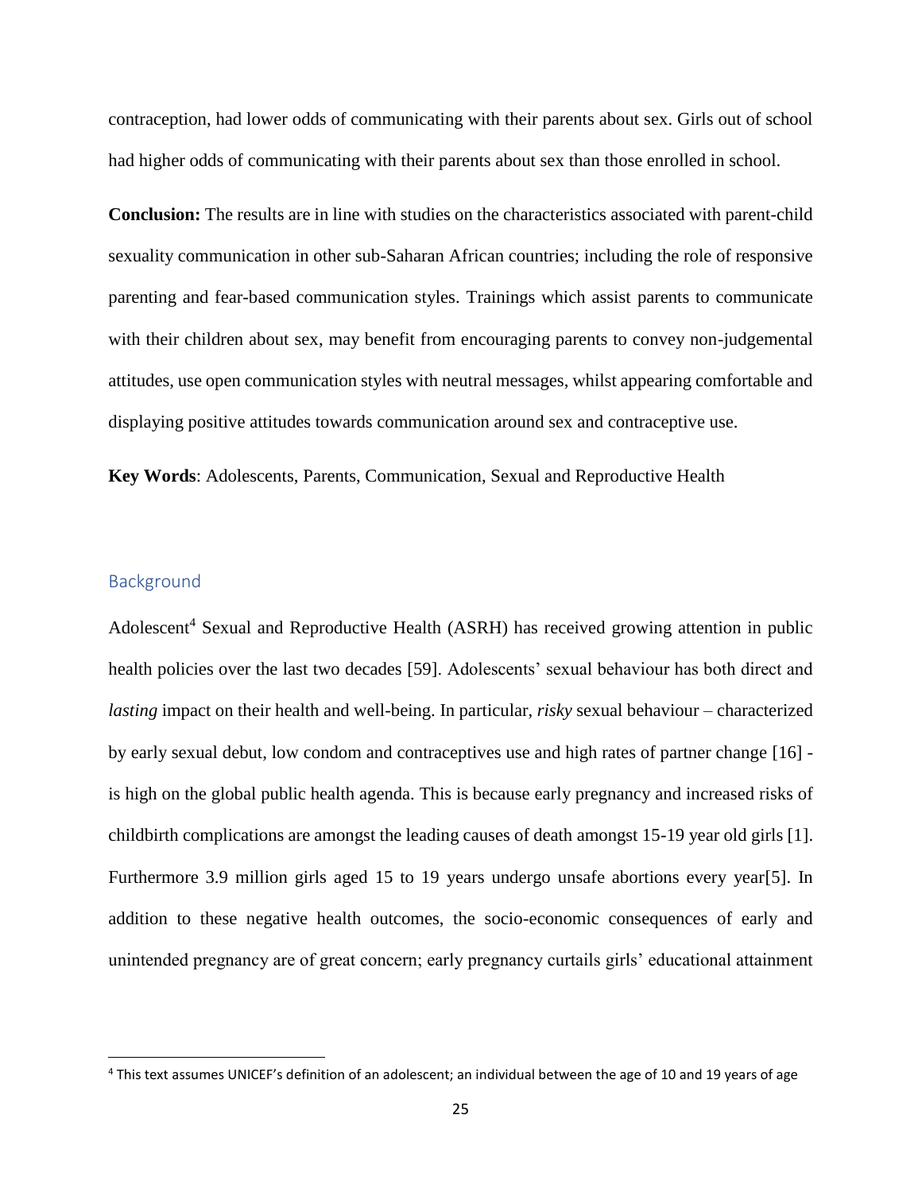contraception, had lower odds of communicating with their parents about sex. Girls out of school had higher odds of communicating with their parents about sex than those enrolled in school.

**Conclusion:** The results are in line with studies on the characteristics associated with parent-child sexuality communication in other sub-Saharan African countries; including the role of responsive parenting and fear-based communication styles. Trainings which assist parents to communicate with their children about sex, may benefit from encouraging parents to convey non-judgemental attitudes, use open communication styles with neutral messages, whilst appearing comfortable and displaying positive attitudes towards communication around sex and contraceptive use.

**Key Words**: Adolescents, Parents, Communication, Sexual and Reproductive Health

## Background

Adolescent[4] Sexual and Reproductive Health (ASRH) has received growing attention in public health policies over the last two decades [59]. Adolescents' sexual behaviour has both direct and *lasting* impact on their health and well-being. In particular, *risky* sexual behaviour – characterized by early sexual debut, low condom and contraceptives use and high rates of partner change [16] - is high on the global public health agenda. This is because early pregnancy and increased risks of childbirth complications are amongst the leading causes of death amongst 15-19 year old girls [1]. Furthermore 3.9 million girls aged 15 to 19 years undergo unsafe abortions every year[5]. In addition to these negative health outcomes, the socio-economic consequences of early and unintended pregnancy are of great concern; early pregnancy curtails girls' educational attainment

[4] This text assumes UNICEF's definition of an adolescent; an individual between the age of 10 and 19 years of age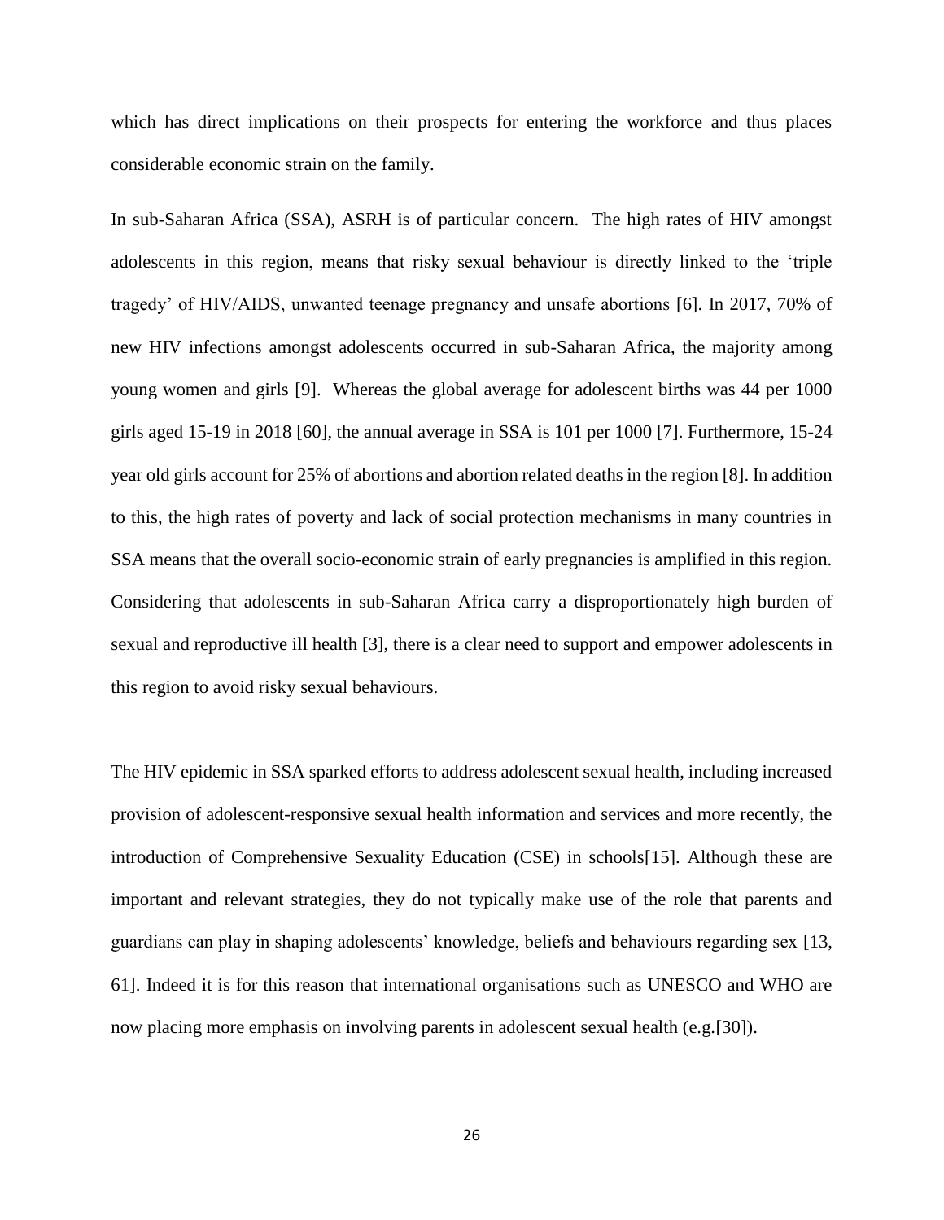which has direct implications on their prospects for entering the workforce and thus places considerable economic strain on the family.

In sub-Saharan Africa (SSA), ASRH is of particular concern. The high rates of HIV amongst adolescents in this region, means that risky sexual behaviour is directly linked to the 'triple tragedy' of HIV/AIDS, unwanted teenage pregnancy and unsafe abortions [6]. In 2017, 70% of new HIV infections amongst adolescents occurred in sub-Saharan Africa, the majority among young women and girls [9]. Whereas the global average for adolescent births was 44 per 1000 girls aged 15-19 in 2018 [60], the annual average in SSA is 101 per 1000 [7]. Furthermore, 15-24 year old girls account for 25% of abortions and abortion related deaths in the region [8]. In addition to this, the high rates of poverty and lack of social protection mechanisms in many countries in SSA means that the overall socio-economic strain of early pregnancies is amplified in this region. Considering that adolescents in sub-Saharan Africa carry a disproportionately high burden of sexual and reproductive ill health [3], there is a clear need to support and empower adolescents in this region to avoid risky sexual behaviours.

The HIV epidemic in SSA sparked efforts to address adolescent sexual health, including increased provision of adolescent-responsive sexual health information and services and more recently, the introduction of Comprehensive Sexuality Education (CSE) in schools[15]. Although these are important and relevant strategies, they do not typically make use of the role that parents and guardians can play in shaping adolescents' knowledge, beliefs and behaviours regarding sex [13, 61]. Indeed it is for this reason that international organisations such as UNESCO and WHO are now placing more emphasis on involving parents in adolescent sexual health (e.g.[30]).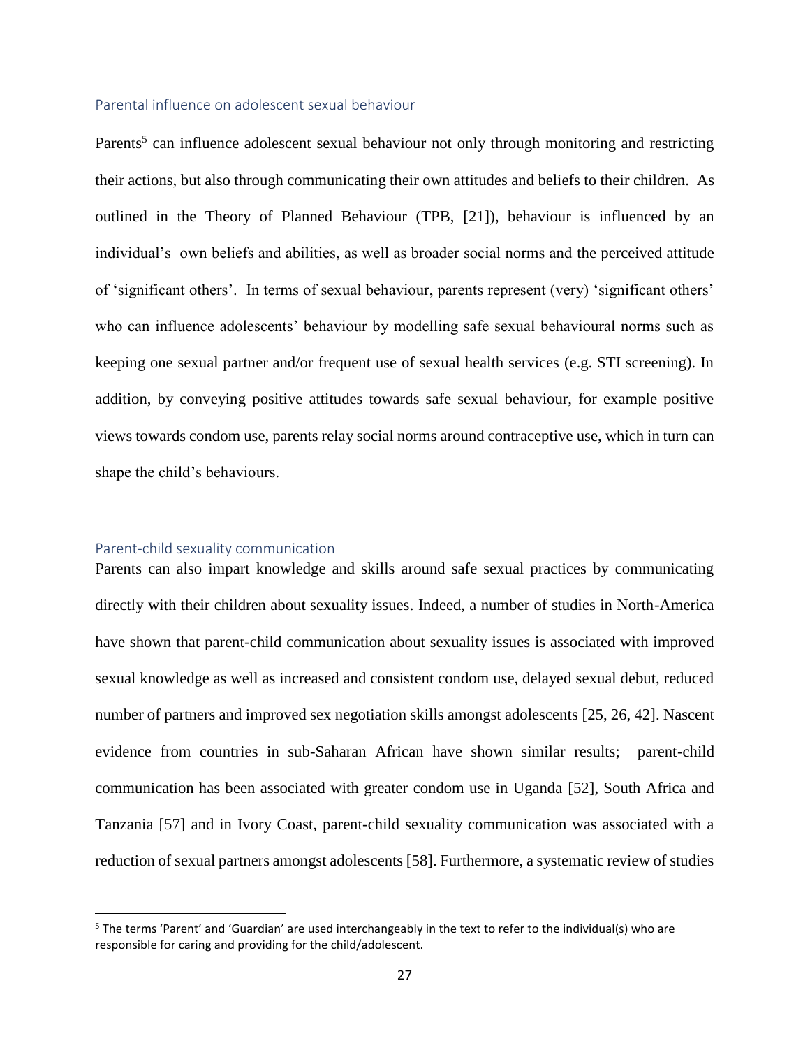## Parental influence on adolescent sexual behaviour

Parents[5] can influence adolescent sexual behaviour not only through monitoring and restricting their actions, but also through communicating their own attitudes and beliefs to their children. As outlined in the Theory of Planned Behaviour (TPB, [21]), behaviour is influenced by an individual's own beliefs and abilities, as well as broader social norms and the perceived attitude of 'significant others'. In terms of sexual behaviour, parents represent (very) 'significant others' who can influence adolescents' behaviour by modelling safe sexual behavioural norms such as keeping one sexual partner and/or frequent use of sexual health services (e.g. STI screening). In addition, by conveying positive attitudes towards safe sexual behaviour, for example positive views towards condom use, parents relay social norms around contraceptive use, which in turn can shape the child's behaviours.

## Parent-child sexuality communication

Parents can also impart knowledge and skills around safe sexual practices by communicating directly with their children about sexuality issues. Indeed, a number of studies in North-America have shown that parent-child communication about sexuality issues is associated with improved sexual knowledge as well as increased and consistent condom use, delayed sexual debut, reduced number of partners and improved sex negotiation skills amongst adolescents [25, 26, 42]. Nascent evidence from countries in sub-Saharan African have shown similar results; parent-child communication has been associated with greater condom use in Uganda [52], South Africa and Tanzania [57] and in Ivory Coast, parent-child sexuality communication was associated with a reduction of sexual partners amongst adolescents [58]. Furthermore, a systematic review of studies

[5] The terms 'Parent' and 'Guardian' are used interchangeably in the text to refer to the individual(s) who are responsible for caring and providing for the child/adolescent.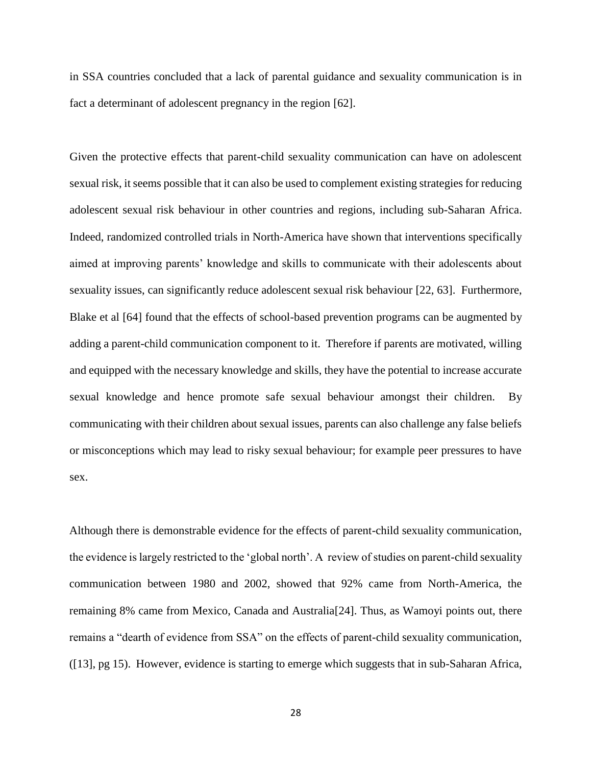in SSA countries concluded that a lack of parental guidance and sexuality communication is in fact a determinant of adolescent pregnancy in the region [62].

Given the protective effects that parent-child sexuality communication can have on adolescent sexual risk, it seems possible that it can also be used to complement existing strategies for reducing adolescent sexual risk behaviour in other countries and regions, including sub-Saharan Africa. Indeed, randomized controlled trials in North-America have shown that interventions specifically aimed at improving parents' knowledge and skills to communicate with their adolescents about sexuality issues, can significantly reduce adolescent sexual risk behaviour [22, 63]. Furthermore, Blake et al [64] found that the effects of school-based prevention programs can be augmented by adding a parent-child communication component to it. Therefore if parents are motivated, willing and equipped with the necessary knowledge and skills, they have the potential to increase accurate sexual knowledge and hence promote safe sexual behaviour amongst their children. By communicating with their children about sexual issues, parents can also challenge any false beliefs or misconceptions which may lead to risky sexual behaviour; for example peer pressures to have sex.

Although there is demonstrable evidence for the effects of parent-child sexuality communication, the evidence is largely restricted to the 'global north'. A review of studies on parent-child sexuality communication between 1980 and 2002, showed that 92% came from North-America, the remaining 8% came from Mexico, Canada and Australia[24]. Thus, as Wamoyi points out, there remains a "dearth of evidence from SSA" on the effects of parent-child sexuality communication, ([13], pg 15). However, evidence is starting to emerge which suggests that in sub-Saharan Africa,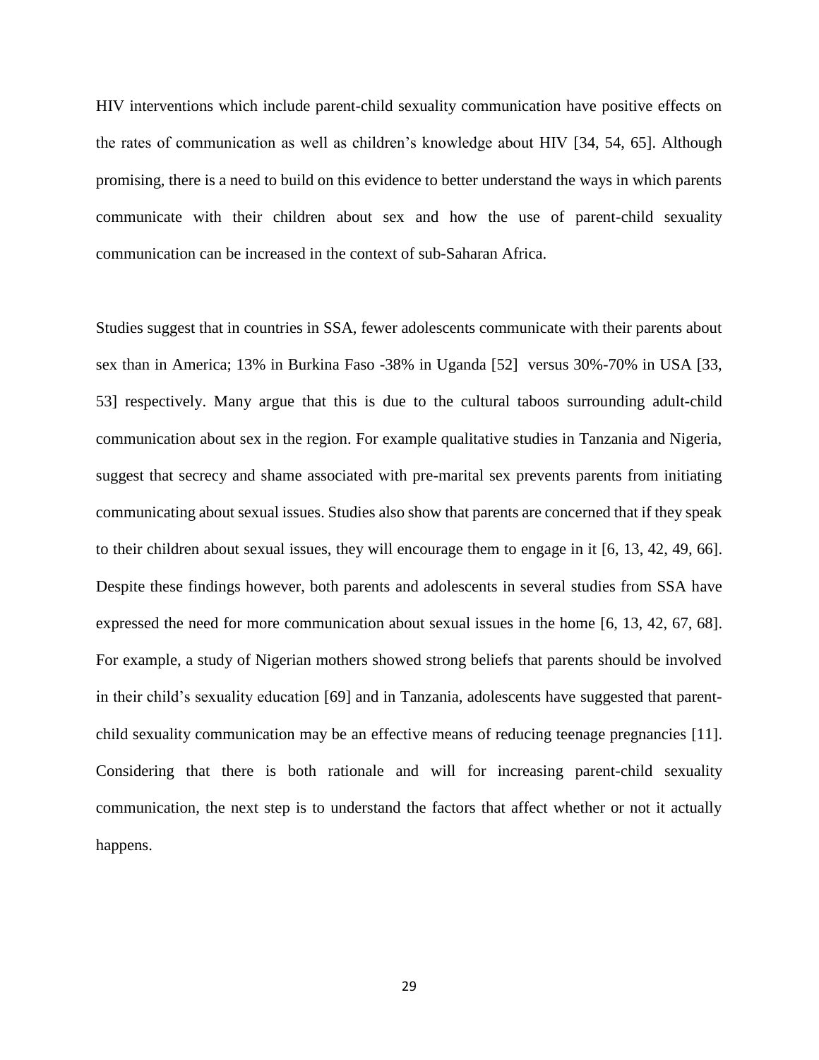HIV interventions which include parent-child sexuality communication have positive effects on the rates of communication as well as children's knowledge about HIV [34, 54, 65]. Although promising, there is a need to build on this evidence to better understand the ways in which parents communicate with their children about sex and how the use of parent-child sexuality communication can be increased in the context of sub-Saharan Africa.

Studies suggest that in countries in SSA, fewer adolescents communicate with their parents about sex than in America; 13% in Burkina Faso -38% in Uganda [52] versus 30%-70% in USA [33, 53] respectively. Many argue that this is due to the cultural taboos surrounding adult-child communication about sex in the region. For example qualitative studies in Tanzania and Nigeria, suggest that secrecy and shame associated with pre-marital sex prevents parents from initiating communicating about sexual issues. Studies also show that parents are concerned that if they speak to their children about sexual issues, they will encourage them to engage in it [6, 13, 42, 49, 66]. Despite these findings however, both parents and adolescents in several studies from SSA have expressed the need for more communication about sexual issues in the home [6, 13, 42, 67, 68]. For example, a study of Nigerian mothers showed strong beliefs that parents should be involved in their child's sexuality education [69] and in Tanzania, adolescents have suggested that parent-child sexuality communication may be an effective means of reducing teenage pregnancies [11]. Considering that there is both rationale and will for increasing parent-child sexuality communication, the next step is to understand the factors that affect whether or not it actually happens.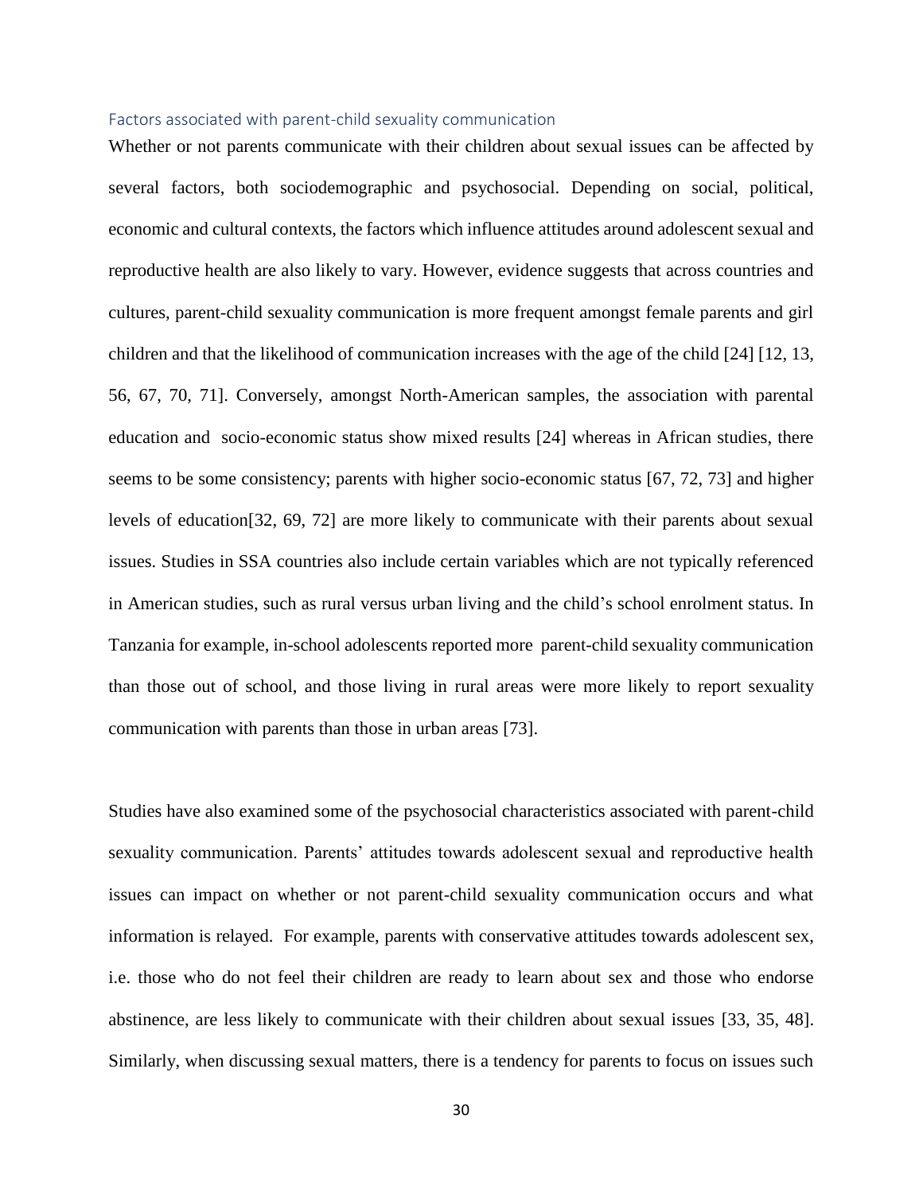### Factors associated with parent-child sexuality communication

Whether or not parents communicate with their children about sexual issues can be affected by several factors, both sociodemographic and psychosocial. Depending on social, political, economic and cultural contexts, the factors which influence attitudes around adolescent sexual and reproductive health are also likely to vary. However, evidence suggests that across countries and cultures, parent-child sexuality communication is more frequent amongst female parents and girl children and that the likelihood of communication increases with the age of the child [24] [12, 13, 56, 67, 70, 71]. Conversely, amongst North-American samples, the association with parental education and socio-economic status show mixed results [24] whereas in African studies, there seems to be some consistency; parents with higher socio-economic status [67, 72, 73] and higher levels of education[32, 69, 72] are more likely to communicate with their parents about sexual issues. Studies in SSA countries also include certain variables which are not typically referenced in American studies, such as rural versus urban living and the child's school enrolment status. In Tanzania for example, in-school adolescents reported more parent-child sexuality communication than those out of school, and those living in rural areas were more likely to report sexuality communication with parents than those in urban areas [73].

Studies have also examined some of the psychosocial characteristics associated with parent-child sexuality communication. Parents' attitudes towards adolescent sexual and reproductive health issues can impact on whether or not parent-child sexuality communication occurs and what information is relayed. For example, parents with conservative attitudes towards adolescent sex, i.e. those who do not feel their children are ready to learn about sex and those who endorse abstinence, are less likely to communicate with their children about sexual issues [33, 35, 48]. Similarly, when discussing sexual matters, there is a tendency for parents to focus on issues such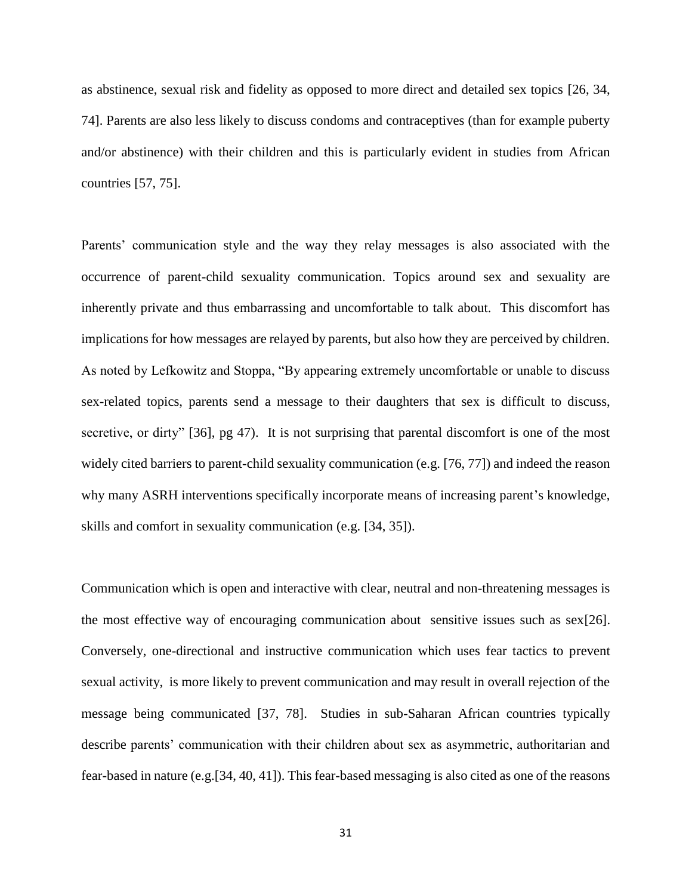as abstinence, sexual risk and fidelity as opposed to more direct and detailed sex topics [26, 34, 74]. Parents are also less likely to discuss condoms and contraceptives (than for example puberty and/or abstinence) with their children and this is particularly evident in studies from African countries [57, 75].

Parents' communication style and the way they relay messages is also associated with the occurrence of parent-child sexuality communication. Topics around sex and sexuality are inherently private and thus embarrassing and uncomfortable to talk about. This discomfort has implications for how messages are relayed by parents, but also how they are perceived by children. As noted by Lefkowitz and Stoppa, "By appearing extremely uncomfortable or unable to discuss sex-related topics, parents send a message to their daughters that sex is difficult to discuss, secretive, or dirty" [36], pg 47). It is not surprising that parental discomfort is one of the most widely cited barriers to parent-child sexuality communication (e.g. [76, 77]) and indeed the reason why many ASRH interventions specifically incorporate means of increasing parent's knowledge, skills and comfort in sexuality communication (e.g. [34, 35]).

Communication which is open and interactive with clear, neutral and non-threatening messages is the most effective way of encouraging communication about sensitive issues such as sex[26]. Conversely, one-directional and instructive communication which uses fear tactics to prevent sexual activity, is more likely to prevent communication and may result in overall rejection of the message being communicated [37, 78]. Studies in sub-Saharan African countries typically describe parents' communication with their children about sex as asymmetric, authoritarian and fear-based in nature (e.g.[34, 40, 41]). This fear-based messaging is also cited as one of the reasons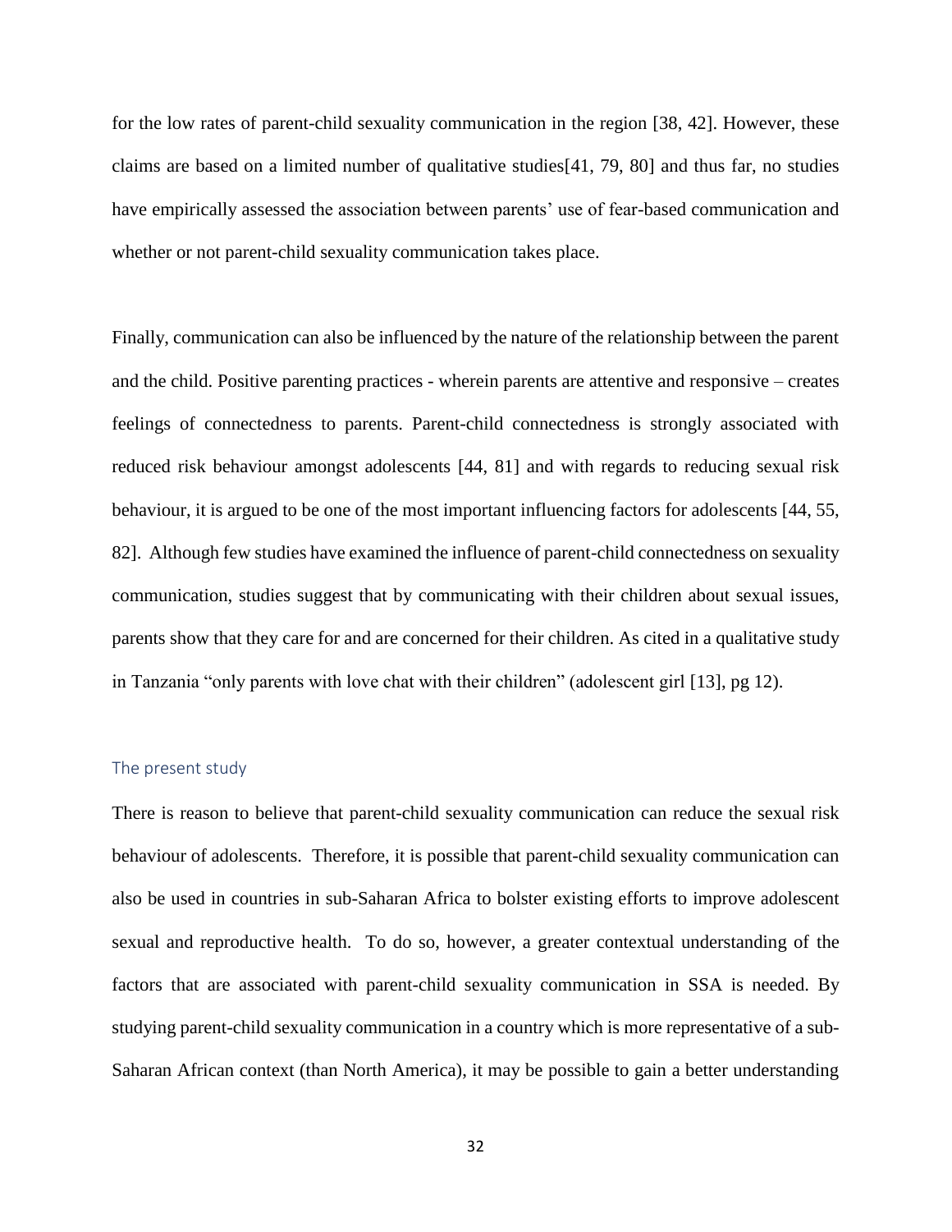for the low rates of parent-child sexuality communication in the region [38, 42]. However, these claims are based on a limited number of qualitative studies[41, 79, 80] and thus far, no studies have empirically assessed the association between parents' use of fear-based communication and whether or not parent-child sexuality communication takes place.

Finally, communication can also be influenced by the nature of the relationship between the parent and the child. Positive parenting practices - wherein parents are attentive and responsive – creates feelings of connectedness to parents. Parent-child connectedness is strongly associated with reduced risk behaviour amongst adolescents [44, 81] and with regards to reducing sexual risk behaviour, it is argued to be one of the most important influencing factors for adolescents [44, 55, 82]. Although few studies have examined the influence of parent-child connectedness on sexuality communication, studies suggest that by communicating with their children about sexual issues, parents show that they care for and are concerned for their children. As cited in a qualitative study in Tanzania "only parents with love chat with their children" (adolescent girl [13], pg 12).

### The present study

There is reason to believe that parent-child sexuality communication can reduce the sexual risk behaviour of adolescents. Therefore, it is possible that parent-child sexuality communication can also be used in countries in sub-Saharan Africa to bolster existing efforts to improve adolescent sexual and reproductive health. To do so, however, a greater contextual understanding of the factors that are associated with parent-child sexuality communication in SSA is needed. By studying parent-child sexuality communication in a country which is more representative of a sub-Saharan African context (than North America), it may be possible to gain a better understanding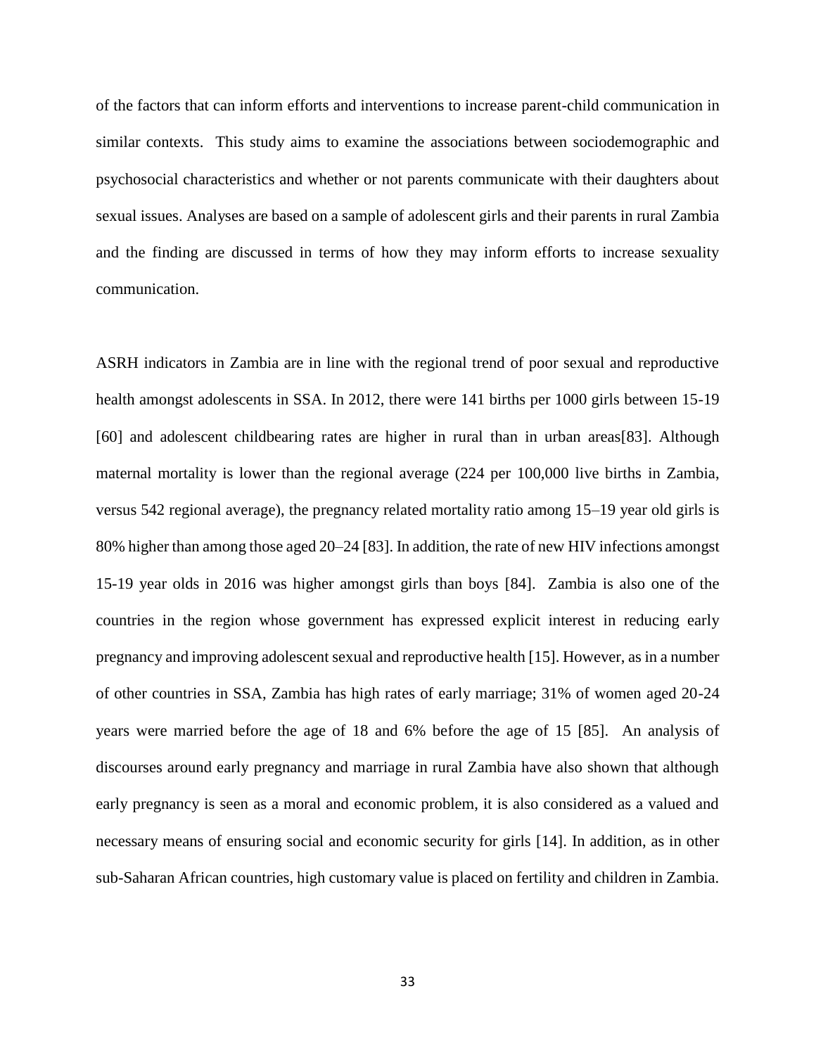of the factors that can inform efforts and interventions to increase parent-child communication in similar contexts. This study aims to examine the associations between sociodemographic and psychosocial characteristics and whether or not parents communicate with their daughters about sexual issues. Analyses are based on a sample of adolescent girls and their parents in rural Zambia and the finding are discussed in terms of how they may inform efforts to increase sexuality communication.

ASRH indicators in Zambia are in line with the regional trend of poor sexual and reproductive health amongst adolescents in SSA. In 2012, there were 141 births per 1000 girls between 15-19 [60] and adolescent childbearing rates are higher in rural than in urban areas[83]. Although maternal mortality is lower than the regional average (224 per 100,000 live births in Zambia, versus 542 regional average), the pregnancy related mortality ratio among 15–19 year old girls is 80% higher than among those aged 20–24 [83]. In addition, the rate of new HIV infections amongst 15-19 year olds in 2016 was higher amongst girls than boys [84]. Zambia is also one of the countries in the region whose government has expressed explicit interest in reducing early pregnancy and improving adolescent sexual and reproductive health [15]. However, as in a number of other countries in SSA, Zambia has high rates of early marriage; 31% of women aged 20-24 years were married before the age of 18 and 6% before the age of 15 [85]. An analysis of discourses around early pregnancy and marriage in rural Zambia have also shown that although early pregnancy is seen as a moral and economic problem, it is also considered as a valued and necessary means of ensuring social and economic security for girls [14]. In addition, as in other sub-Saharan African countries, high customary value is placed on fertility and children in Zambia.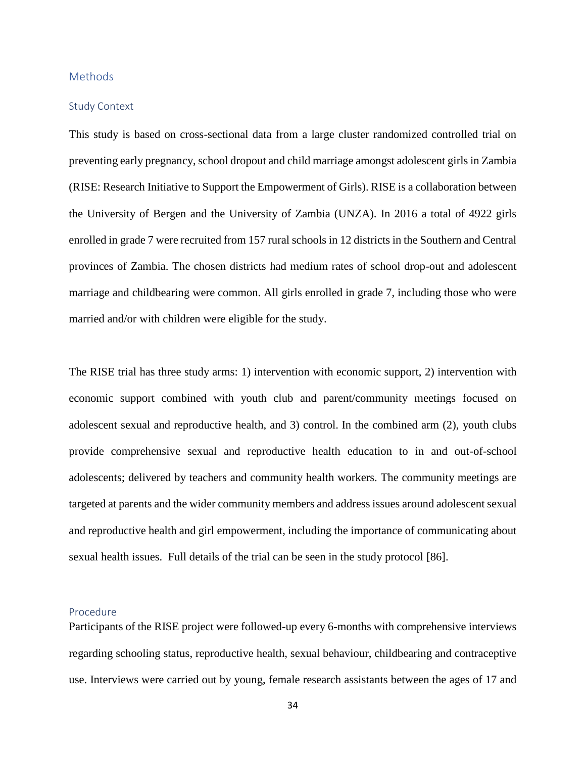## Methods

### Study Context

This study is based on cross-sectional data from a large cluster randomized controlled trial on preventing early pregnancy, school dropout and child marriage amongst adolescent girls in Zambia (RISE: Research Initiative to Support the Empowerment of Girls). RISE is a collaboration between the University of Bergen and the University of Zambia (UNZA). In 2016 a total of 4922 girls enrolled in grade 7 were recruited from 157 rural schools in 12 districts in the Southern and Central provinces of Zambia. The chosen districts had medium rates of school drop-out and adolescent marriage and childbearing were common. All girls enrolled in grade 7, including those who were married and/or with children were eligible for the study.

The RISE trial has three study arms: 1) intervention with economic support, 2) intervention with economic support combined with youth club and parent/community meetings focused on adolescent sexual and reproductive health, and 3) control. In the combined arm (2), youth clubs provide comprehensive sexual and reproductive health education to in and out-of-school adolescents; delivered by teachers and community health workers. The community meetings are targeted at parents and the wider community members and address issues around adolescent sexual and reproductive health and girl empowerment, including the importance of communicating about sexual health issues. Full details of the trial can be seen in the study protocol [86].

### Procedure

Participants of the RISE project were followed-up every 6-months with comprehensive interviews regarding schooling status, reproductive health, sexual behaviour, childbearing and contraceptive use. Interviews were carried out by young, female research assistants between the ages of 17 and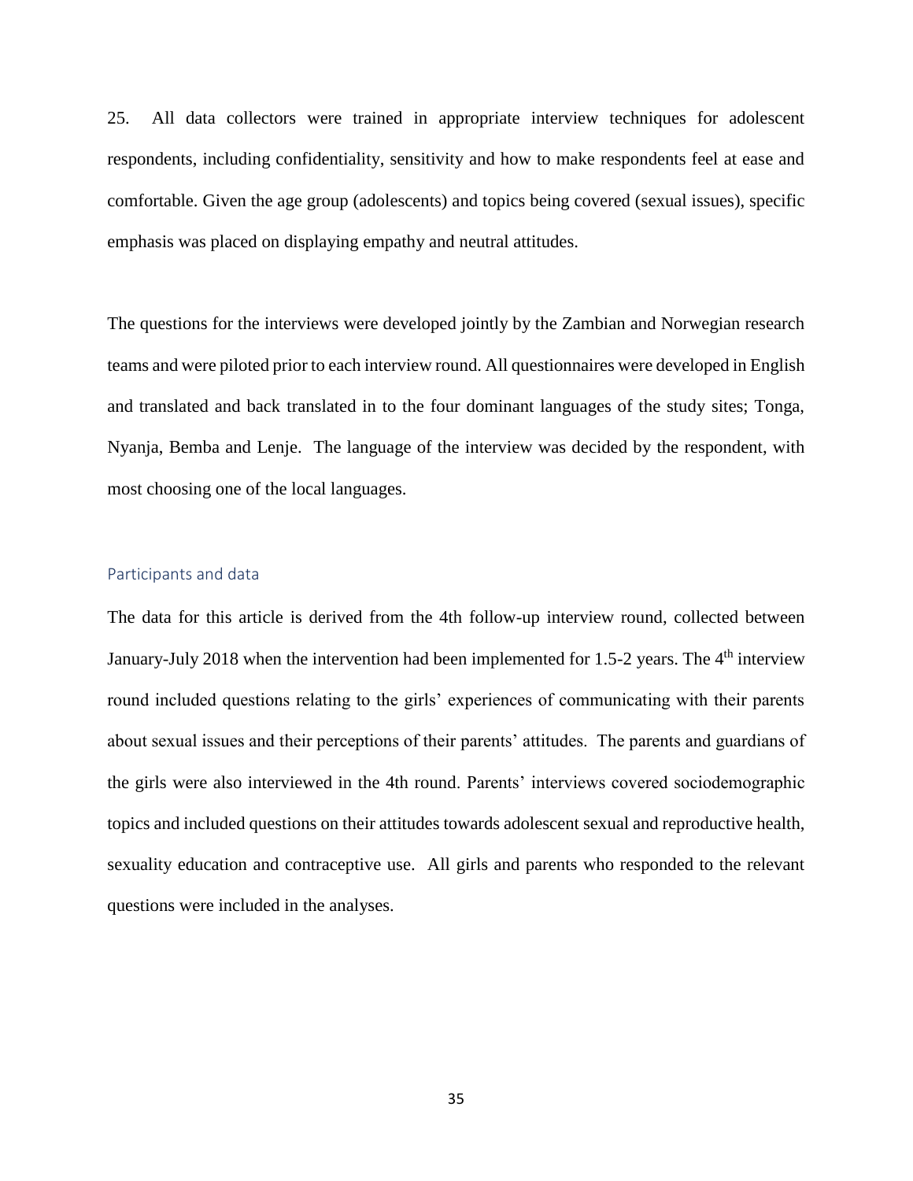25. All data collectors were trained in appropriate interview techniques for adolescent respondents, including confidentiality, sensitivity and how to make respondents feel at ease and comfortable. Given the age group (adolescents) and topics being covered (sexual issues), specific emphasis was placed on displaying empathy and neutral attitudes.

The questions for the interviews were developed jointly by the Zambian and Norwegian research teams and were piloted prior to each interview round. All questionnaires were developed in English and translated and back translated in to the four dominant languages of the study sites; Tonga, Nyanja, Bemba and Lenje. The language of the interview was decided by the respondent, with most choosing one of the local languages.

## Participants and data

The data for this article is derived from the 4th follow-up interview round, collected between January-July 2018 when the intervention had been implemented for 1.5-2 years. The 4th interview round included questions relating to the girls' experiences of communicating with their parents about sexual issues and their perceptions of their parents' attitudes. The parents and guardians of the girls were also interviewed in the 4th round. Parents' interviews covered sociodemographic topics and included questions on their attitudes towards adolescent sexual and reproductive health, sexuality education and contraceptive use. All girls and parents who responded to the relevant questions were included in the analyses.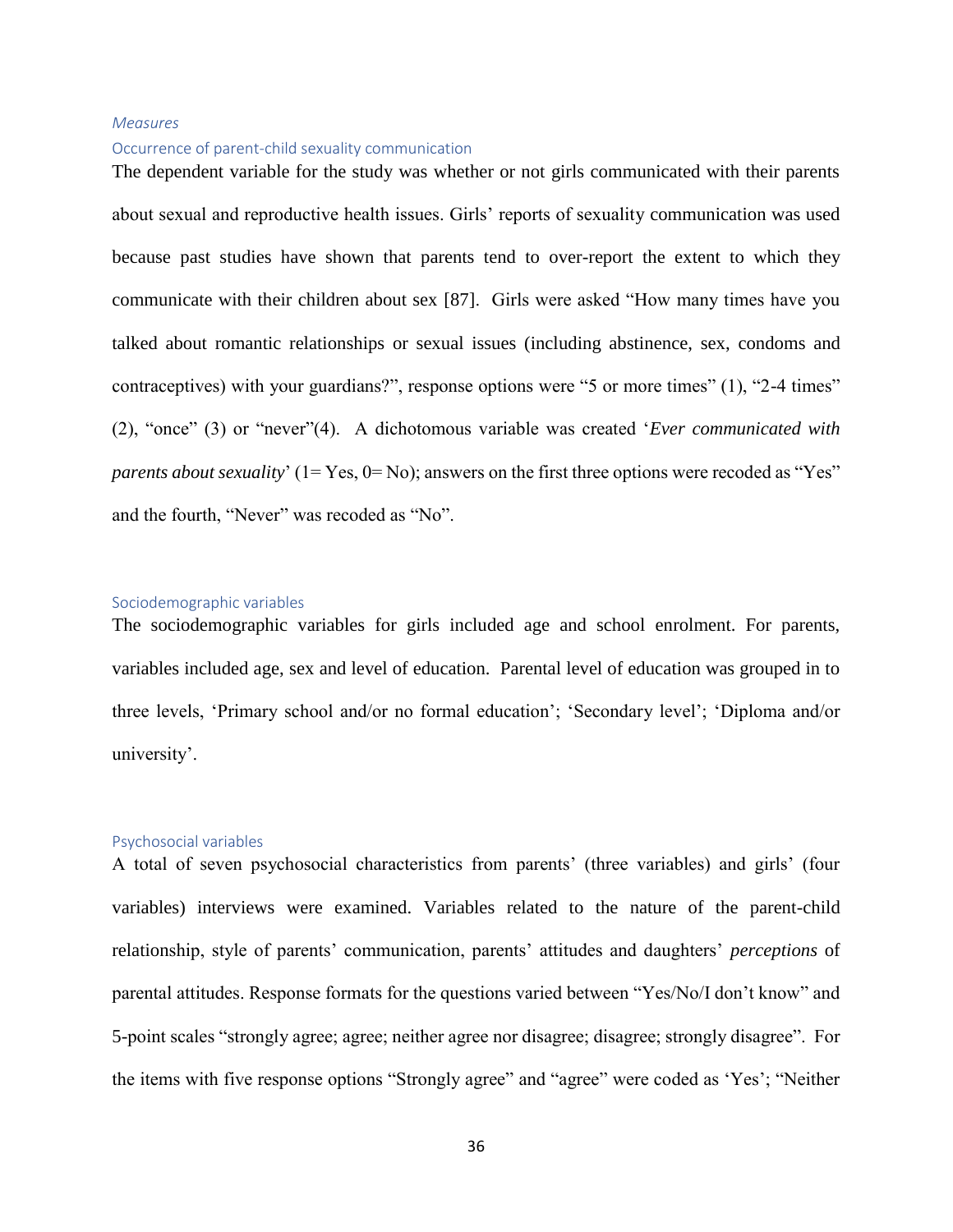### *Measures*

#### Occurrence of parent-child sexuality communication

The dependent variable for the study was whether or not girls communicated with their parents about sexual and reproductive health issues. Girls' reports of sexuality communication was used because past studies have shown that parents tend to over-report the extent to which they communicate with their children about sex [87]. Girls were asked "How many times have you talked about romantic relationships or sexual issues (including abstinence, sex, condoms and contraceptives) with your guardians?", response options were "5 or more times" (1), "2-4 times" (2), "once" (3) or "never"(4). A dichotomous variable was created '*Ever communicated with parents about sexuality*' (1= Yes, 0= No); answers on the first three options were recoded as "Yes" and the fourth, "Never" was recoded as "No".

#### Sociodemographic variables

The sociodemographic variables for girls included age and school enrolment. For parents, variables included age, sex and level of education. Parental level of education was grouped in to three levels, 'Primary school and/or no formal education'; 'Secondary level'; 'Diploma and/or university'.

#### Psychosocial variables

A total of seven psychosocial characteristics from parents' (three variables) and girls' (four variables) interviews were examined. Variables related to the nature of the parent-child relationship, style of parents' communication, parents' attitudes and daughters' *perceptions* of parental attitudes. Response formats for the questions varied between "Yes/No/I don't know" and 5-point scales "strongly agree; agree; neither agree nor disagree; disagree; strongly disagree". For the items with five response options "Strongly agree" and "agree" were coded as 'Yes'; "Neither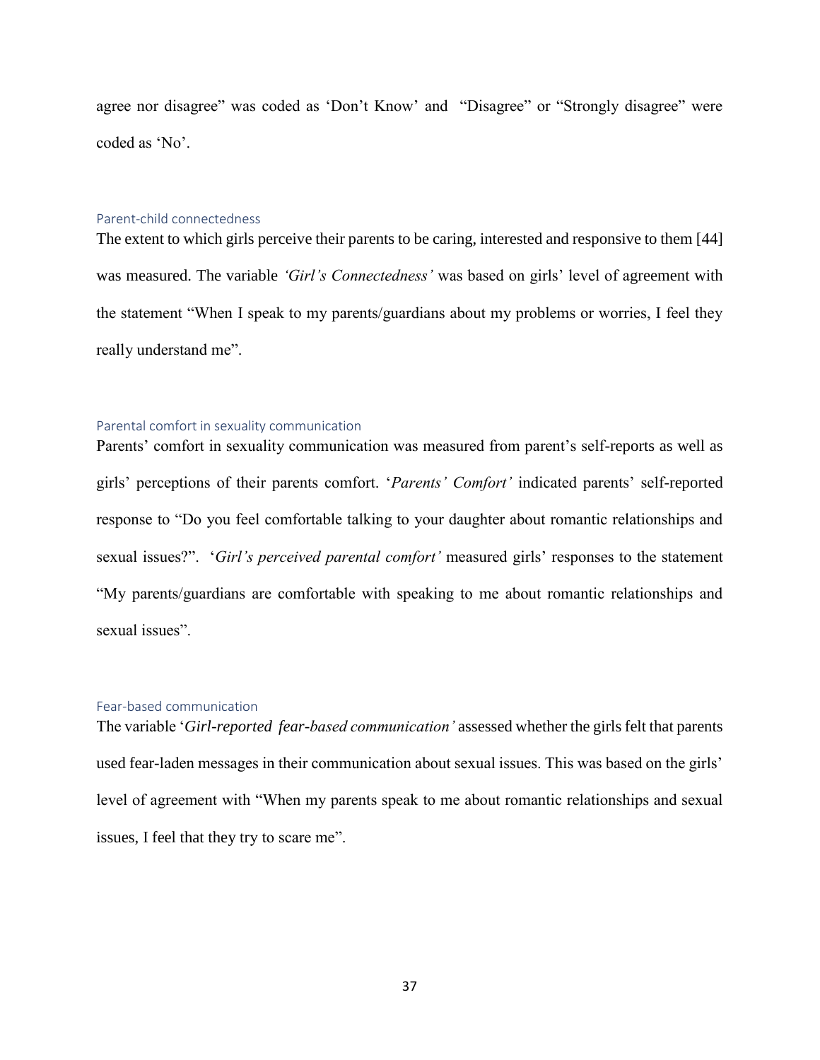agree nor disagree" was coded as 'Don't Know' and "Disagree" or "Strongly disagree" were coded as 'No'.

### Parent-child connectedness

The extent to which girls perceive their parents to be caring, interested and responsive to them [44] was measured. The variable *'Girl's Connectedness'* was based on girls' level of agreement with the statement "When I speak to my parents/guardians about my problems or worries, I feel they really understand me".

### Parental comfort in sexuality communication

Parents' comfort in sexuality communication was measured from parent's self-reports as well as girls' perceptions of their parents comfort. '*Parents' Comfort'* indicated parents' self-reported response to "Do you feel comfortable talking to your daughter about romantic relationships and sexual issues?". '*Girl's perceived parental comfort'* measured girls' responses to the statement "My parents/guardians are comfortable with speaking to me about romantic relationships and sexual issues".

### Fear-based communication

The variable '*Girl-reported fear-based communication'* assessed whether the girls felt that parents used fear-laden messages in their communication about sexual issues. This was based on the girls' level of agreement with "When my parents speak to me about romantic relationships and sexual issues, I feel that they try to scare me".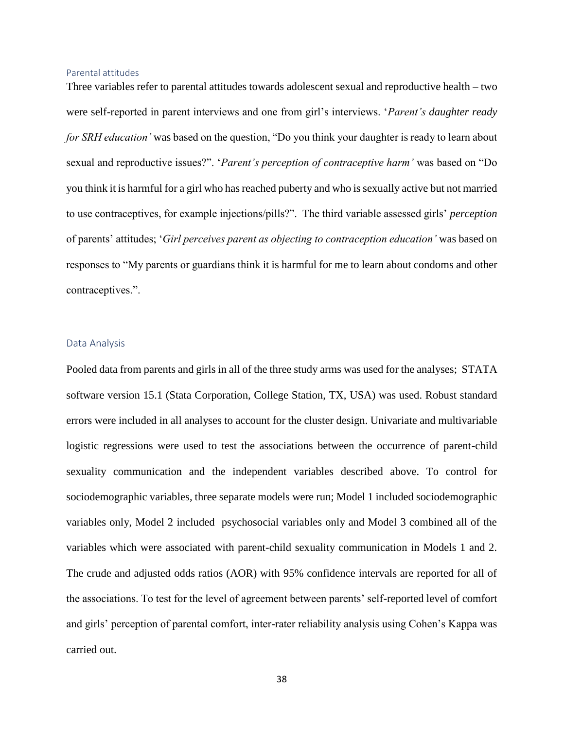### Parental attitudes

Three variables refer to parental attitudes towards adolescent sexual and reproductive health – two were self-reported in parent interviews and one from girl's interviews. '*Parent's daughter ready for SRH education'* was based on the question, "Do you think your daughter is ready to learn about sexual and reproductive issues?". '*Parent's perception of contraceptive harm'* was based on "Do you think it is harmful for a girl who has reached puberty and who is sexually active but not married to use contraceptives, for example injections/pills?". The third variable assessed girls' *perception* of parents' attitudes; '*Girl perceives parent as objecting to contraception education'* was based on responses to "My parents or guardians think it is harmful for me to learn about condoms and other contraceptives.".

### Data Analysis

Pooled data from parents and girls in all of the three study arms was used for the analyses; STATA software version 15.1 (Stata Corporation, College Station, TX, USA) was used. Robust standard errors were included in all analyses to account for the cluster design. Univariate and multivariable logistic regressions were used to test the associations between the occurrence of parent-child sexuality communication and the independent variables described above. To control for sociodemographic variables, three separate models were run; Model 1 included sociodemographic variables only, Model 2 included psychosocial variables only and Model 3 combined all of the variables which were associated with parent-child sexuality communication in Models 1 and 2. The crude and adjusted odds ratios (AOR) with 95% confidence intervals are reported for all of the associations. To test for the level of agreement between parents' self-reported level of comfort and girls' perception of parental comfort, inter-rater reliability analysis using Cohen's Kappa was carried out.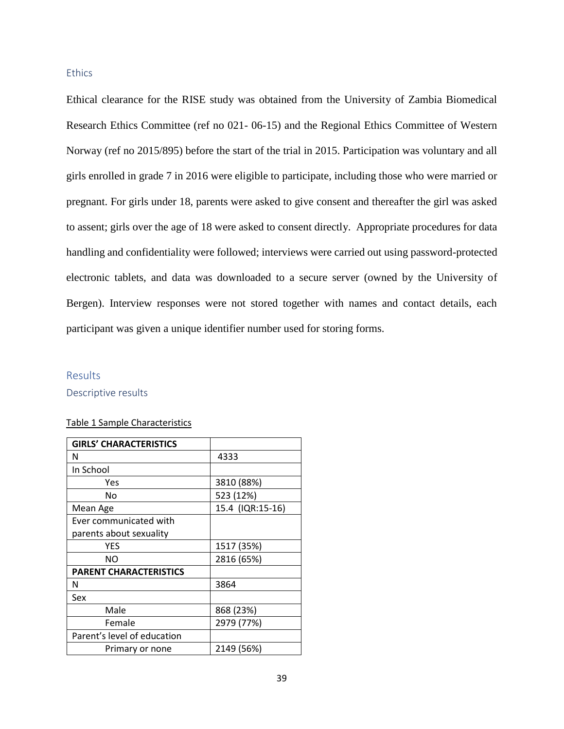## Ethics

Ethical clearance for the RISE study was obtained from the University of Zambia Biomedical Research Ethics Committee (ref no 021- 06-15) and the Regional Ethics Committee of Western Norway (ref no 2015/895) before the start of the trial in 2015. Participation was voluntary and all girls enrolled in grade 7 in 2016 were eligible to participate, including those who were married or pregnant. For girls under 18, parents were asked to give consent and thereafter the girl was asked to assent; girls over the age of 18 were asked to consent directly. Appropriate procedures for data handling and confidentiality were followed; interviews were carried out using password-protected electronic tablets, and data was downloaded to a secure server (owned by the University of Bergen). Interview responses were not stored together with names and contact details, each participant was given a unique identifier number used for storing forms.

## Results

### Descriptive results

Table 1 Sample Characteristics

| **GIRLS' CHARACTERISTICS** | |
|---|---|
| N | 4333 |
| In School | |
| Yes | 3810 (88%) |
| No | 523 (12%) |
| Mean Age | 15.4 (IQR:15-16) |
| Ever communicated with parents about sexuality | |
| YES | 1517 (35%) |
| NO | 2816 (65%) |
| **PARENT CHARACTERISTICS** | |
| N | 3864 |
| Sex | |
| Male | 868 (23%) |
| Female | 2979 (77%) |
| Parent's level of education | |
| Primary or none | 2149 (56%) |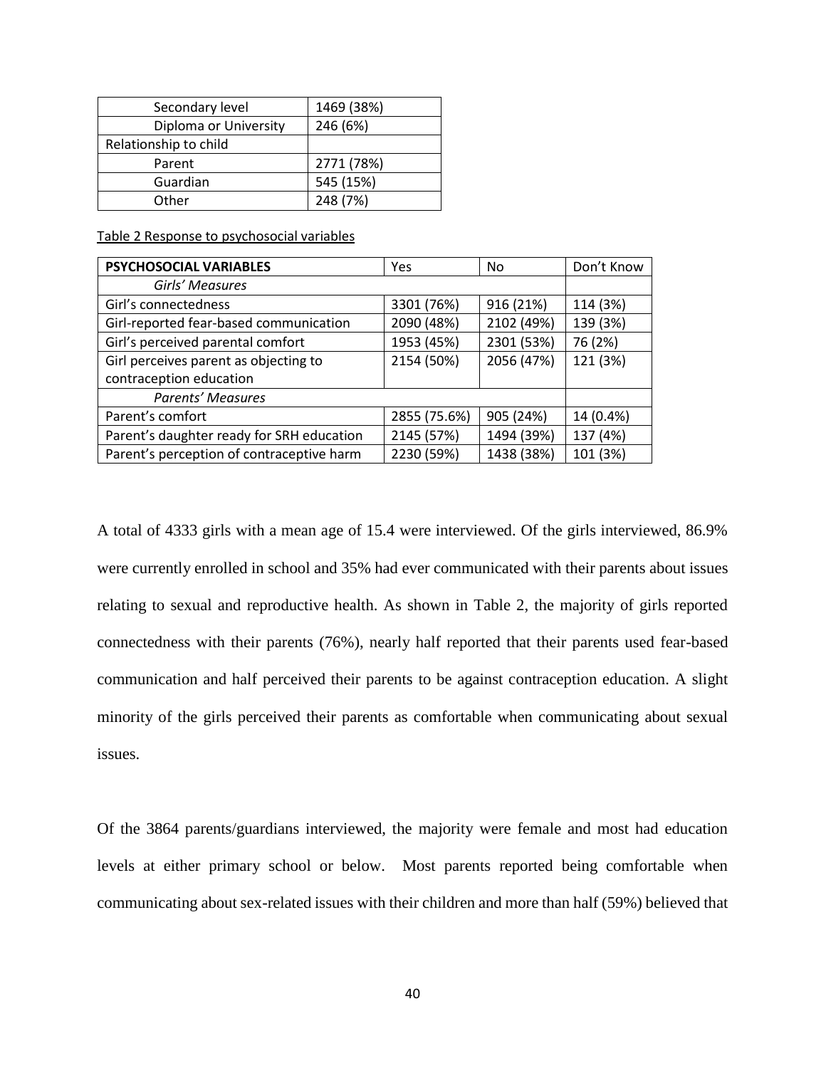| Secondary level | 1469 (38%) |
| --- | --- |
| Diploma or University | 246 (6%) |
| Relationship to child | |
| Parent | 2771 (78%) |
| Guardian | 545 (15%) |
| Other | 248 (7%) |

Table 2 Response to psychosocial variables

| **PSYCHOSOCIAL VARIABLES** | Yes | No | Don't Know |
| --- | --- | --- | --- |
| *Girls' Measures* | | | |
| Girl's connectedness | 3301 (76%) | 916 (21%) | 114 (3%) |
| Girl-reported fear-based communication | 2090 (48%) | 2102 (49%) | 139 (3%) |
| Girl's perceived parental comfort | 1953 (45%) | 2301 (53%) | 76 (2%) |
| Girl perceives parent as objecting to contraception education | 2154 (50%) | 2056 (47%) | 121 (3%) |
| *Parents' Measures* | | | |
| Parent's comfort | 2855 (75.6%) | 905 (24%) | 14 (0.4%) |
| Parent's daughter ready for SRH education | 2145 (57%) | 1494 (39%) | 137 (4%) |
| Parent's perception of contraceptive harm | 2230 (59%) | 1438 (38%) | 101 (3%) |

A total of 4333 girls with a mean age of 15.4 were interviewed. Of the girls interviewed, 86.9% were currently enrolled in school and 35% had ever communicated with their parents about issues relating to sexual and reproductive health. As shown in Table 2, the majority of girls reported connectedness with their parents (76%), nearly half reported that their parents used fear-based communication and half perceived their parents to be against contraception education. A slight minority of the girls perceived their parents as comfortable when communicating about sexual issues.

Of the 3864 parents/guardians interviewed, the majority were female and most had education levels at either primary school or below. Most parents reported being comfortable when communicating about sex-related issues with their children and more than half (59%) believed that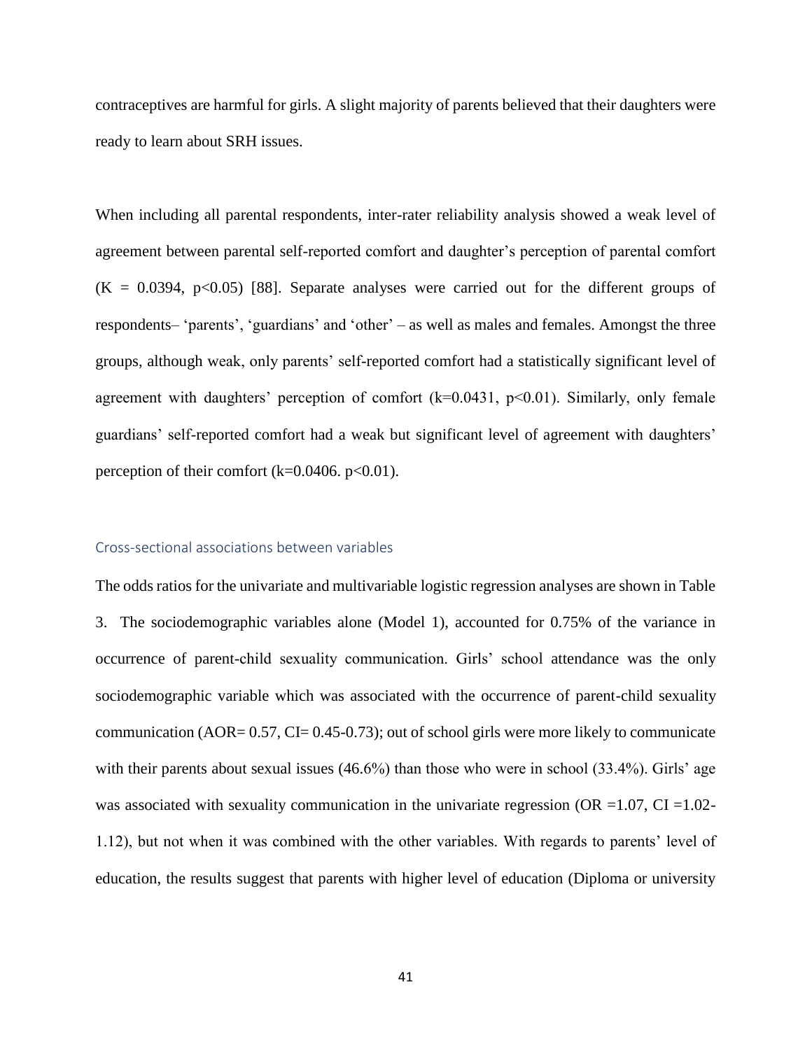contraceptives are harmful for girls. A slight majority of parents believed that their daughters were ready to learn about SRH issues.

When including all parental respondents, inter-rater reliability analysis showed a weak level of agreement between parental self-reported comfort and daughter's perception of parental comfort ($K = 0.0394$, $p<0.05$) [88]. Separate analyses were carried out for the different groups of respondents– 'parents', 'guardians' and 'other' – as well as males and females. Amongst the three groups, although weak, only parents' self-reported comfort had a statistically significant level of agreement with daughters' perception of comfort ($k=0.0431$, $p<0.01$). Similarly, only female guardians' self-reported comfort had a weak but significant level of agreement with daughters' perception of their comfort ($k=0.0406$. $p<0.01$).

### Cross-sectional associations between variables

The odds ratios for the univariate and multivariable logistic regression analyses are shown in Table 3. The sociodemographic variables alone (Model 1), accounted for 0.75% of the variance in occurrence of parent-child sexuality communication. Girls' school attendance was the only sociodemographic variable which was associated with the occurrence of parent-child sexuality communication (AOR= 0.57, CI= 0.45-0.73); out of school girls were more likely to communicate with their parents about sexual issues (46.6%) than those who were in school (33.4%). Girls' age was associated with sexuality communication in the univariate regression (OR =1.07, CI =1.02-1.12), but not when it was combined with the other variables. With regards to parents' level of education, the results suggest that parents with higher level of education (Diploma or university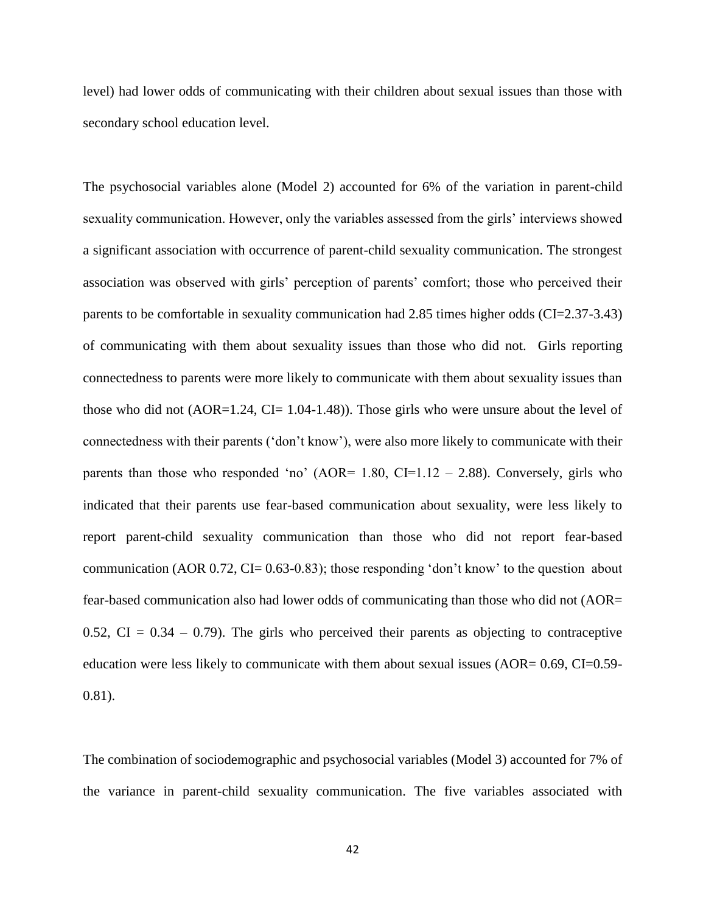level) had lower odds of communicating with their children about sexual issues than those with secondary school education level.

The psychosocial variables alone (Model 2) accounted for 6% of the variation in parent-child sexuality communication. However, only the variables assessed from the girls' interviews showed a significant association with occurrence of parent-child sexuality communication. The strongest association was observed with girls' perception of parents' comfort; those who perceived their parents to be comfortable in sexuality communication had 2.85 times higher odds (CI=2.37-3.43) of communicating with them about sexuality issues than those who did not. Girls reporting connectedness to parents were more likely to communicate with them about sexuality issues than those who did not (AOR=1.24, CI= 1.04-1.48)). Those girls who were unsure about the level of connectedness with their parents ('don't know'), were also more likely to communicate with their parents than those who responded 'no' (AOR= 1.80, CI=1.12 – 2.88). Conversely, girls who indicated that their parents use fear-based communication about sexuality, were less likely to report parent-child sexuality communication than those who did not report fear-based communication (AOR 0.72, CI= 0.63-0.83); those responding 'don't know' to the question about fear-based communication also had lower odds of communicating than those who did not (AOR= 0.52, CI = 0.34 – 0.79). The girls who perceived their parents as objecting to contraceptive education were less likely to communicate with them about sexual issues (AOR= 0.69, CI=0.59-0.81).

The combination of sociodemographic and psychosocial variables (Model 3) accounted for 7% of the variance in parent-child sexuality communication. The five variables associated with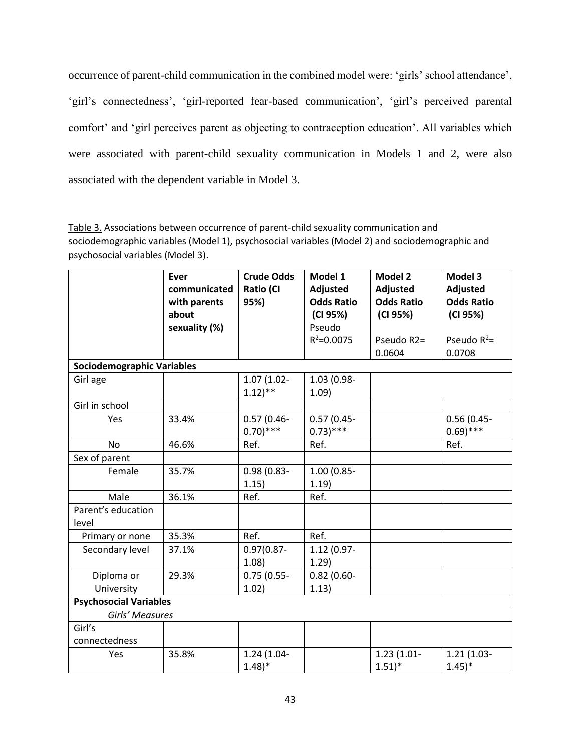occurrence of parent-child communication in the combined model were: 'girls' school attendance', 'girl's connectedness', 'girl-reported fear-based communication', 'girl's perceived parental comfort' and 'girl perceives parent as objecting to contraception education'. All variables which were associated with parent-child sexuality communication in Models 1 and 2, were also associated with the dependent variable in Model 3.

Table 3. Associations between occurrence of parent-child sexuality communication and sociodemographic variables (Model 1), psychosocial variables (Model 2) and sociodemographic and psychosocial variables (Model 3).

| | **Ever communicated with parents about sexuality (%)** | **Crude Odds Ratio (CI 95%)** | **Model 1 Adjusted Odds Ratio (CI 95%)** Pseudo $R^2$=0.0075 | **Model 2 Adjusted Odds Ratio (CI 95%)** Pseudo R2= 0.0604 | **Model 3 Adjusted Odds Ratio (CI 95%)** Pseudo $R^2$= 0.0708 |
|---|---|---|---|---|---|
| **Sociodemographic Variables** | | | | | |
| Girl age | | 1.07 (1.02-1.12)** | 1.03 (0.98-1.09) | | |
| Girl in school | | | | | |
| Yes | 33.4% | 0.57 (0.46-0.70)*** | 0.57 (0.45-0.73)*** | | 0.56 (0.45-0.69)*** |
| No | 46.6% | Ref. | Ref. | | Ref. |
| Sex of parent | | | | | |
| Female | 35.7% | 0.98 (0.83-1.15) | 1.00 (0.85-1.19) | | |
| Male | 36.1% | Ref. | Ref. | | |
| Parent's education level | | | | | |
| Primary or none | 35.3% | Ref. | Ref. | | |
| Secondary level | 37.1% | 0.97(0.87-1.08) | 1.12 (0.97-1.29) | | |
| Diploma or University | 29.3% | 0.75 (0.55-1.02) | 0.82 (0.60-1.13) | | |
| **Psychosocial Variables** | | | | | |
| *Girls' Measures* | | | | | |
| Girl's connectedness | | | | | |
| Yes | 35.8% | 1.24 (1.04-1.48)* | | 1.23 (1.01-1.51)* | 1.21 (1.03-1.45)* |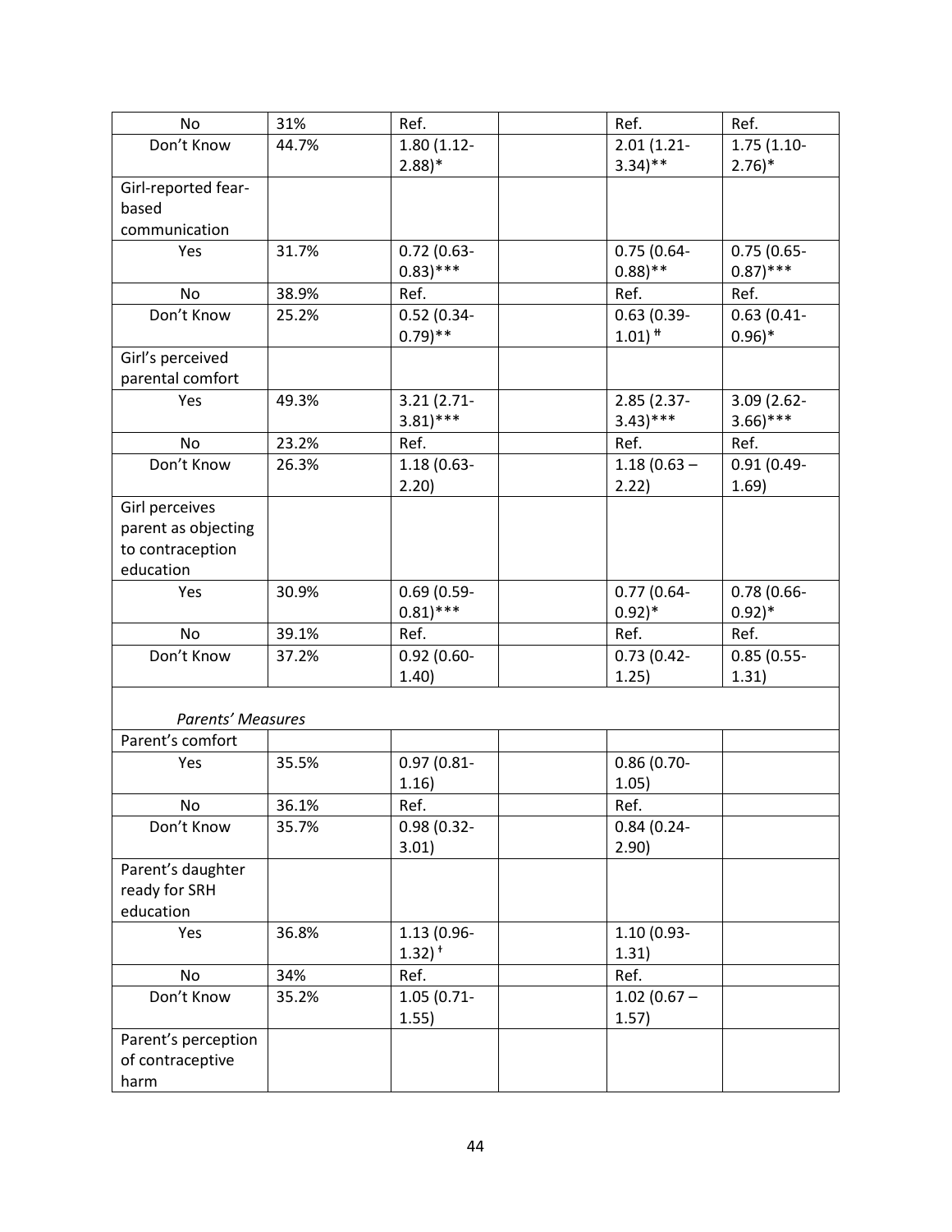| | | | | | |
|---|---|---|---|---|---|
| No | 31% | Ref. | | Ref. | Ref. |
| Don't Know | 44.7% | 1.80 (1.12-2.88)* | | 2.01 (1.21-3.34)** | 1.75 (1.10-2.76)* |
| Girl-reported fear-based communication | | | | | |
| Yes | 31.7% | 0.72 (0.63-0.83)*** | | 0.75 (0.64-0.88)** | 0.75 (0.65-0.87)*** |
| No | 38.9% | Ref. | | Ref. | Ref. |
| Don't Know | 25.2% | 0.52 (0.34-0.79)** | | 0.63 (0.39-1.01) ⱡ | 0.63 (0.41-0.96)* |
| Girl's perceived parental comfort | | | | | |
| Yes | 49.3% | 3.21 (2.71-3.81)*** | | 2.85 (2.37-3.43)*** | 3.09 (2.62-3.66)*** |
| No | 23.2% | Ref. | | Ref. | Ref. |
| Don't Know | 26.3% | 1.18 (0.63-2.20) | | 1.18 (0.63 – 2.22) | 0.91 (0.49-1.69) |
| Girl perceives parent as objecting to contraception education | | | | | |
| Yes | 30.9% | 0.69 (0.59-0.81)*** | | 0.77 (0.64-0.92)* | 0.78 (0.66-0.92)* |
| No | 39.1% | Ref. | | Ref. | Ref. |
| Don't Know | 37.2% | 0.92 (0.60-1.40) | | 0.73 (0.42-1.25) | 0.85 (0.55-1.31) |
| *Parents' Measures* | | | | | |
| Parent's comfort | | | | | |
| Yes | 35.5% | 0.97 (0.81-1.16) | | 0.86 (0.70-1.05) | |
| No | 36.1% | Ref. | | Ref. | |
| Don't Know | 35.7% | 0.98 (0.32-3.01) | | 0.84 (0.24-2.90) | |
| Parent's daughter ready for SRH education | | | | | |
| Yes | 36.8% | 1.13 (0.96-1.32) ⱡ | | 1.10 (0.93-1.31) | |
| No | 34% | Ref. | | Ref. | |
| Don't Know | 35.2% | 1.05 (0.71-1.55) | | 1.02 (0.67 – 1.57) | |
| Parent's perception of contraceptive harm | | | | | |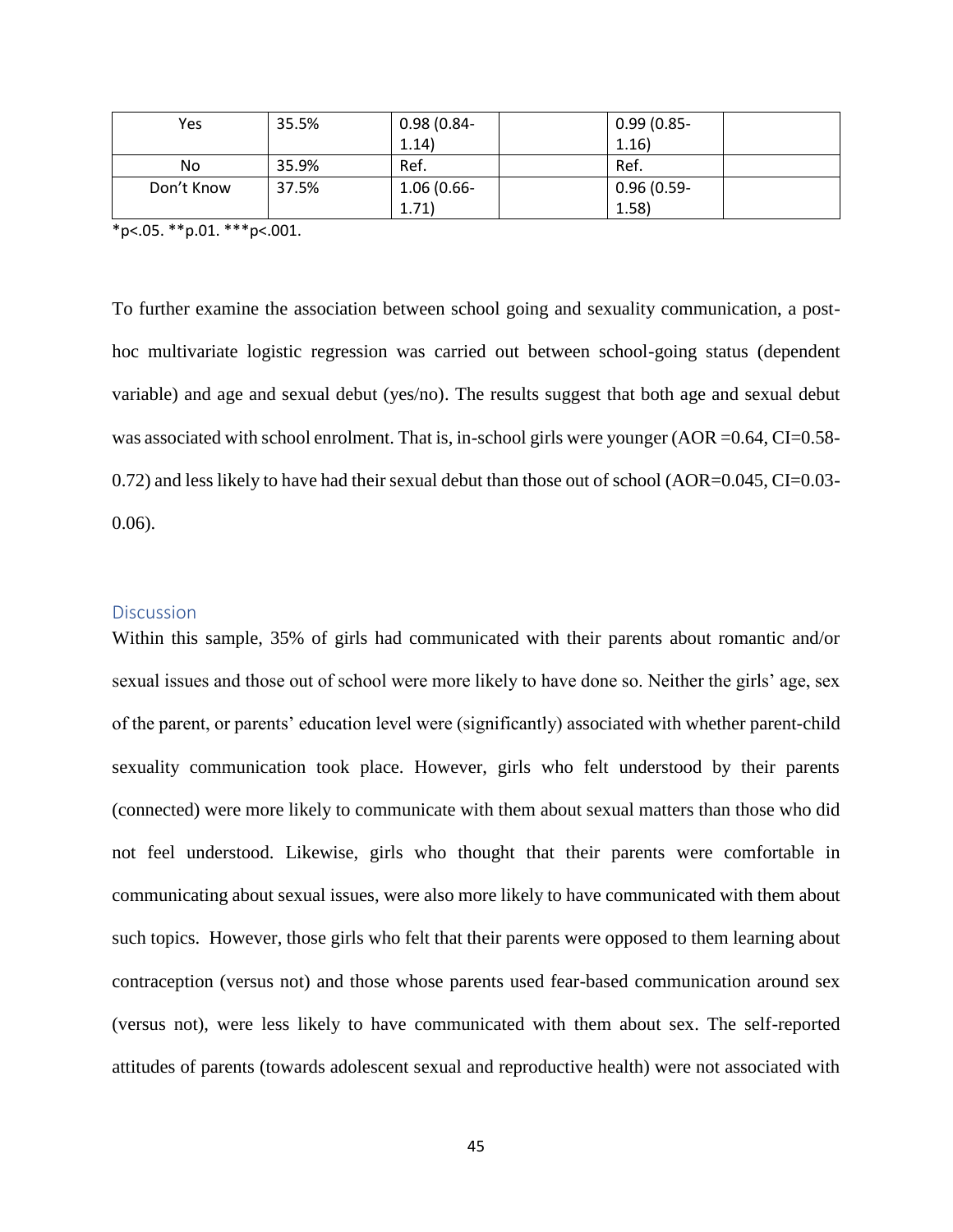| Yes | 35.5% | 0.98 (0.84-1.14) | | 0.99 (0.85-1.16) | |
|---|---|---|---|---|---|
| No | 35.9% | Ref. | | Ref. | |
| Don't Know | 37.5% | 1.06 (0.66-1.71) | | 0.96 (0.59-1.58) | |

*p<.05. **p.01. ***p<.001.

To further examine the association between school going and sexuality communication, a post-hoc multivariate logistic regression was carried out between school-going status (dependent variable) and age and sexual debut (yes/no). The results suggest that both age and sexual debut was associated with school enrolment. That is, in-school girls were younger (AOR =0.64, CI=0.58-0.72) and less likely to have had their sexual debut than those out of school (AOR=0.045, CI=0.03-0.06).

## Discussion

Within this sample, 35% of girls had communicated with their parents about romantic and/or sexual issues and those out of school were more likely to have done so. Neither the girls' age, sex of the parent, or parents' education level were (significantly) associated with whether parent-child sexuality communication took place. However, girls who felt understood by their parents (connected) were more likely to communicate with them about sexual matters than those who did not feel understood. Likewise, girls who thought that their parents were comfortable in communicating about sexual issues, were also more likely to have communicated with them about such topics. However, those girls who felt that their parents were opposed to them learning about contraception (versus not) and those whose parents used fear-based communication around sex (versus not), were less likely to have communicated with them about sex. The self-reported attitudes of parents (towards adolescent sexual and reproductive health) were not associated with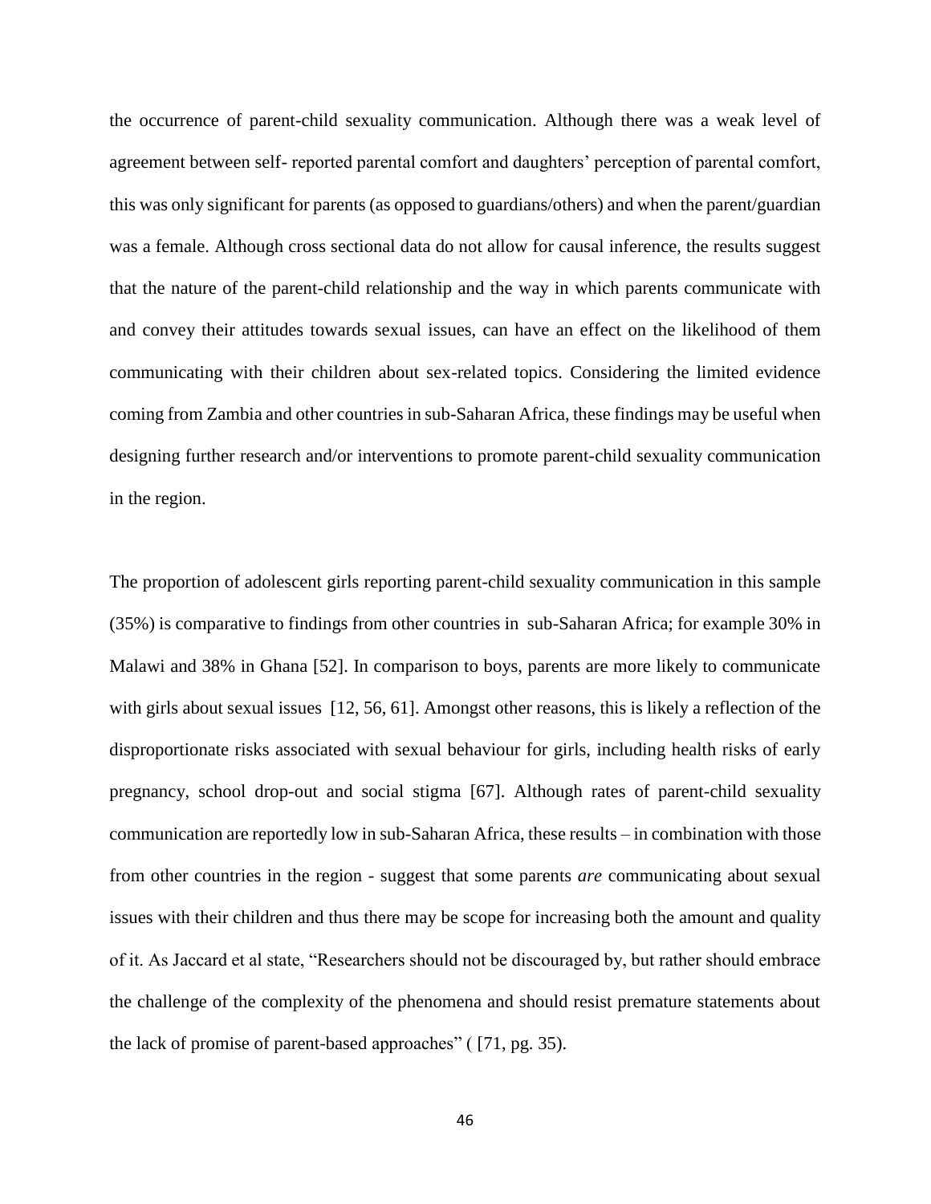the occurrence of parent-child sexuality communication. Although there was a weak level of agreement between self- reported parental comfort and daughters' perception of parental comfort, this was only significant for parents (as opposed to guardians/others) and when the parent/guardian was a female. Although cross sectional data do not allow for causal inference, the results suggest that the nature of the parent-child relationship and the way in which parents communicate with and convey their attitudes towards sexual issues, can have an effect on the likelihood of them communicating with their children about sex-related topics. Considering the limited evidence coming from Zambia and other countries in sub-Saharan Africa, these findings may be useful when designing further research and/or interventions to promote parent-child sexuality communication in the region.

The proportion of adolescent girls reporting parent-child sexuality communication in this sample (35%) is comparative to findings from other countries in sub-Saharan Africa; for example 30% in Malawi and 38% in Ghana [52]. In comparison to boys, parents are more likely to communicate with girls about sexual issues [12, 56, 61]. Amongst other reasons, this is likely a reflection of the disproportionate risks associated with sexual behaviour for girls, including health risks of early pregnancy, school drop-out and social stigma [67]. Although rates of parent-child sexuality communication are reportedly low in sub-Saharan Africa, these results – in combination with those from other countries in the region - suggest that some parents *are* communicating about sexual issues with their children and thus there may be scope for increasing both the amount and quality of it. As Jaccard et al state, "Researchers should not be discouraged by, but rather should embrace the challenge of the complexity of the phenomena and should resist premature statements about the lack of promise of parent-based approaches" ( [71, pg. 35).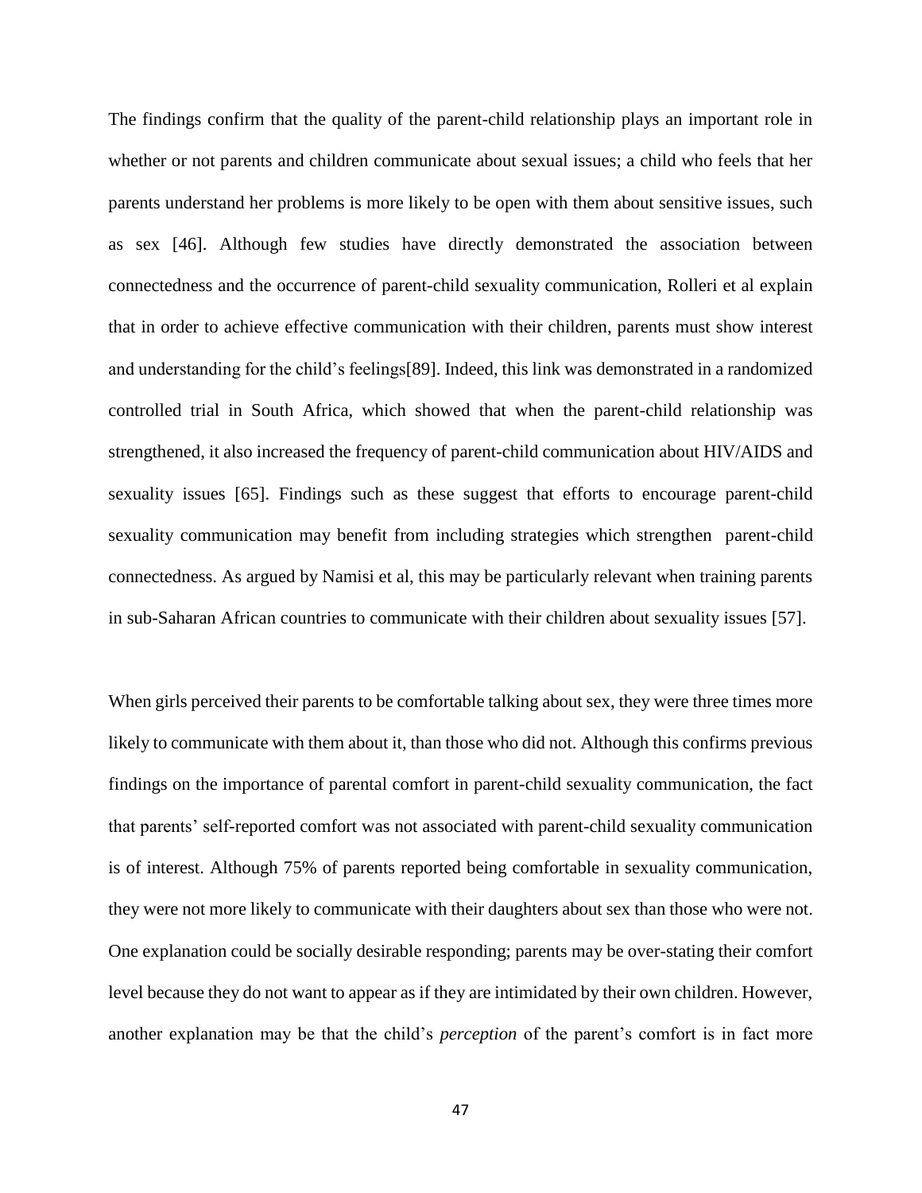The findings confirm that the quality of the parent-child relationship plays an important role in whether or not parents and children communicate about sexual issues; a child who feels that her parents understand her problems is more likely to be open with them about sensitive issues, such as sex [46]. Although few studies have directly demonstrated the association between connectedness and the occurrence of parent-child sexuality communication, Rolleri et al explain that in order to achieve effective communication with their children, parents must show interest and understanding for the child's feelings[89]. Indeed, this link was demonstrated in a randomized controlled trial in South Africa, which showed that when the parent-child relationship was strengthened, it also increased the frequency of parent-child communication about HIV/AIDS and sexuality issues [65]. Findings such as these suggest that efforts to encourage parent-child sexuality communication may benefit from including strategies which strengthen parent-child connectedness. As argued by Namisi et al, this may be particularly relevant when training parents in sub-Saharan African countries to communicate with their children about sexuality issues [57].

When girls perceived their parents to be comfortable talking about sex, they were three times more likely to communicate with them about it, than those who did not. Although this confirms previous findings on the importance of parental comfort in parent-child sexuality communication, the fact that parents' self-reported comfort was not associated with parent-child sexuality communication is of interest. Although 75% of parents reported being comfortable in sexuality communication, they were not more likely to communicate with their daughters about sex than those who were not. One explanation could be socially desirable responding; parents may be over-stating their comfort level because they do not want to appear as if they are intimidated by their own children. However, another explanation may be that the child's *perception* of the parent's comfort is in fact more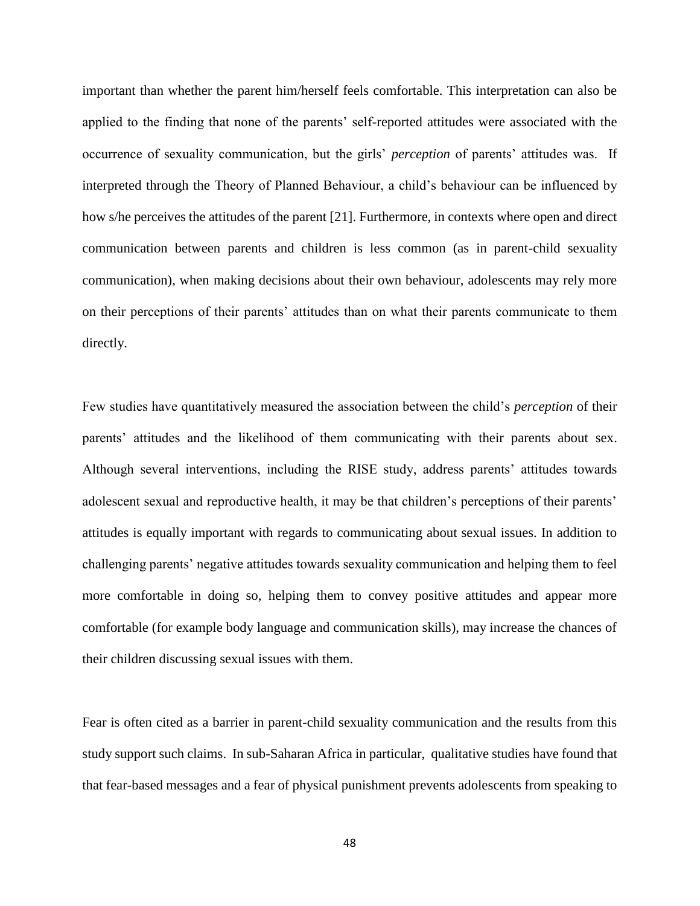important than whether the parent him/herself feels comfortable. This interpretation can also be applied to the finding that none of the parents' self-reported attitudes were associated with the occurrence of sexuality communication, but the girls' *perception* of parents' attitudes was. If interpreted through the Theory of Planned Behaviour, a child's behaviour can be influenced by how s/he perceives the attitudes of the parent [21]. Furthermore, in contexts where open and direct communication between parents and children is less common (as in parent-child sexuality communication), when making decisions about their own behaviour, adolescents may rely more on their perceptions of their parents' attitudes than on what their parents communicate to them directly.

Few studies have quantitatively measured the association between the child's *perception* of their parents' attitudes and the likelihood of them communicating with their parents about sex. Although several interventions, including the RISE study, address parents' attitudes towards adolescent sexual and reproductive health, it may be that children's perceptions of their parents' attitudes is equally important with regards to communicating about sexual issues. In addition to challenging parents' negative attitudes towards sexuality communication and helping them to feel more comfortable in doing so, helping them to convey positive attitudes and appear more comfortable (for example body language and communication skills), may increase the chances of their children discussing sexual issues with them.

Fear is often cited as a barrier in parent-child sexuality communication and the results from this study support such claims. In sub-Saharan Africa in particular, qualitative studies have found that that fear-based messages and a fear of physical punishment prevents adolescents from speaking to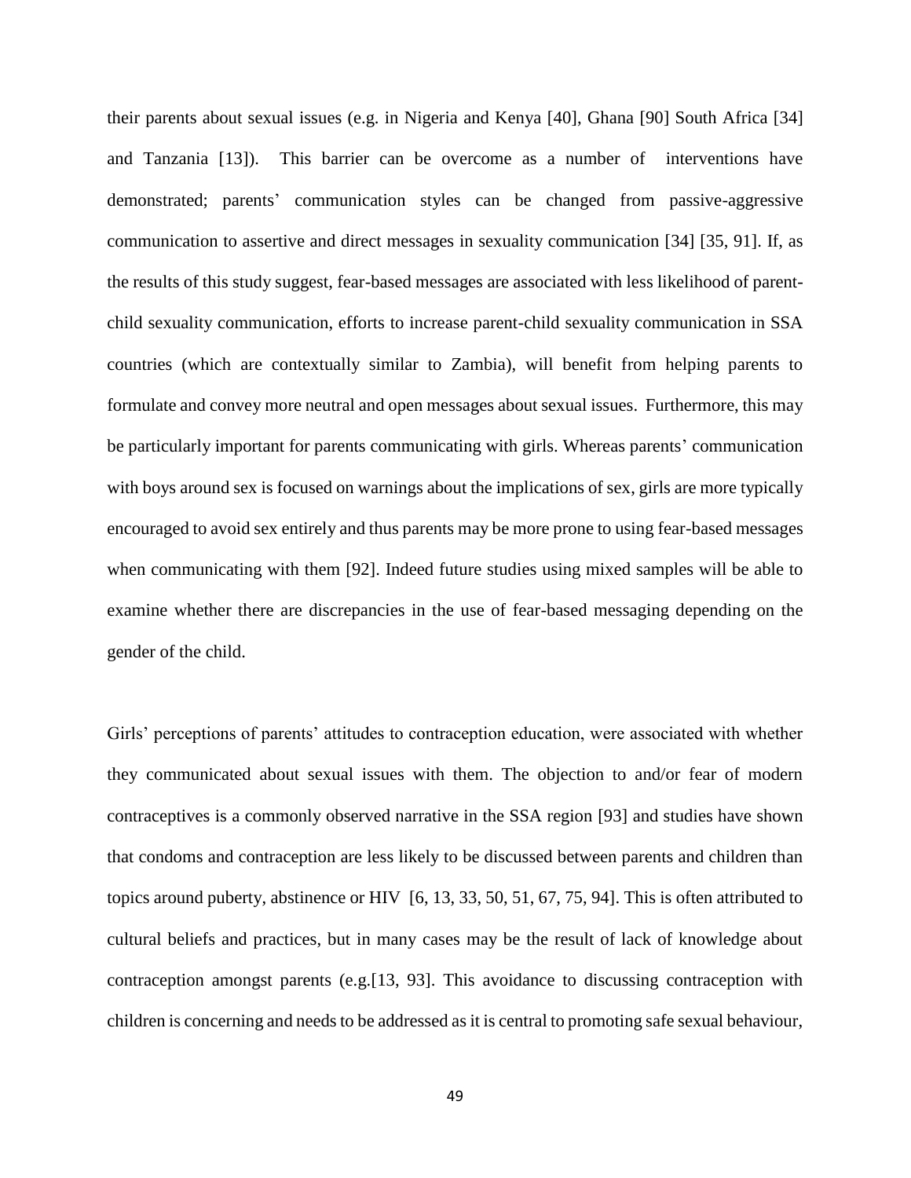their parents about sexual issues (e.g. in Nigeria and Kenya [40], Ghana [90] South Africa [34] and Tanzania [13]). This barrier can be overcome as a number of interventions have demonstrated; parents' communication styles can be changed from passive-aggressive communication to assertive and direct messages in sexuality communication [34] [35, 91]. If, as the results of this study suggest, fear-based messages are associated with less likelihood of parent-child sexuality communication, efforts to increase parent-child sexuality communication in SSA countries (which are contextually similar to Zambia), will benefit from helping parents to formulate and convey more neutral and open messages about sexual issues. Furthermore, this may be particularly important for parents communicating with girls. Whereas parents' communication with boys around sex is focused on warnings about the implications of sex, girls are more typically encouraged to avoid sex entirely and thus parents may be more prone to using fear-based messages when communicating with them [92]. Indeed future studies using mixed samples will be able to examine whether there are discrepancies in the use of fear-based messaging depending on the gender of the child.

Girls' perceptions of parents' attitudes to contraception education, were associated with whether they communicated about sexual issues with them. The objection to and/or fear of modern contraceptives is a commonly observed narrative in the SSA region [93] and studies have shown that condoms and contraception are less likely to be discussed between parents and children than topics around puberty, abstinence or HIV [6, 13, 33, 50, 51, 67, 75, 94]. This is often attributed to cultural beliefs and practices, but in many cases may be the result of lack of knowledge about contraception amongst parents (e.g.[13, 93]. This avoidance to discussing contraception with children is concerning and needs to be addressed as it is central to promoting safe sexual behaviour,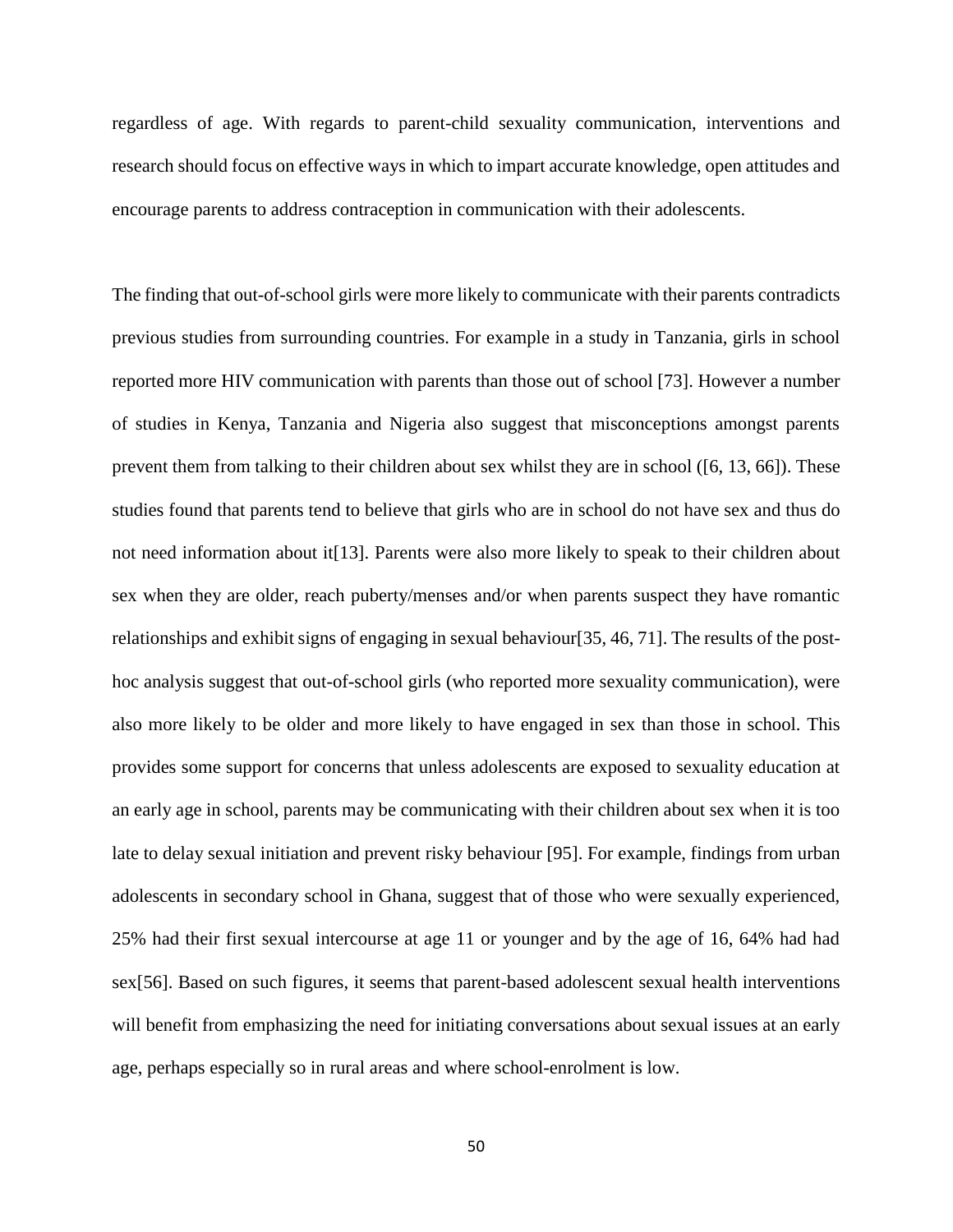regardless of age. With regards to parent-child sexuality communication, interventions and research should focus on effective ways in which to impart accurate knowledge, open attitudes and encourage parents to address contraception in communication with their adolescents.

The finding that out-of-school girls were more likely to communicate with their parents contradicts previous studies from surrounding countries. For example in a study in Tanzania, girls in school reported more HIV communication with parents than those out of school [73]. However a number of studies in Kenya, Tanzania and Nigeria also suggest that misconceptions amongst parents prevent them from talking to their children about sex whilst they are in school ([6, 13, 66]). These studies found that parents tend to believe that girls who are in school do not have sex and thus do not need information about it[13]. Parents were also more likely to speak to their children about sex when they are older, reach puberty/menses and/or when parents suspect they have romantic relationships and exhibit signs of engaging in sexual behaviour[35, 46, 71]. The results of the post-hoc analysis suggest that out-of-school girls (who reported more sexuality communication), were also more likely to be older and more likely to have engaged in sex than those in school. This provides some support for concerns that unless adolescents are exposed to sexuality education at an early age in school, parents may be communicating with their children about sex when it is too late to delay sexual initiation and prevent risky behaviour [95]. For example, findings from urban adolescents in secondary school in Ghana, suggest that of those who were sexually experienced, 25% had their first sexual intercourse at age 11 or younger and by the age of 16, 64% had had sex[56]. Based on such figures, it seems that parent-based adolescent sexual health interventions will benefit from emphasizing the need for initiating conversations about sexual issues at an early age, perhaps especially so in rural areas and where school-enrolment is low.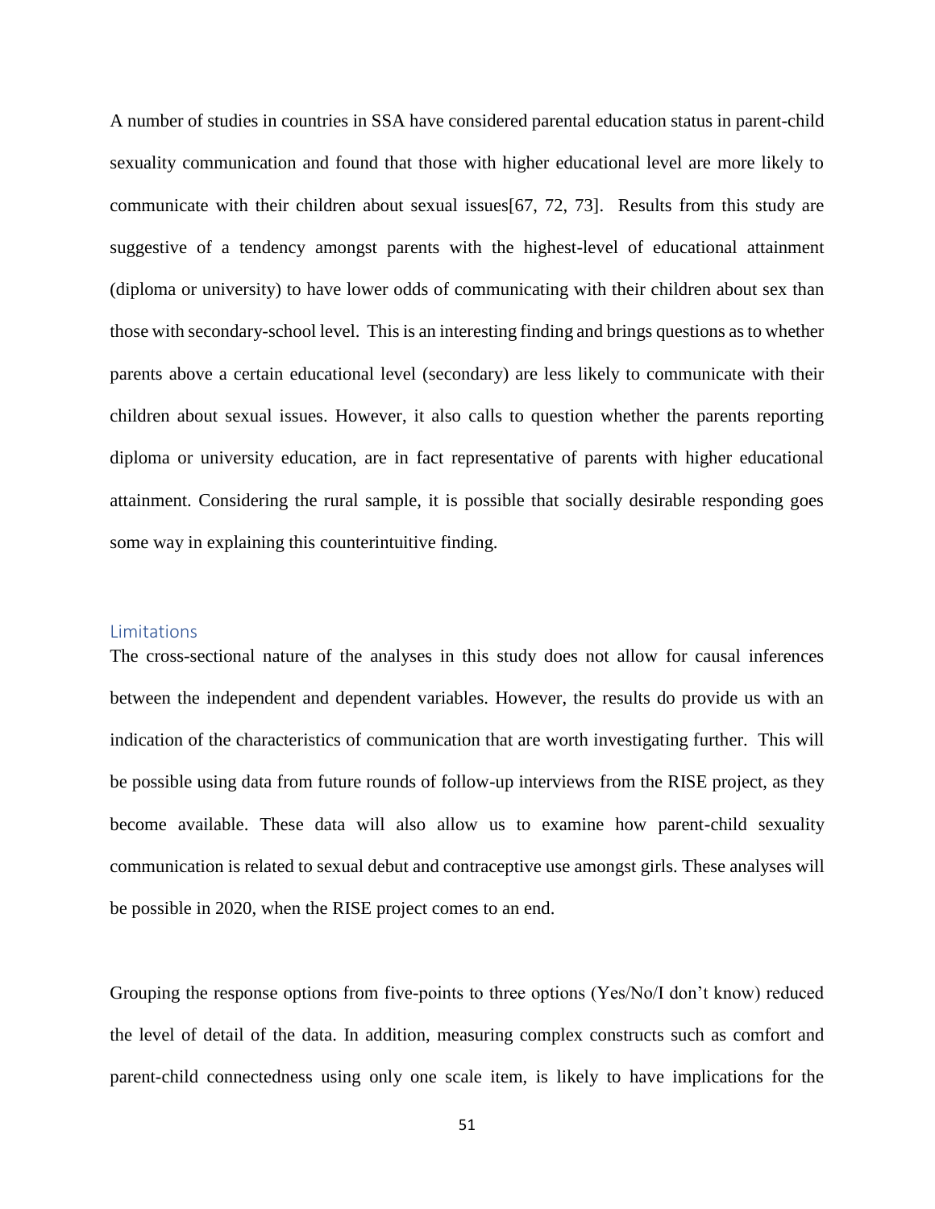A number of studies in countries in SSA have considered parental education status in parent-child sexuality communication and found that those with higher educational level are more likely to communicate with their children about sexual issues[67, 72, 73]. Results from this study are suggestive of a tendency amongst parents with the highest-level of educational attainment (diploma or university) to have lower odds of communicating with their children about sex than those with secondary-school level. This is an interesting finding and brings questions as to whether parents above a certain educational level (secondary) are less likely to communicate with their children about sexual issues. However, it also calls to question whether the parents reporting diploma or university education, are in fact representative of parents with higher educational attainment. Considering the rural sample, it is possible that socially desirable responding goes some way in explaining this counterintuitive finding.

## Limitations

The cross-sectional nature of the analyses in this study does not allow for causal inferences between the independent and dependent variables. However, the results do provide us with an indication of the characteristics of communication that are worth investigating further. This will be possible using data from future rounds of follow-up interviews from the RISE project, as they become available. These data will also allow us to examine how parent-child sexuality communication is related to sexual debut and contraceptive use amongst girls. These analyses will be possible in 2020, when the RISE project comes to an end.

Grouping the response options from five-points to three options (Yes/No/I don't know) reduced the level of detail of the data. In addition, measuring complex constructs such as comfort and parent-child connectedness using only one scale item, is likely to have implications for the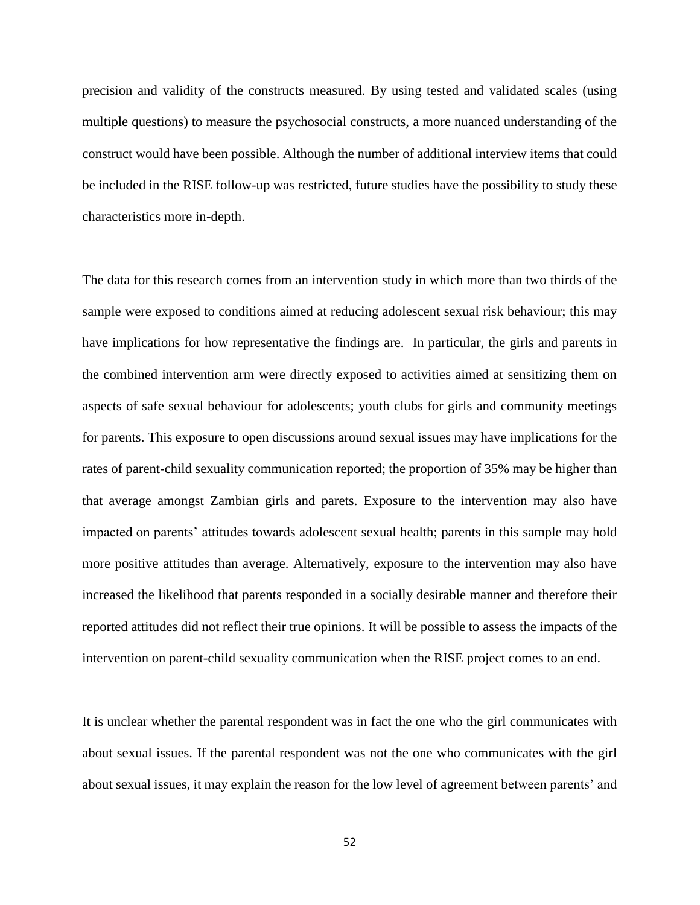precision and validity of the constructs measured. By using tested and validated scales (using multiple questions) to measure the psychosocial constructs, a more nuanced understanding of the construct would have been possible. Although the number of additional interview items that could be included in the RISE follow-up was restricted, future studies have the possibility to study these characteristics more in-depth.

The data for this research comes from an intervention study in which more than two thirds of the sample were exposed to conditions aimed at reducing adolescent sexual risk behaviour; this may have implications for how representative the findings are. In particular, the girls and parents in the combined intervention arm were directly exposed to activities aimed at sensitizing them on aspects of safe sexual behaviour for adolescents; youth clubs for girls and community meetings for parents. This exposure to open discussions around sexual issues may have implications for the rates of parent-child sexuality communication reported; the proportion of 35% may be higher than that average amongst Zambian girls and parets. Exposure to the intervention may also have impacted on parents' attitudes towards adolescent sexual health; parents in this sample may hold more positive attitudes than average. Alternatively, exposure to the intervention may also have increased the likelihood that parents responded in a socially desirable manner and therefore their reported attitudes did not reflect their true opinions. It will be possible to assess the impacts of the intervention on parent-child sexuality communication when the RISE project comes to an end.

It is unclear whether the parental respondent was in fact the one who the girl communicates with about sexual issues. If the parental respondent was not the one who communicates with the girl about sexual issues, it may explain the reason for the low level of agreement between parents' and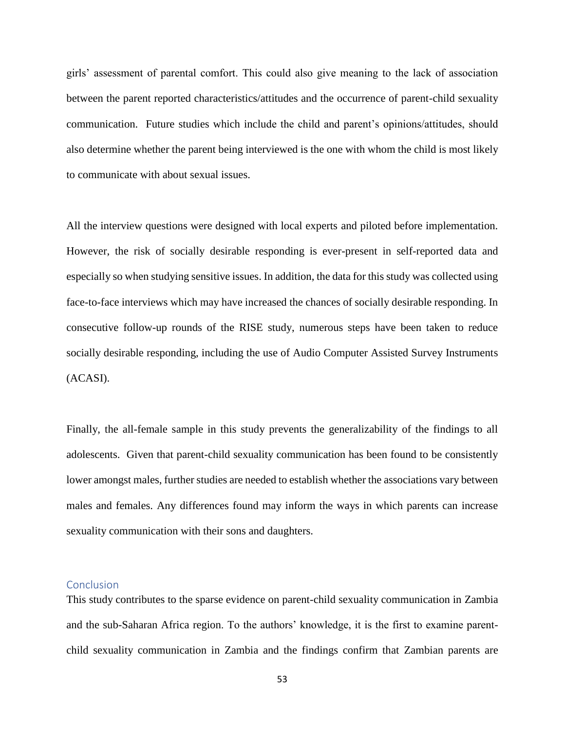girls' assessment of parental comfort. This could also give meaning to the lack of association between the parent reported characteristics/attitudes and the occurrence of parent-child sexuality communication. Future studies which include the child and parent's opinions/attitudes, should also determine whether the parent being interviewed is the one with whom the child is most likely to communicate with about sexual issues.

All the interview questions were designed with local experts and piloted before implementation. However, the risk of socially desirable responding is ever-present in self-reported data and especially so when studying sensitive issues. In addition, the data for this study was collected using face-to-face interviews which may have increased the chances of socially desirable responding. In consecutive follow-up rounds of the RISE study, numerous steps have been taken to reduce socially desirable responding, including the use of Audio Computer Assisted Survey Instruments (ACASI).

Finally, the all-female sample in this study prevents the generalizability of the findings to all adolescents. Given that parent-child sexuality communication has been found to be consistently lower amongst males, further studies are needed to establish whether the associations vary between males and females. Any differences found may inform the ways in which parents can increase sexuality communication with their sons and daughters.

## Conclusion

This study contributes to the sparse evidence on parent-child sexuality communication in Zambia and the sub-Saharan Africa region. To the authors' knowledge, it is the first to examine parent-child sexuality communication in Zambia and the findings confirm that Zambian parents are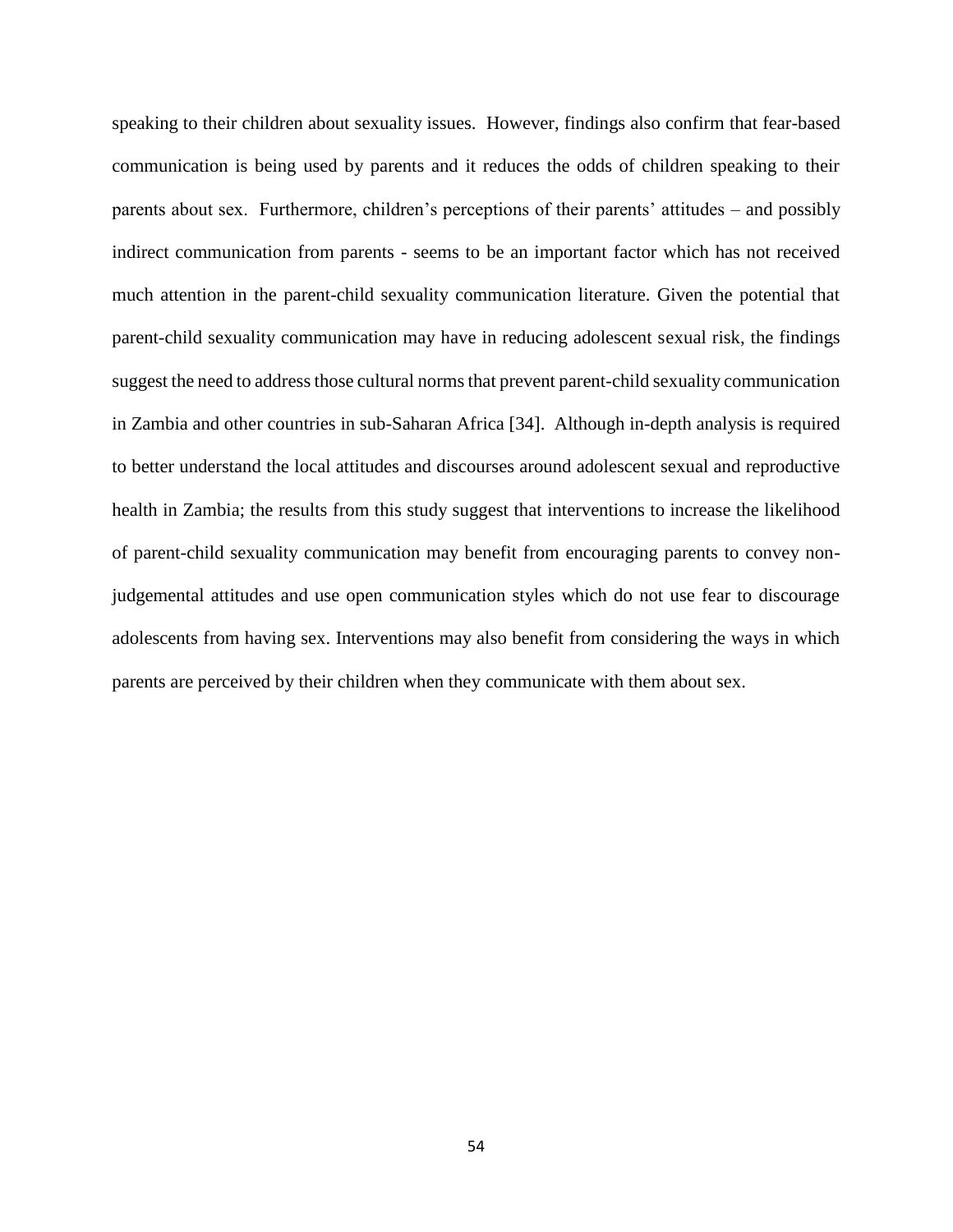speaking to their children about sexuality issues. However, findings also confirm that fear-based communication is being used by parents and it reduces the odds of children speaking to their parents about sex. Furthermore, children's perceptions of their parents' attitudes – and possibly indirect communication from parents - seems to be an important factor which has not received much attention in the parent-child sexuality communication literature. Given the potential that parent-child sexuality communication may have in reducing adolescent sexual risk, the findings suggest the need to address those cultural norms that prevent parent-child sexuality communication in Zambia and other countries in sub-Saharan Africa [34]. Although in-depth analysis is required to better understand the local attitudes and discourses around adolescent sexual and reproductive health in Zambia; the results from this study suggest that interventions to increase the likelihood of parent-child sexuality communication may benefit from encouraging parents to convey non-judgemental attitudes and use open communication styles which do not use fear to discourage adolescents from having sex. Interventions may also benefit from considering the ways in which parents are perceived by their children when they communicate with them about sex.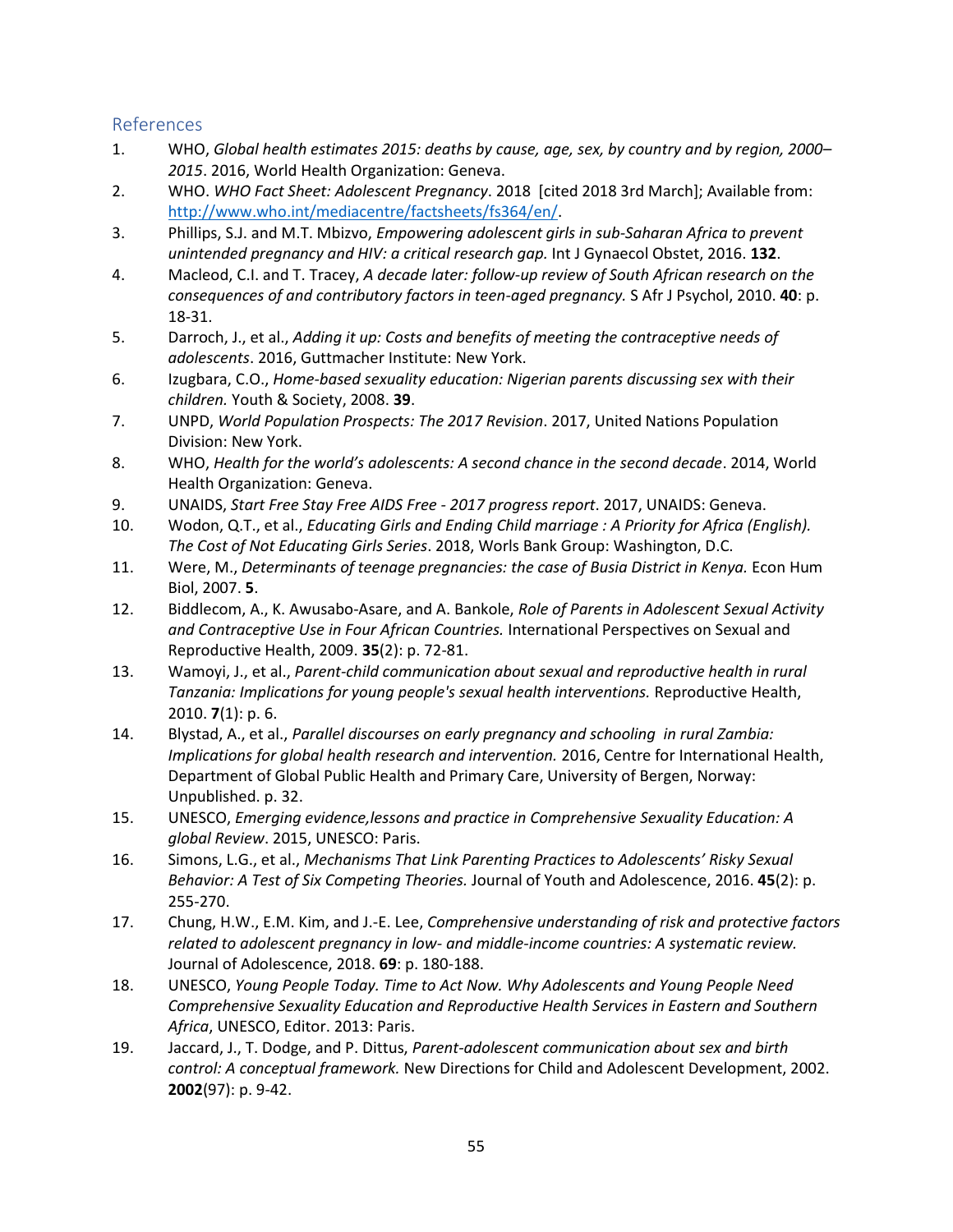## References

1. WHO, *Global health estimates 2015: deaths by cause, age, sex, by country and by region, 2000–2015*. 2016, World Health Organization: Geneva.
2. WHO. *WHO Fact Sheet: Adolescent Pregnancy*. 2018 [cited 2018 3rd March]; Available from: http://www.who.int/mediacentre/factsheets/fs364/en/.
3. Phillips, S.J. and M.T. Mbizvo, *Empowering adolescent girls in sub-Saharan Africa to prevent unintended pregnancy and HIV: a critical research gap.* Int J Gynaecol Obstet, 2016. **132**.
4. Macleod, C.I. and T. Tracey, *A decade later: follow-up review of South African research on the consequences of and contributory factors in teen-aged pregnancy.* S Afr J Psychol, 2010. **40**: p. 18-31.
5. Darroch, J., et al., *Adding it up: Costs and benefits of meeting the contraceptive needs of adolescents*. 2016, Guttmacher Institute: New York.
6. Izugbara, C.O., *Home-based sexuality education: Nigerian parents discussing sex with their children.* Youth & Society, 2008. **39**.
7. UNPD, *World Population Prospects: The 2017 Revision*. 2017, United Nations Population Division: New York.
8. WHO, *Health for the world's adolescents: A second chance in the second decade*. 2014, World Health Organization: Geneva.
9. UNAIDS, *Start Free Stay Free AIDS Free - 2017 progress report*. 2017, UNAIDS: Geneva.
10. Wodon, Q.T., et al., *Educating Girls and Ending Child marriage : A Priority for Africa (English). The Cost of Not Educating Girls Series*. 2018, Worls Bank Group: Washington, D.C.
11. Were, M., *Determinants of teenage pregnancies: the case of Busia District in Kenya.* Econ Hum Biol, 2007. **5**.
12. Biddlecom, A., K. Awusabo-Asare, and A. Bankole, *Role of Parents in Adolescent Sexual Activity and Contraceptive Use in Four African Countries.* International Perspectives on Sexual and Reproductive Health, 2009. **35**(2): p. 72-81.
13. Wamoyi, J., et al., *Parent-child communication about sexual and reproductive health in rural Tanzania: Implications for young people's sexual health interventions.* Reproductive Health, 2010. **7**(1): p. 6.
14. Blystad, A., et al., *Parallel discourses on early pregnancy and schooling in rural Zambia: Implications for global health research and intervention.* 2016, Centre for International Health, Department of Global Public Health and Primary Care, University of Bergen, Norway: Unpublished. p. 32.
15. UNESCO, *Emerging evidence,lessons and practice in Comprehensive Sexuality Education: A global Review*. 2015, UNESCO: Paris.
16. Simons, L.G., et al., *Mechanisms That Link Parenting Practices to Adolescents' Risky Sexual Behavior: A Test of Six Competing Theories.* Journal of Youth and Adolescence, 2016. **45**(2): p. 255-270.
17. Chung, H.W., E.M. Kim, and J.-E. Lee, *Comprehensive understanding of risk and protective factors related to adolescent pregnancy in low- and middle-income countries: A systematic review.* Journal of Adolescence, 2018. **69**: p. 180-188.
18. UNESCO, *Young People Today. Time to Act Now. Why Adolescents and Young People Need Comprehensive Sexuality Education and Reproductive Health Services in Eastern and Southern Africa*, UNESCO, Editor. 2013: Paris.
19. Jaccard, J., T. Dodge, and P. Dittus, *Parent-adolescent communication about sex and birth control: A conceptual framework.* New Directions for Child and Adolescent Development, 2002. **2002**(97): p. 9-42.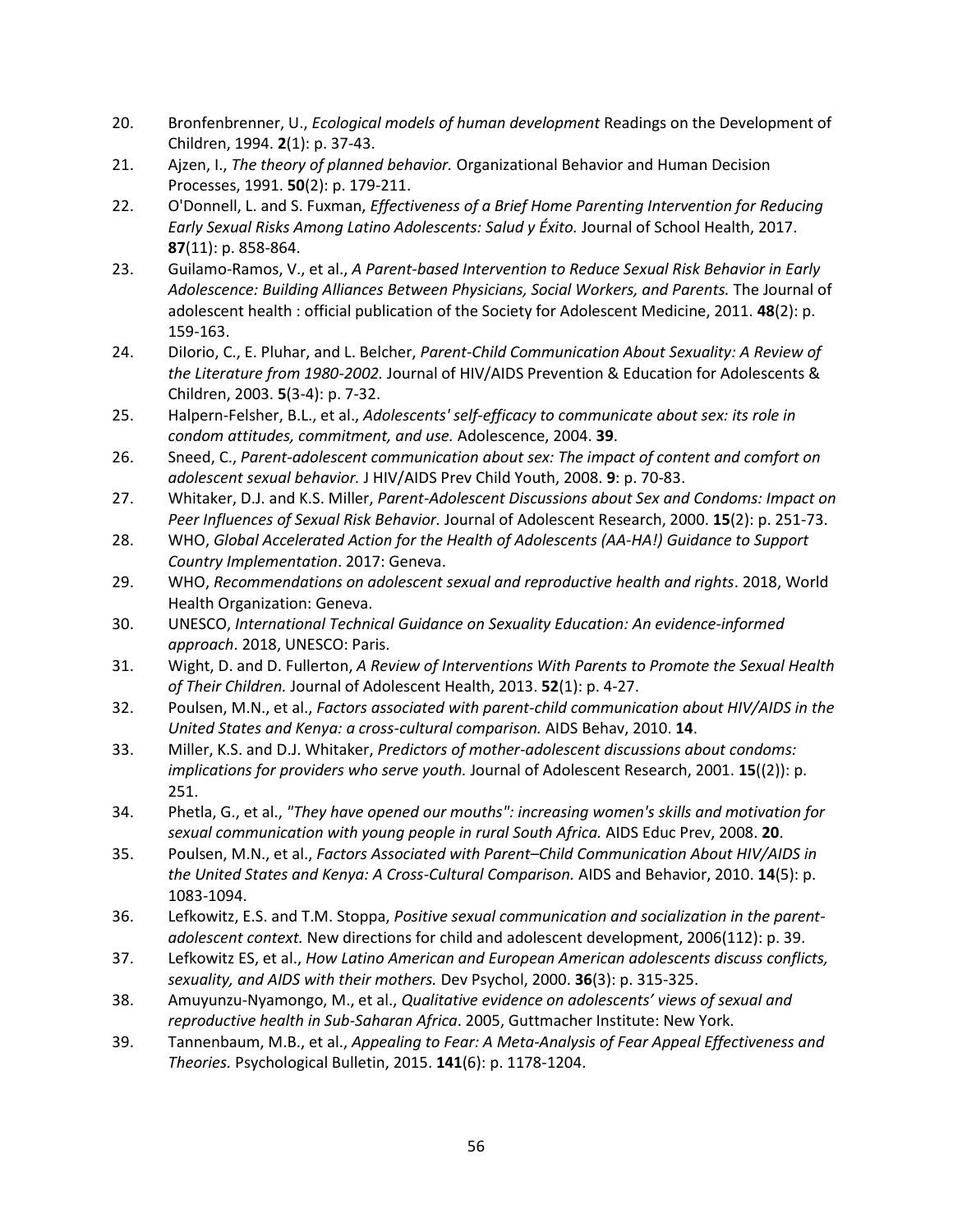20. Bronfenbrenner, U., *Ecological models of human development* Readings on the Development of Children, 1994. **2**(1): p. 37-43.
21. Ajzen, I., *The theory of planned behavior.* Organizational Behavior and Human Decision Processes, 1991. **50**(2): p. 179-211.
22. O'Donnell, L. and S. Fuxman, *Effectiveness of a Brief Home Parenting Intervention for Reducing Early Sexual Risks Among Latino Adolescents: Salud y Éxito.* Journal of School Health, 2017. **87**(11): p. 858-864.
23. Guilamo-Ramos, V., et al., *A Parent-based Intervention to Reduce Sexual Risk Behavior in Early Adolescence: Building Alliances Between Physicians, Social Workers, and Parents.* The Journal of adolescent health : official publication of the Society for Adolescent Medicine, 2011. **48**(2): p. 159-163.
24. DiIorio, C., E. Pluhar, and L. Belcher, *Parent-Child Communication About Sexuality: A Review of the Literature from 1980-2002.* Journal of HIV/AIDS Prevention & Education for Adolescents & Children, 2003. **5**(3-4): p. 7-32.
25. Halpern-Felsher, B.L., et al., *Adolescents' self-efficacy to communicate about sex: its role in condom attitudes, commitment, and use.* Adolescence, 2004. **39**.
26. Sneed, C., *Parent-adolescent communication about sex: The impact of content and comfort on adolescent sexual behavior.* J HIV/AIDS Prev Child Youth, 2008. **9**: p. 70-83.
27. Whitaker, D.J. and K.S. Miller, *Parent-Adolescent Discussions about Sex and Condoms: Impact on Peer Influences of Sexual Risk Behavior.* Journal of Adolescent Research, 2000. **15**(2): p. 251-73.
28. WHO, *Global Accelerated Action for the Health of Adolescents (AA-HA!) Guidance to Support Country Implementation*. 2017: Geneva.
29. WHO, *Recommendations on adolescent sexual and reproductive health and rights*. 2018, World Health Organization: Geneva.
30. UNESCO, *International Technical Guidance on Sexuality Education: An evidence-informed approach*. 2018, UNESCO: Paris.
31. Wight, D. and D. Fullerton, *A Review of Interventions With Parents to Promote the Sexual Health of Their Children.* Journal of Adolescent Health, 2013. **52**(1): p. 4-27.
32. Poulsen, M.N., et al., *Factors associated with parent-child communication about HIV/AIDS in the United States and Kenya: a cross-cultural comparison.* AIDS Behav, 2010. **14**.
33. Miller, K.S. and D.J. Whitaker, *Predictors of mother-adolescent discussions about condoms: implications for providers who serve youth.* Journal of Adolescent Research, 2001. **15**((2)): p. 251.
34. Phetla, G., et al., *"They have opened our mouths": increasing women's skills and motivation for sexual communication with young people in rural South Africa.* AIDS Educ Prev, 2008. **20**.
35. Poulsen, M.N., et al., *Factors Associated with Parent–Child Communication About HIV/AIDS in the United States and Kenya: A Cross-Cultural Comparison.* AIDS and Behavior, 2010. **14**(5): p. 1083-1094.
36. Lefkowitz, E.S. and T.M. Stoppa, *Positive sexual communication and socialization in the parent-adolescent context.* New directions for child and adolescent development, 2006(112): p. 39.
37. Lefkowitz ES, et al., *How Latino American and European American adolescents discuss conflicts, sexuality, and AIDS with their mothers.* Dev Psychol, 2000. **36**(3): p. 315-325.
38. Amuyunzu-Nyamongo, M., et al., *Qualitative evidence on adolescents' views of sexual and reproductive health in Sub-Saharan Africa*. 2005, Guttmacher Institute: New York.
39. Tannenbaum, M.B., et al., *Appealing to Fear: A Meta-Analysis of Fear Appeal Effectiveness and Theories.* Psychological Bulletin, 2015. **141**(6): p. 1178-1204.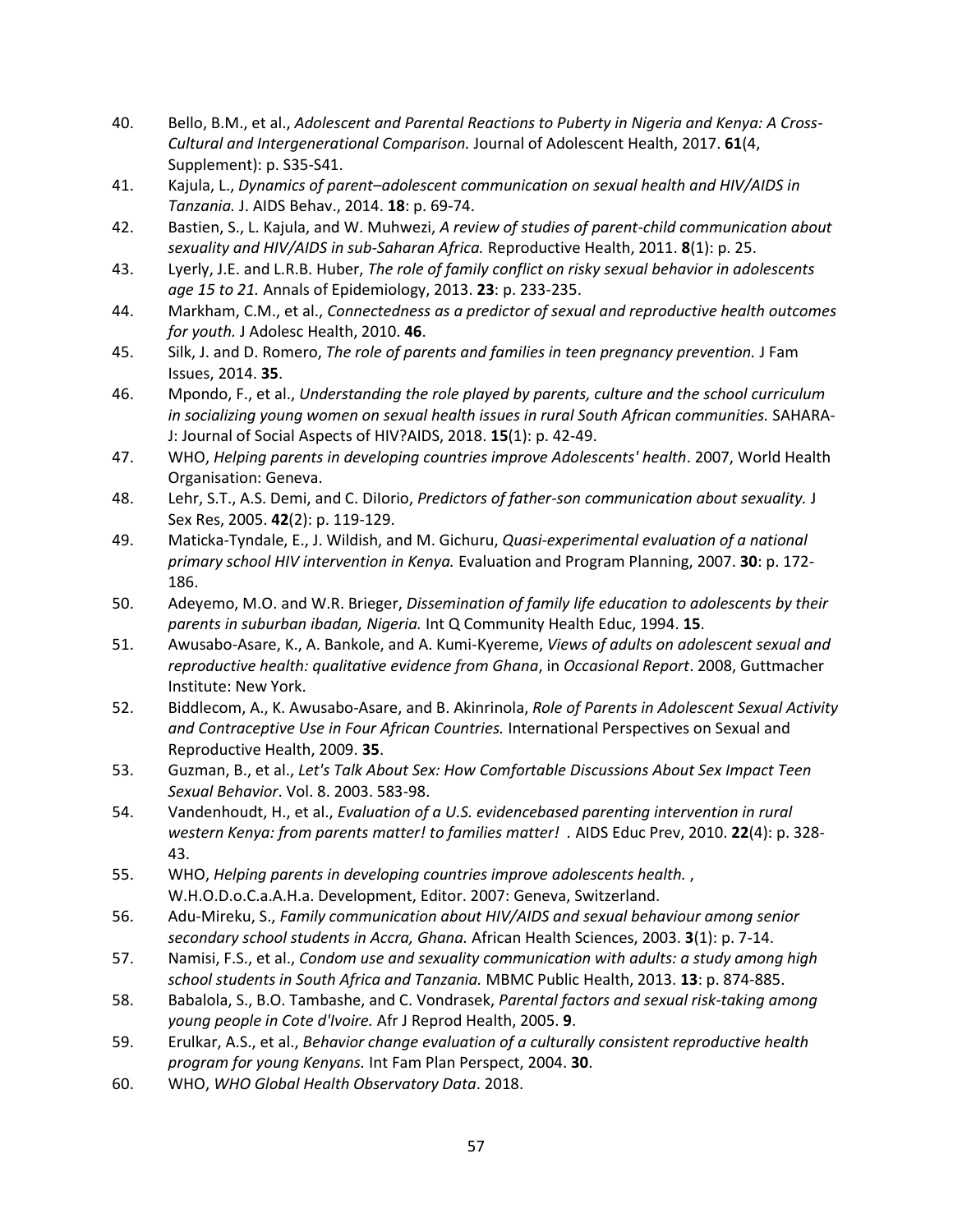40. Bello, B.M., et al., *Adolescent and Parental Reactions to Puberty in Nigeria and Kenya: A Cross-Cultural and Intergenerational Comparison.* Journal of Adolescent Health, 2017. **61**(4, Supplement): p. S35-S41.
41. Kajula, L., *Dynamics of parent–adolescent communication on sexual health and HIV/AIDS in Tanzania.* J. AIDS Behav., 2014. **18**: p. 69-74.
42. Bastien, S., L. Kajula, and W. Muhwezi, *A review of studies of parent-child communication about sexuality and HIV/AIDS in sub-Saharan Africa.* Reproductive Health, 2011. **8**(1): p. 25.
43. Lyerly, J.E. and L.R.B. Huber, *The role of family conflict on risky sexual behavior in adolescents age 15 to 21.* Annals of Epidemiology, 2013. **23**: p. 233-235.
44. Markham, C.M., et al., *Connectedness as a predictor of sexual and reproductive health outcomes for youth.* J Adolesc Health, 2010. **46**.
45. Silk, J. and D. Romero, *The role of parents and families in teen pregnancy prevention.* J Fam Issues, 2014. **35**.
46. Mpondo, F., et al., *Understanding the role played by parents, culture and the school curriculum in socializing young women on sexual health issues in rural South African communities.* SAHARA-J: Journal of Social Aspects of HIV?AIDS, 2018. **15**(1): p. 42-49.
47. WHO, *Helping parents in developing countries improve Adolescents' health*. 2007, World Health Organisation: Geneva.
48. Lehr, S.T., A.S. Demi, and C. DiIorio, *Predictors of father-son communication about sexuality.* J Sex Res, 2005. **42**(2): p. 119-129.
49. Maticka-Tyndale, E., J. Wildish, and M. Gichuru, *Quasi-experimental evaluation of a national primary school HIV intervention in Kenya.* Evaluation and Program Planning, 2007. **30**: p. 172-186.
50. Adeyemo, M.O. and W.R. Brieger, *Dissemination of family life education to adolescents by their parents in suburban ibadan, Nigeria.* Int Q Community Health Educ, 1994. **15**.
51. Awusabo-Asare, K., A. Bankole, and A. Kumi-Kyereme, *Views of adults on adolescent sexual and reproductive health: qualitative evidence from Ghana*, in *Occasional Report*. 2008, Guttmacher Institute: New York.
52. Biddlecom, A., K. Awusabo-Asare, and B. Akinrinola, *Role of Parents in Adolescent Sexual Activity and Contraceptive Use in Four African Countries.* International Perspectives on Sexual and Reproductive Health, 2009. **35**.
53. Guzman, B., et al., *Let's Talk About Sex: How Comfortable Discussions About Sex Impact Teen Sexual Behavior*. Vol. 8. 2003. 583-98.
54. Vandenhoudt, H., et al., *Evaluation of a U.S. evidencebased parenting intervention in rural western Kenya: from parents matter! to families matter!* . AIDS Educ Prev, 2010. **22**(4): p. 328-43.
55. WHO, *Helping parents in developing countries improve adolescents health.* , W.H.O.D.o.C.a.A.H.a. Development, Editor. 2007: Geneva, Switzerland.
56. Adu-Mireku, S., *Family communication about HIV/AIDS and sexual behaviour among senior secondary school students in Accra, Ghana.* African Health Sciences, 2003. **3**(1): p. 7-14.
57. Namisi, F.S., et al., *Condom use and sexuality communication with adults: a study among high school students in South Africa and Tanzania.* MBMC Public Health, 2013. **13**: p. 874-885.
58. Babalola, S., B.O. Tambashe, and C. Vondrasek, *Parental factors and sexual risk-taking among young people in Cote d'Ivoire.* Afr J Reprod Health, 2005. **9**.
59. Erulkar, A.S., et al., *Behavior change evaluation of a culturally consistent reproductive health program for young Kenyans.* Int Fam Plan Perspect, 2004. **30**.
60. WHO, *WHO Global Health Observatory Data*. 2018.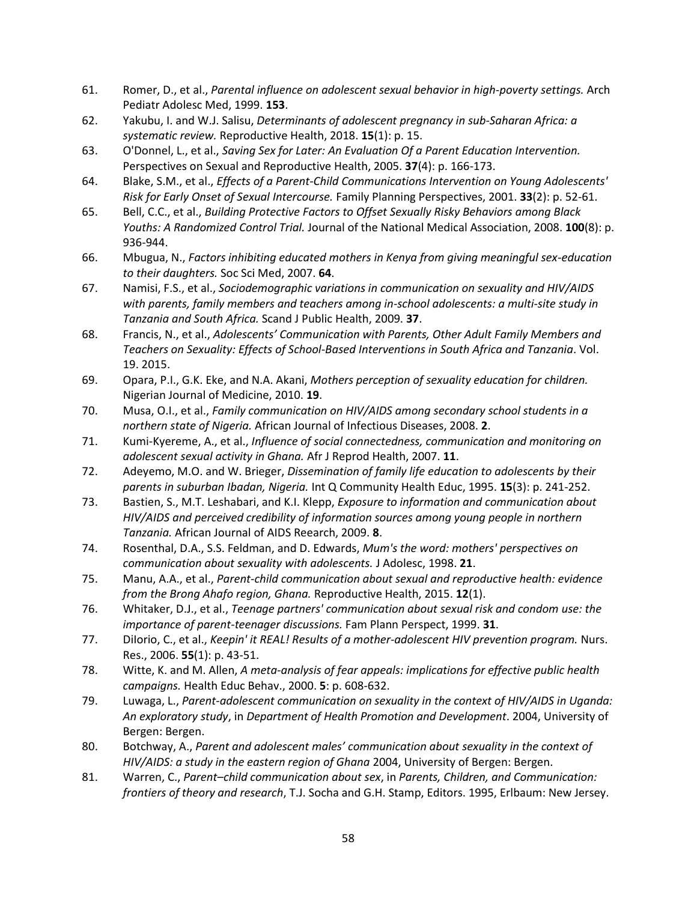61. Romer, D., et al., *Parental influence on adolescent sexual behavior in high-poverty settings.* Arch Pediatr Adolesc Med, 1999. **153**.
62. Yakubu, I. and W.J. Salisu, *Determinants of adolescent pregnancy in sub-Saharan Africa: a systematic review.* Reproductive Health, 2018. **15**(1): p. 15.
63. O'Donnel, L., et al., *Saving Sex for Later: An Evaluation Of a Parent Education Intervention.* Perspectives on Sexual and Reproductive Health, 2005. **37**(4): p. 166-173.
64. Blake, S.M., et al., *Effects of a Parent-Child Communications Intervention on Young Adolescents' Risk for Early Onset of Sexual Intercourse.* Family Planning Perspectives, 2001. **33**(2): p. 52-61.
65. Bell, C.C., et al., *Building Protective Factors to Offset Sexually Risky Behaviors among Black Youths: A Randomized Control Trial.* Journal of the National Medical Association, 2008. **100**(8): p. 936-944.
66. Mbugua, N., *Factors inhibiting educated mothers in Kenya from giving meaningful sex-education to their daughters.* Soc Sci Med, 2007. **64**.
67. Namisi, F.S., et al., *Sociodemographic variations in communication on sexuality and HIV/AIDS with parents, family members and teachers among in-school adolescents: a multi-site study in Tanzania and South Africa.* Scand J Public Health, 2009. **37**.
68. Francis, N., et al., *Adolescents' Communication with Parents, Other Adult Family Members and Teachers on Sexuality: Effects of School-Based Interventions in South Africa and Tanzania*. Vol. 19. 2015.
69. Opara, P.I., G.K. Eke, and N.A. Akani, *Mothers perception of sexuality education for children.* Nigerian Journal of Medicine, 2010. **19**.
70. Musa, O.I., et al., *Family communication on HIV/AIDS among secondary school students in a northern state of Nigeria.* African Journal of Infectious Diseases, 2008. **2**.
71. Kumi-Kyereme, A., et al., *Influence of social connectedness, communication and monitoring on adolescent sexual activity in Ghana.* Afr J Reprod Health, 2007. **11**.
72. Adeyemo, M.O. and W. Brieger, *Dissemination of family life education to adolescents by their parents in suburban Ibadan, Nigeria.* Int Q Community Health Educ, 1995. **15**(3): p. 241-252.
73. Bastien, S., M.T. Leshabari, and K.I. Klepp, *Exposure to information and communication about HIV/AIDS and perceived credibility of information sources among young people in northern Tanzania.* African Journal of AIDS Reearch, 2009. **8**.
74. Rosenthal, D.A., S.S. Feldman, and D. Edwards, *Mum's the word: mothers' perspectives on communication about sexuality with adolescents.* J Adolesc, 1998. **21**.
75. Manu, A.A., et al., *Parent-child communication about sexual and reproductive health: evidence from the Brong Ahafo region, Ghana.* Reproductive Health, 2015. **12**(1).
76. Whitaker, D.J., et al., *Teenage partners' communication about sexual risk and condom use: the importance of parent-teenager discussions.* Fam Plann Perspect, 1999. **31**.
77. DiIorio, C., et al., *Keepin' it REAL! Results of a mother-adolescent HIV prevention program.* Nurs. Res., 2006. **55**(1): p. 43-51.
78. Witte, K. and M. Allen, *A meta-analysis of fear appeals: implications for effective public health campaigns.* Health Educ Behav., 2000. **5**: p. 608-632.
79. Luwaga, L., *Parent-adolescent communication on sexuality in the context of HIV/AIDS in Uganda: An exploratory study*, in *Department of Health Promotion and Development*. 2004, University of Bergen: Bergen.
80. Botchway, A., *Parent and adolescent males' communication about sexuality in the context of HIV/AIDS: a study in the eastern region of Ghana* 2004, University of Bergen: Bergen.
81. Warren, C., *Parent–child communication about sex*, in *Parents, Children, and Communication: frontiers of theory and research*, T.J. Socha and G.H. Stamp, Editors. 1995, Erlbaum: New Jersey.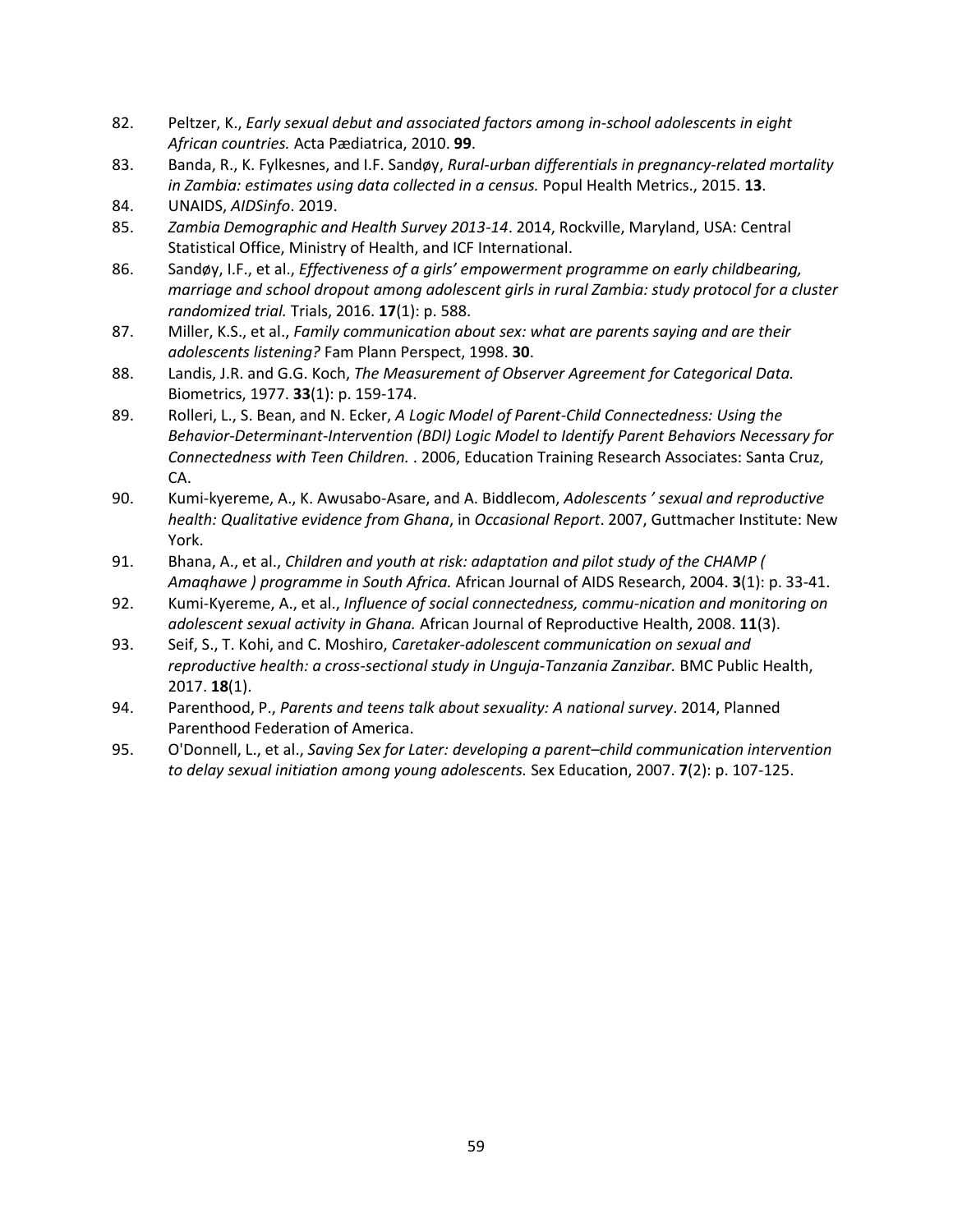82. Peltzer, K., *Early sexual debut and associated factors among in-school adolescents in eight African countries.* Acta Pædiatrica, 2010. **99**.
83. Banda, R., K. Fylkesnes, and I.F. Sandøy, *Rural-urban differentials in pregnancy-related mortality in Zambia: estimates using data collected in a census.* Popul Health Metrics., 2015. **13**.
84. UNAIDS, *AIDSinfo*. 2019.
85. *Zambia Demographic and Health Survey 2013-14*. 2014, Rockville, Maryland, USA: Central Statistical Office, Ministry of Health, and ICF International.
86. Sandøy, I.F., et al., *Effectiveness of a girls' empowerment programme on early childbearing, marriage and school dropout among adolescent girls in rural Zambia: study protocol for a cluster randomized trial.* Trials, 2016. **17**(1): p. 588.
87. Miller, K.S., et al., *Family communication about sex: what are parents saying and are their adolescents listening?* Fam Plann Perspect, 1998. **30**.
88. Landis, J.R. and G.G. Koch, *The Measurement of Observer Agreement for Categorical Data.* Biometrics, 1977. **33**(1): p. 159-174.
89. Rolleri, L., S. Bean, and N. Ecker, *A Logic Model of Parent-Child Connectedness: Using the Behavior-Determinant-Intervention (BDI) Logic Model to Identify Parent Behaviors Necessary for Connectedness with Teen Children.* . 2006, Education Training Research Associates: Santa Cruz, CA.
90. Kumi-kyereme, A., K. Awusabo-Asare, and A. Biddlecom, *Adolescents ' sexual and reproductive health: Qualitative evidence from Ghana*, in *Occasional Report*. 2007, Guttmacher Institute: New York.
91. Bhana, A., et al., *Children and youth at risk: adaptation and pilot study of the CHAMP ( Amaqhawe ) programme in South Africa.* African Journal of AIDS Research, 2004. **3**(1): p. 33-41.
92. Kumi-Kyereme, A., et al., *Influence of social connectedness, commu-nication and monitoring on adolescent sexual activity in Ghana.* African Journal of Reproductive Health, 2008. **11**(3).
93. Seif, S., T. Kohi, and C. Moshiro, *Caretaker-adolescent communication on sexual and reproductive health: a cross-sectional study in Unguja-Tanzania Zanzibar.* BMC Public Health, 2017. **18**(1).
94. Parenthood, P., *Parents and teens talk about sexuality: A national survey*. 2014, Planned Parenthood Federation of America.
95. O'Donnell, L., et al., *Saving Sex for Later: developing a parent–child communication intervention to delay sexual initiation among young adolescents.* Sex Education, 2007. **7**(2): p. 107-125.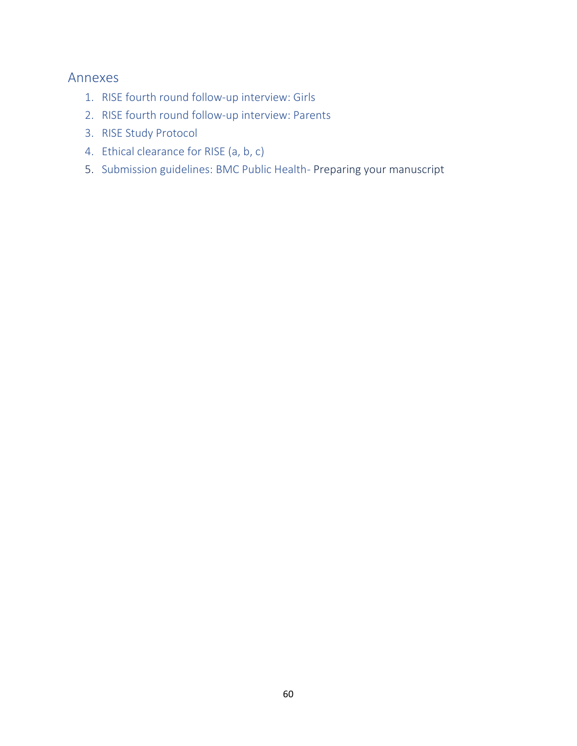## Annexes

1. RISE fourth round follow-up interview: Girls
2. RISE fourth round follow-up interview: Parents
3. RISE Study Protocol
4. Ethical clearance for RISE (a, b, c)
5. Submission guidelines: BMC Public Health- Preparing your manuscript